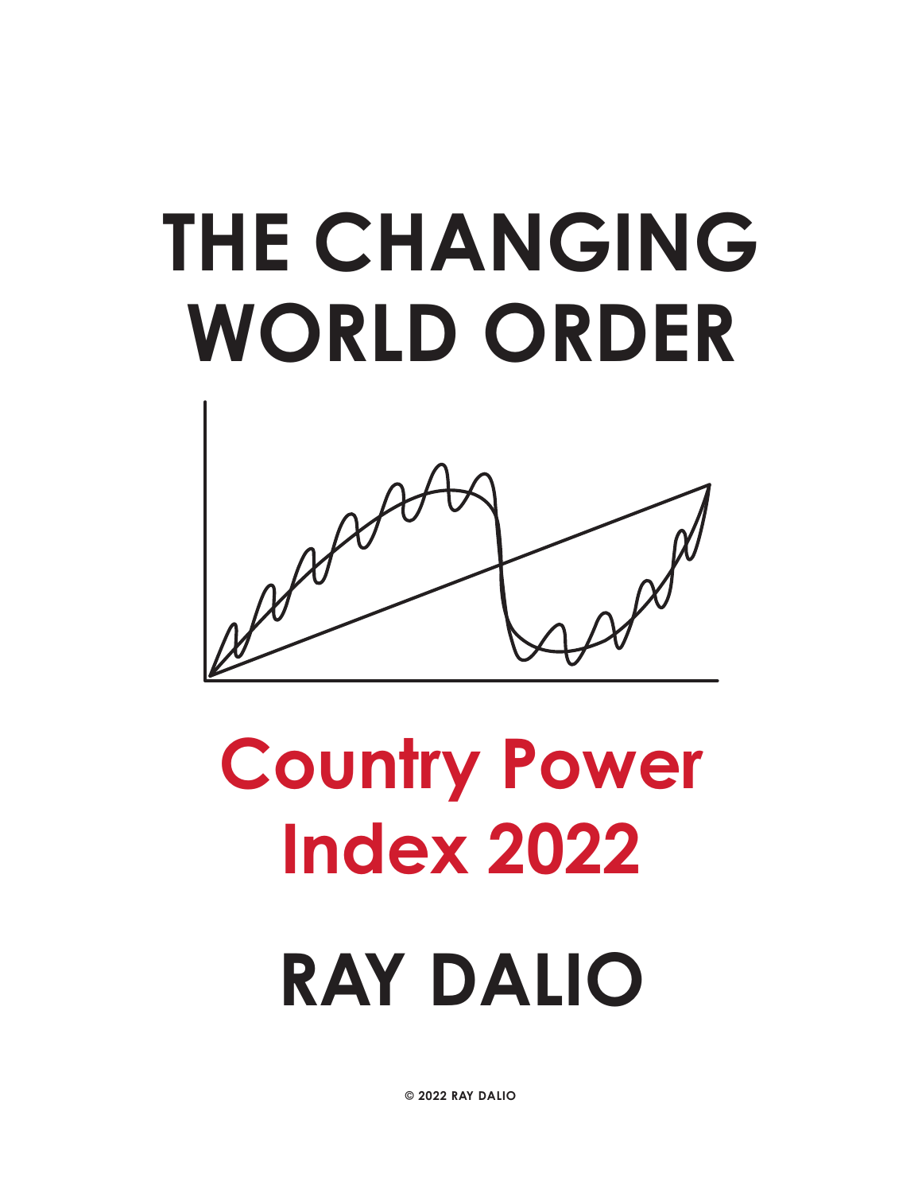# THE CHANGING WORLD ORDER

## Country Power Index 2022

# RAY DALIO

© 2022 RAY DALIO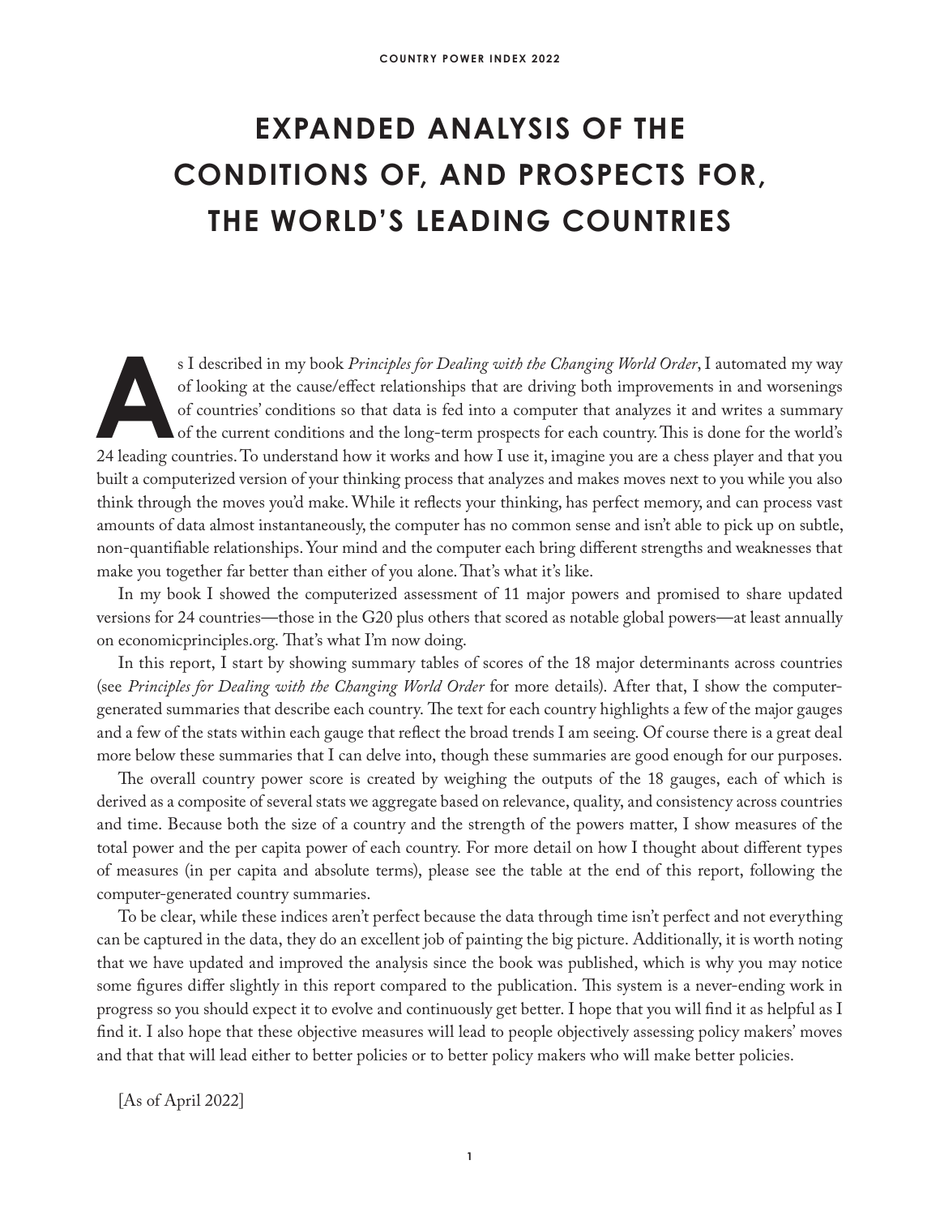# EXPANDED ANALYSIS OF THE CONDITIONS OF, AND PROSPECTS FOR, THE WORLD'S LEADING COUNTRIES

As I described in my book *Principles for Dealing with the Changing World Order*, I automated my way of looking at the cause/effect relationships that are driving both improvements in and worsenings of countries' conditions so that data is fed into a computer that analyzes it and writes a summary of the current conditions and the long-term prospects for each country. This is done for the world's 24 leading countries. To understand how it works and how I use it, imagine you are a chess player and that you built a computerized version of your thinking process that analyzes and makes moves next to you while you also think through the moves you'd make. While it reflects your thinking, has perfect memory, and can process vast amounts of data almost instantaneously, the computer has no common sense and isn't able to pick up on subtle, non-quantifiable relationships. Your mind and the computer each bring different strengths and weaknesses that make you together far better than either of you alone. That's what it's like.

In my book I showed the computerized assessment of 11 major powers and promised to share updated versions for 24 countries—those in the G20 plus others that scored as notable global powers—at least annually on economicprinciples.org. That's what I'm now doing.

In this report, I start by showing summary tables of scores of the 18 major determinants across countries (see *Principles for Dealing with the Changing World Order* for more details). After that, I show the computer-generated summaries that describe each country. The text for each country highlights a few of the major gauges and a few of the stats within each gauge that reflect the broad trends I am seeing. Of course there is a great deal more below these summaries that I can delve into, though these summaries are good enough for our purposes.

The overall country power score is created by weighing the outputs of the 18 gauges, each of which is derived as a composite of several stats we aggregate based on relevance, quality, and consistency across countries and time. Because both the size of a country and the strength of the powers matter, I show measures of the total power and the per capita power of each country. For more detail on how I thought about different types of measures (in per capita and absolute terms), please see the table at the end of this report, following the computer-generated country summaries.

To be clear, while these indices aren't perfect because the data through time isn't perfect and not everything can be captured in the data, they do an excellent job of painting the big picture. Additionally, it is worth noting that we have updated and improved the analysis since the book was published, which is why you may notice some figures differ slightly in this report compared to the publication. This system is a never-ending work in progress so you should expect it to evolve and continuously get better. I hope that you will find it as helpful as I find it. I also hope that these objective measures will lead to people objectively assessing policy makers' moves and that that will lead either to better policies or to better policy makers who will make better policies.

[As of April 2022]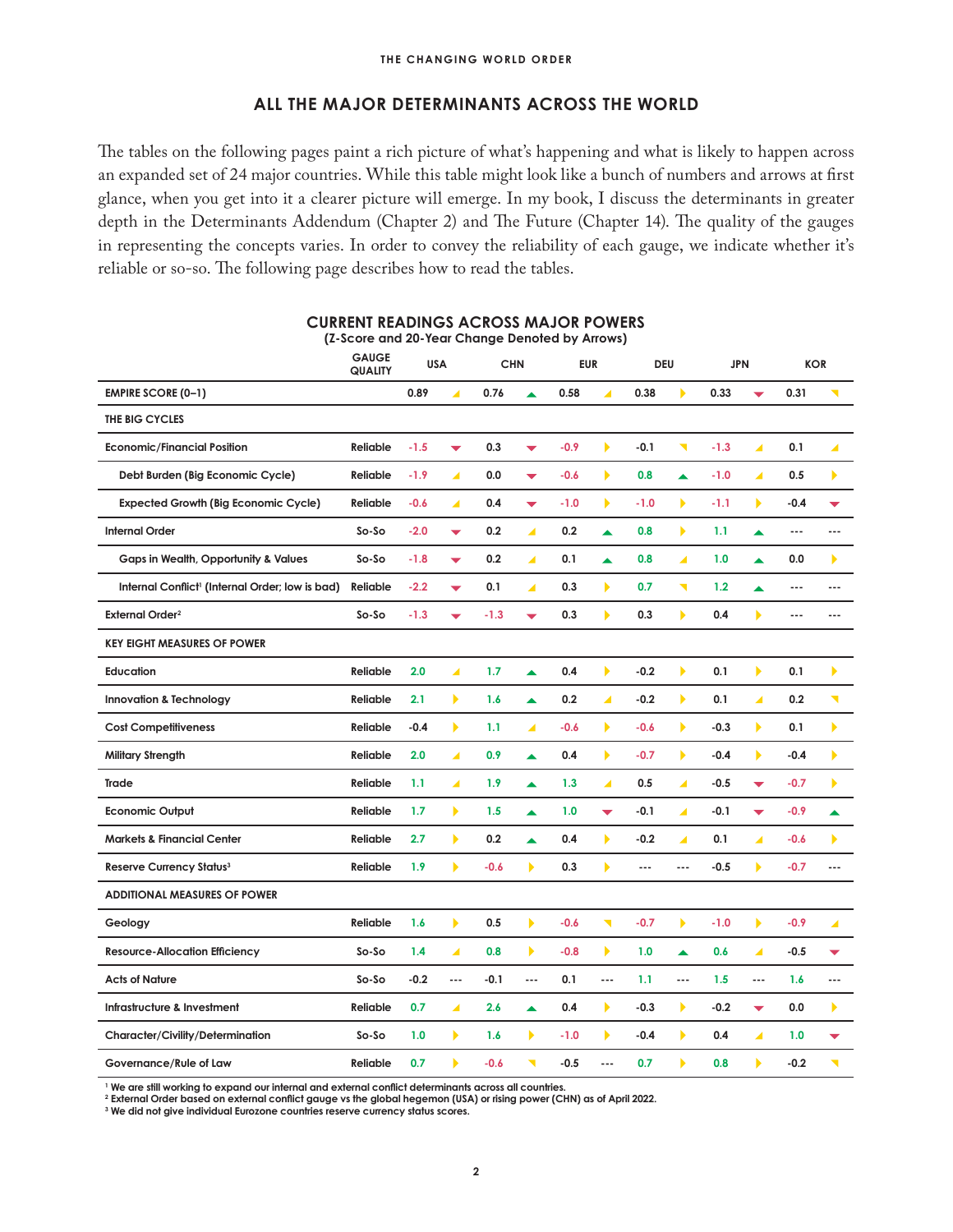## ALL THE MAJOR DETERMINANTS ACROSS THE WORLD

The tables on the following pages paint a rich picture of what's happening and what is likely to happen across an expanded set of 24 major countries. While this table might look like a bunch of numbers and arrows at first glance, when you get into it a clearer picture will emerge. In my book, I discuss the determinants in greater depth in the Determinants Addendum (Chapter 2) and The Future (Chapter 14). The quality of the gauges in representing the concepts varies. In order to convey the reliability of each gauge, we indicate whether it's reliable or so-so. The following page describes how to read the tables.

### CURRENT READINGS ACROSS MAJOR POWERS
**(Z-Score and 20-Year Change Denoted by Arrows)**

| | GAUGE QUALITY | USA | | CHN | | EUR | | DEU | | JPN | | KOR | |
|---|---|---|---|---|---|---|---|---|---|---|---|---|---|
| **EMPIRE SCORE (0–1)** | | 0.89 | ◢ | 0.76 | ▲ | 0.58 | ◢ | 0.38 | ► | 0.33 | ▼ | 0.31 | ◥ |
| **THE BIG CYCLES** | | | | | | | | | | | | | |
| Economic/Financial Position | Reliable | -1.5 | ▼ | 0.3 | ▼ | -0.9 | ► | -0.1 | ◥ | -1.3 | ◢ | 0.1 | ◢ |
| Debt Burden (Big Economic Cycle) | Reliable | -1.9 | ◢ | 0.0 | ▼ | -0.6 | ► | 0.8 | ▲ | -1.0 | ◢ | 0.5 | ► |
| Expected Growth (Big Economic Cycle) | Reliable | -0.6 | ◢ | 0.4 | ▼ | -1.0 | ► | -1.0 | ► | -1.1 | ► | -0.4 | ▼ |
| Internal Order | So-So | -2.0 | ▼ | 0.2 | ◢ | 0.2 | ▲ | 0.8 | ► | 1.1 | ▲ | --- | --- |
| Gaps in Wealth, Opportunity & Values | So-So | -1.8 | ▼ | 0.2 | ◢ | 0.1 | ▲ | 0.8 | ◢ | 1.0 | ▲ | 0.0 | ► |
| Internal Conflict[1] (Internal Order; low is bad) | Reliable | -2.2 | ▼ | 0.1 | ◢ | 0.3 | ► | 0.7 | ◥ | 1.2 | ▲ | --- | --- |
| External Order[2] | So-So | -1.3 | ▼ | -1.3 | ▼ | 0.3 | ► | 0.3 | ► | 0.4 | ► | --- | --- |
| **KEY EIGHT MEASURES OF POWER** | | | | | | | | | | | | | |
| Education | Reliable | 2.0 | ◢ | 1.7 | ▲ | 0.4 | ► | -0.2 | ► | 0.1 | ► | 0.1 | ► |
| Innovation & Technology | Reliable | 2.1 | ► | 1.6 | ▲ | 0.2 | ◢ | -0.2 | ► | 0.1 | ◢ | 0.2 | ◥ |
| Cost Competitiveness | Reliable | -0.4 | ► | 1.1 | ◢ | -0.6 | ► | -0.6 | ► | -0.3 | ► | 0.1 | ► |
| Military Strength | Reliable | 2.0 | ◢ | 0.9 | ▲ | 0.4 | ► | -0.7 | ► | -0.4 | ► | -0.4 | ► |
| Trade | Reliable | 1.1 | ◢ | 1.9 | ▲ | 1.3 | ◢ | 0.5 | ◢ | -0.5 | ▼ | -0.7 | ► |
| Economic Output | Reliable | 1.7 | ► | 1.5 | ▲ | 1.0 | ▼ | -0.1 | ◢ | -0.1 | ▼ | -0.9 | ▲ |
| Markets & Financial Center | Reliable | 2.7 | ► | 0.2 | ▲ | 0.4 | ► | -0.2 | ◢ | 0.1 | ◢ | -0.6 | ► |
| Reserve Currency Status[3] | Reliable | 1.9 | ► | -0.6 | ► | 0.3 | ► | --- | --- | -0.5 | ► | -0.7 | --- |
| **ADDITIONAL MEASURES OF POWER** | | | | | | | | | | | | | |
| Geology | Reliable | 1.6 | ► | 0.5 | ► | -0.6 | ◥ | -0.7 | ► | -1.0 | ► | -0.9 | ◢ |
| Resource-Allocation Efficiency | So-So | 1.4 | ◢ | 0.8 | ► | -0.8 | ► | 1.0 | ▲ | 0.6 | ◢ | -0.5 | ▼ |
| Acts of Nature | So-So | -0.2 | --- | -0.1 | --- | 0.1 | --- | 1.1 | --- | 1.5 | --- | 1.6 | --- |
| Infrastructure & Investment | Reliable | 0.7 | ◢ | 2.6 | ▲ | 0.4 | ► | -0.3 | ► | -0.2 | ▼ | 0.0 | ► |
| Character/Civility/Determination | So-So | 1.0 | ► | 1.6 | ► | -1.0 | ► | -0.4 | ► | 0.4 | ◢ | 1.0 | ▼ |
| Governance/Rule of Law | Reliable | 0.7 | ► | -0.6 | ◥ | -0.5 | --- | 0.7 | ► | 0.8 | ► | -0.2 | ◥ |

[1] We are still working to expand our internal and external conflict determinants across all countries.
[2] External Order based on external conflict gauge vs the global hegemon (USA) or rising power (CHN) as of April 2022.
[3] We did not give individual Eurozone countries reserve currency status scores.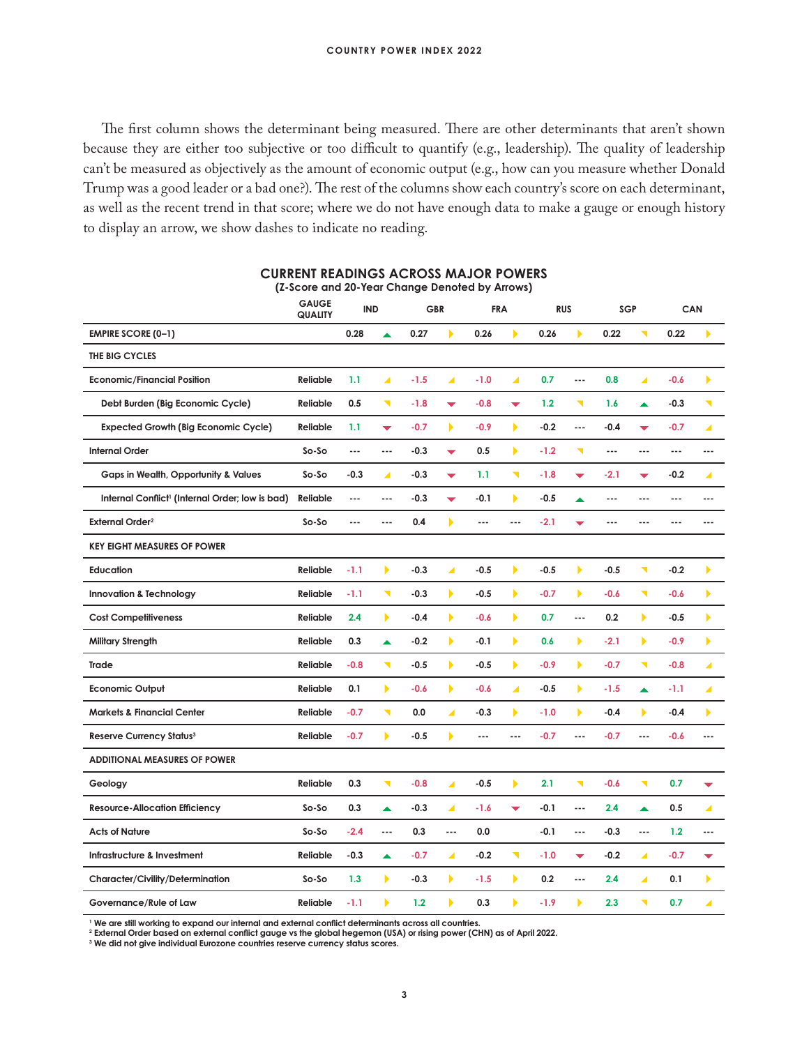The first column shows the determinant being measured. There are other determinants that aren't shown because they are either too subjective or too difficult to quantify (e.g., leadership). The quality of leadership can't be measured as objectively as the amount of economic output (e.g., how can you measure whether Donald Trump was a good leader or a bad one?). The rest of the columns show each country's score on each determinant, as well as the recent trend in that score; where we do not have enough data to make a gauge or enough history to display an arrow, we show dashes to indicate no reading.

**CURRENT READINGS ACROSS MAJOR POWERS**
**(Z-Score and 20-Year Change Denoted by Arrows)**

| | GAUGE QUALITY | IND | | GBR | | FRA | | RUS | | SGP | | CAN | |
|---|---|---|---|---|---|---|---|---|---|---|---|---|---|
| **EMPIRE SCORE (0–1)** | | 0.28 | ▲ | 0.27 | ▶ | 0.26 | ▶ | 0.26 | ▶ | 0.22 | ◥ | 0.22 | ▶ |
| **THE BIG CYCLES** | | | | | | | | | | | | | |
| Economic/Financial Position | Reliable | 1.1 | ◢ | -1.5 | ◢ | -1.0 | ◢ | 0.7 | --- | 0.8 | ◢ | -0.6 | ▶ |
| Debt Burden (Big Economic Cycle) | Reliable | 0.5 | ◥ | -1.8 | ▼ | -0.8 | ▼ | 1.2 | ◥ | 1.6 | ▲ | -0.3 | ◥ |
| Expected Growth (Big Economic Cycle) | Reliable | 1.1 | ▼ | -0.7 | ▶ | -0.9 | ▶ | -0.2 | --- | -0.4 | ▼ | -0.7 | ◢ |
| Internal Order | So-So | --- | --- | -0.3 | ▼ | 0.5 | ▶ | -1.2 | ◥ | --- | --- | --- | --- |
| Gaps in Wealth, Opportunity & Values | So-So | -0.3 | ◢ | -0.3 | ▼ | 1.1 | ◥ | -1.8 | ▼ | -2.1 | ▼ | -0.2 | ◢ |
| Internal Conflict[1] (Internal Order; low is bad) | Reliable | --- | --- | -0.3 | ▼ | -0.1 | ▶ | -0.5 | ▲ | --- | --- | --- | --- |
| External Order[2] | So-So | --- | --- | 0.4 | ▶ | --- | --- | -2.1 | ▼ | --- | --- | --- | --- |
| **KEY EIGHT MEASURES OF POWER** | | | | | | | | | | | | | |
| Education | Reliable | -1.1 | ▶ | -0.3 | ◢ | -0.5 | ▶ | -0.5 | ▶ | -0.5 | ◥ | -0.2 | ▶ |
| Innovation & Technology | Reliable | -1.1 | ◥ | -0.3 | ▶ | -0.5 | ▶ | -0.7 | ▶ | -0.6 | ◥ | -0.6 | ▶ |
| Cost Competitiveness | Reliable | 2.4 | ▶ | -0.4 | ▶ | -0.6 | ▶ | 0.7 | --- | 0.2 | ▶ | -0.5 | ▶ |
| Military Strength | Reliable | 0.3 | ▲ | -0.2 | ▶ | -0.1 | ▶ | 0.6 | ▶ | -2.1 | ▶ | -0.9 | ▶ |
| Trade | Reliable | -0.8 | ◥ | -0.5 | ▶ | -0.5 | ▶ | -0.9 | ▶ | -0.7 | ◥ | -0.8 | ◢ |
| Economic Output | Reliable | 0.1 | ▶ | -0.6 | ▶ | -0.6 | ◢ | -0.5 | ▶ | -1.5 | ▲ | -1.1 | ◢ |
| Markets & Financial Center | Reliable | -0.7 | ◥ | 0.0 | ◢ | -0.3 | ▶ | -1.0 | ▶ | -0.4 | ▶ | -0.4 | ▶ |
| Reserve Currency Status[3] | Reliable | -0.7 | ▶ | -0.5 | ▶ | --- | --- | -0.7 | --- | -0.7 | --- | -0.6 | --- |
| **ADDITIONAL MEASURES OF POWER** | | | | | | | | | | | | | |
| Geology | Reliable | 0.3 | ◥ | -0.8 | ◢ | -0.5 | ▶ | 2.1 | ◥ | -0.6 | ◥ | 0.7 | ▼ |
| Resource-Allocation Efficiency | So-So | 0.3 | ▲ | -0.3 | ◢ | -1.6 | ▼ | -0.1 | --- | 2.4 | ▲ | 0.5 | ◢ |
| Acts of Nature | So-So | -2.4 | --- | 0.3 | --- | 0.0 | | -0.1 | --- | -0.3 | --- | 1.2 | --- |
| Infrastructure & Investment | Reliable | -0.3 | ▲ | -0.7 | ◢ | -0.2 | ◥ | -1.0 | ▼ | -0.2 | ◢ | -0.7 | ▼ |
| Character/Civility/Determination | So-So | 1.3 | ▶ | -0.3 | ▶ | -1.5 | ▶ | 0.2 | --- | 2.4 | ◢ | 0.1 | ▶ |
| Governance/Rule of Law | Reliable | -1.1 | ▶ | 1.2 | ▶ | 0.3 | ▶ | -1.9 | ▶ | 2.3 | ◥ | 0.7 | ◢ |

[1] We are still working to expand our internal and external conflict determinants across all countries.
[2] External Order based on external conflict gauge vs the global hegemon (USA) or rising power (CHN) as of April 2022.
[3] We did not give individual Eurozone countries reserve currency status scores.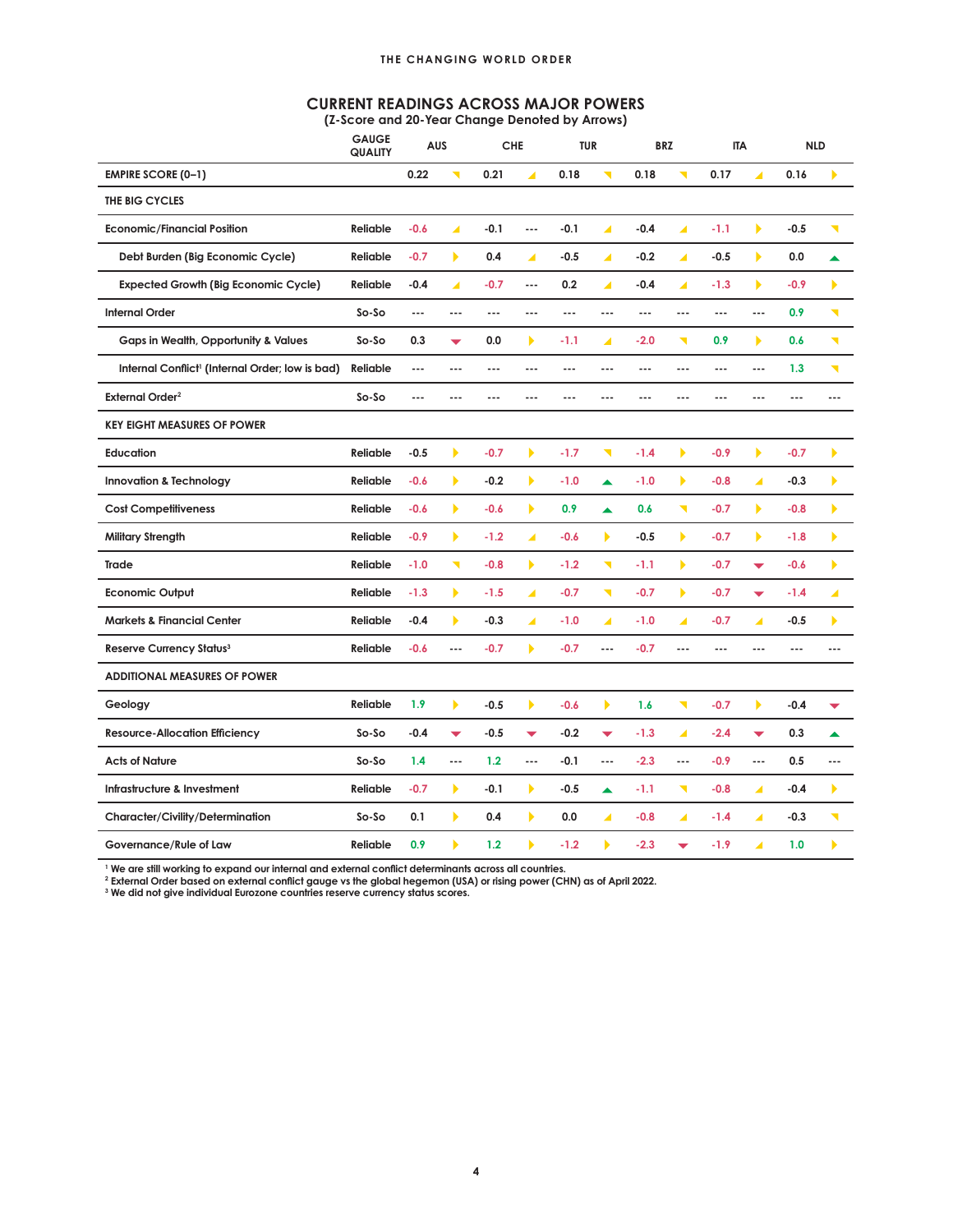## CURRENT READINGS ACROSS MAJOR POWERS

(Z-Score and 20-Year Change Denoted by Arrows)

| | GAUGE QUALITY | AUS | | CHE | | TUR | | BRZ | | ITA | | NLD | |
|---|---|---|---|---|---|---|---|---|---|---|---|---|---|
| **EMPIRE SCORE (0–1)** | | 0.22 | ↘ | 0.21 | ↗ | 0.18 | ↘ | 0.18 | ↘ | 0.17 | ↗ | 0.16 | → |
| **THE BIG CYCLES** | | | | | | | | | | | | | |
| Economic/Financial Position | Reliable | -0.6 | ↗ | -0.1 | --- | -0.1 | ↗ | -0.4 | ↗ | -1.1 | → | -0.5 | ↘ |
| Debt Burden (Big Economic Cycle) | Reliable | -0.7 | → | 0.4 | ↗ | -0.5 | ↗ | -0.2 | ↗ | -0.5 | → | 0.0 | ↑ |
| Expected Growth (Big Economic Cycle) | Reliable | -0.4 | ↗ | -0.7 | --- | 0.2 | ↗ | -0.4 | ↗ | -1.3 | → | -0.9 | → |
| Internal Order | So-So | --- | --- | --- | --- | --- | --- | --- | --- | --- | --- | 0.9 | ↘ |
| Gaps in Wealth, Opportunity & Values | So-So | 0.3 | ↓ | 0.0 | → | -1.1 | ↗ | -2.0 | ↘ | 0.9 | → | 0.6 | ↘ |
| Internal Conflict[1] (Internal Order; low is bad) | Reliable | --- | --- | --- | --- | --- | --- | --- | --- | --- | --- | 1.3 | ↘ |
| External Order[2] | So-So | --- | --- | --- | --- | --- | --- | --- | --- | --- | --- | --- | --- |
| **KEY EIGHT MEASURES OF POWER** | | | | | | | | | | | | | |
| Education | Reliable | -0.5 | → | -0.7 | → | -1.7 | ↘ | -1.4 | → | -0.9 | → | -0.7 | → |
| Innovation & Technology | Reliable | -0.6 | → | -0.2 | → | -1.0 | ↑ | -1.0 | → | -0.8 | ↗ | -0.3 | → |
| Cost Competitiveness | Reliable | -0.6 | → | -0.6 | → | 0.9 | ↑ | 0.6 | ↘ | -0.7 | → | -0.8 | → |
| Military Strength | Reliable | -0.9 | → | -1.2 | ↗ | -0.6 | → | -0.5 | → | -0.7 | → | -1.8 | → |
| Trade | Reliable | -1.0 | ↘ | -0.8 | → | -1.2 | ↘ | -1.1 | → | -0.7 | ↓ | -0.6 | → |
| Economic Output | Reliable | -1.3 | → | -1.5 | ↗ | -0.7 | ↘ | -0.7 | → | -0.7 | ↓ | -1.4 | ↗ |
| Markets & Financial Center | Reliable | -0.4 | → | -0.3 | ↗ | -1.0 | ↗ | -1.0 | ↗ | -0.7 | ↗ | -0.5 | → |
| Reserve Currency Status[3] | Reliable | -0.6 | --- | -0.7 | → | -0.7 | --- | -0.7 | --- | --- | --- | --- | --- |
| **ADDITIONAL MEASURES OF POWER** | | | | | | | | | | | | | |
| Geology | Reliable | 1.9 | → | -0.5 | → | -0.6 | → | 1.6 | ↘ | -0.7 | → | -0.4 | ↓ |
| Resource-Allocation Efficiency | So-So | -0.4 | ↓ | -0.5 | ↓ | -0.2 | ↓ | -1.3 | ↗ | -2.4 | ↓ | 0.3 | ↑ |
| Acts of Nature | So-So | 1.4 | --- | 1.2 | --- | -0.1 | --- | -2.3 | --- | -0.9 | --- | 0.5 | --- |
| Infrastructure & Investment | Reliable | -0.7 | → | -0.1 | → | -0.5 | ↑ | -1.1 | ↘ | -0.8 | ↗ | -0.4 | → |
| Character/Civility/Determination | So-So | 0.1 | → | 0.4 | → | 0.0 | ↗ | -0.8 | ↗ | -1.4 | ↗ | -0.3 | ↘ |
| Governance/Rule of Law | Reliable | 0.9 | → | 1.2 | → | -1.2 | → | -2.3 | ↓ | -1.9 | ↗ | 1.0 | → |

[1] We are still working to expand our internal and external conflict determinants across all countries.
[2] External Order based on external conflict gauge vs the global hegemon (USA) or rising power (CHN) as of April 2022.
[3] We did not give individual Eurozone countries reserve currency status scores.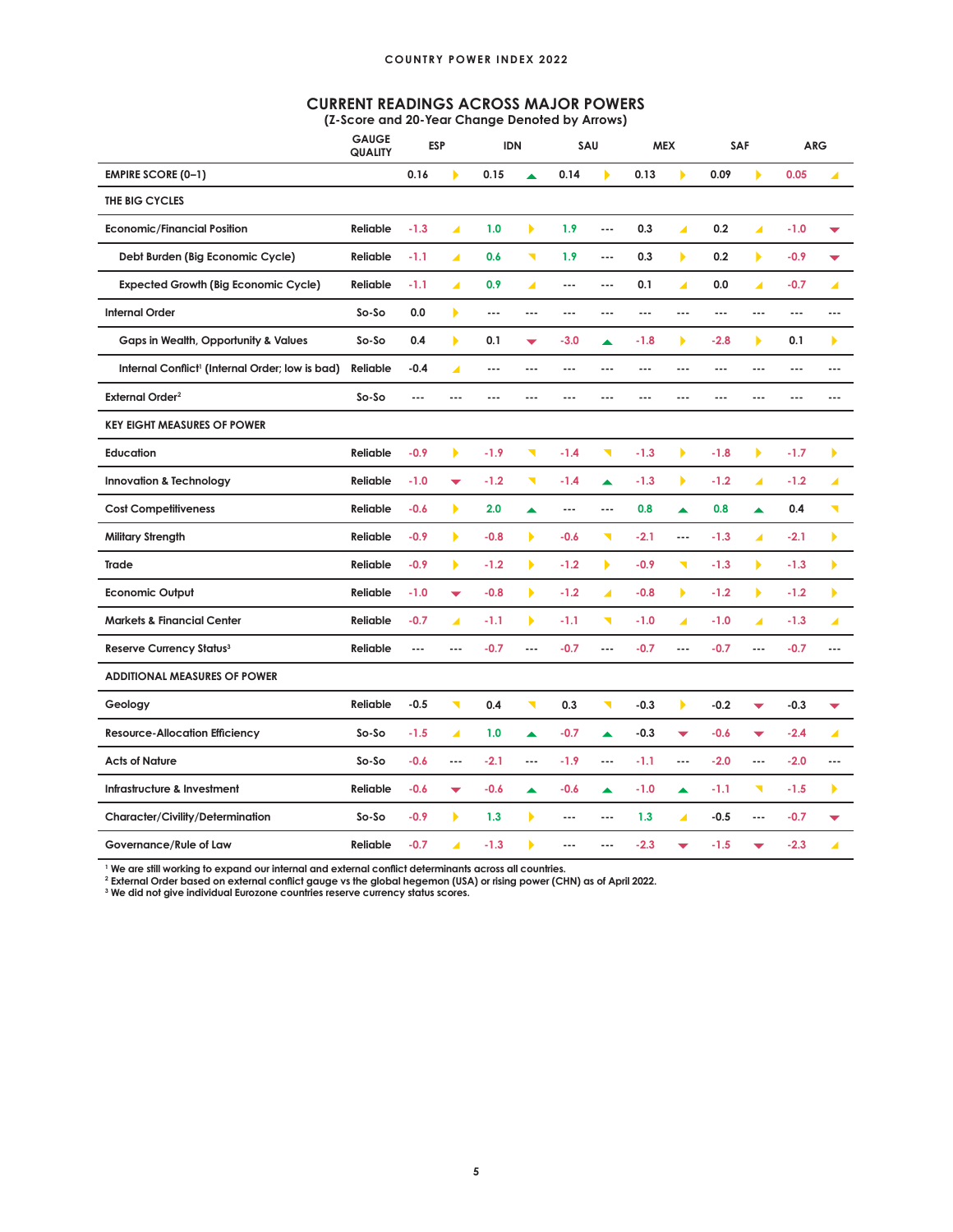## CURRENT READINGS ACROSS MAJOR POWERS

(Z-Score and 20-Year Change Denoted by Arrows)

| | GAUGE QUALITY | ESP | | IDN | | SAU | | MEX | | SAF | | ARG | |
|---|---|---|---|---|---|---|---|---|---|---|---|---|---|
| **EMPIRE SCORE (0–1)** | | 0.16 | ▶ | 0.15 | ▲ | 0.14 | ▶ | 0.13 | ▶ | 0.09 | ▶ | 0.05 | ◢ |
| **THE BIG CYCLES** | | | | | | | | | | | | | |
| Economic/Financial Position | Reliable | -1.3 | ◢ | 1.0 | ▶ | 1.9 | --- | 0.3 | ◢ | 0.2 | ◢ | -1.0 | ▼ |
| Debt Burden (Big Economic Cycle) | Reliable | -1.1 | ◢ | 0.6 | ◥ | 1.9 | --- | 0.3 | ▶ | 0.2 | ▶ | -0.9 | ▼ |
| Expected Growth (Big Economic Cycle) | Reliable | -1.1 | ◢ | 0.9 | ◢ | --- | --- | 0.1 | ◢ | 0.0 | ◢ | -0.7 | ◢ |
| Internal Order | So-So | 0.0 | ▶ | --- | --- | --- | --- | --- | --- | --- | --- | --- | --- |
| Gaps in Wealth, Opportunity & Values | So-So | 0.4 | ▶ | 0.1 | ▼ | -3.0 | ▲ | -1.8 | ▶ | -2.8 | ▶ | 0.1 | ▶ |
| Internal Conflict[1] (Internal Order; low is bad) | Reliable | -0.4 | ◢ | --- | --- | --- | --- | --- | --- | --- | --- | --- | --- |
| External Order[2] | So-So | --- | --- | --- | --- | --- | --- | --- | --- | --- | --- | --- | --- |
| **KEY EIGHT MEASURES OF POWER** | | | | | | | | | | | | | |
| Education | Reliable | -0.9 | ▶ | -1.9 | ◥ | -1.4 | ◥ | -1.3 | ▶ | -1.8 | ▶ | -1.7 | ▶ |
| Innovation & Technology | Reliable | -1.0 | ▼ | -1.2 | ◥ | -1.4 | ▲ | -1.3 | ▶ | -1.2 | ◢ | -1.2 | ◢ |
| Cost Competitiveness | Reliable | -0.6 | ▶ | 2.0 | ▲ | --- | --- | 0.8 | ▲ | 0.8 | ▲ | 0.4 | ◥ |
| Military Strength | Reliable | -0.9 | ▶ | -0.8 | ▶ | -0.6 | ◥ | -2.1 | --- | -1.3 | ◢ | -2.1 | ▶ |
| Trade | Reliable | -0.9 | ▶ | -1.2 | ▶ | -1.2 | ▶ | -0.9 | ◥ | -1.3 | ▶ | -1.3 | ▶ |
| Economic Output | Reliable | -1.0 | ▼ | -0.8 | ▶ | -1.2 | ◢ | -0.8 | ▶ | -1.2 | ▶ | -1.2 | ▶ |
| Markets & Financial Center | Reliable | -0.7 | ◢ | -1.1 | ▶ | -1.1 | ◥ | -1.0 | ◢ | -1.0 | ◢ | -1.3 | ◢ |
| Reserve Currency Status[3] | Reliable | --- | --- | -0.7 | --- | -0.7 | --- | -0.7 | --- | -0.7 | --- | -0.7 | --- |
| **ADDITIONAL MEASURES OF POWER** | | | | | | | | | | | | | |
| Geology | Reliable | -0.5 | ◥ | 0.4 | ◥ | 0.3 | ◥ | -0.3 | ▶ | -0.2 | ▼ | -0.3 | ▼ |
| Resource-Allocation Efficiency | So-So | -1.5 | ◢ | 1.0 | ▲ | -0.7 | ▲ | -0.3 | ▼ | -0.6 | ▼ | -2.4 | ◢ |
| Acts of Nature | So-So | -0.6 | --- | -2.1 | --- | -1.9 | --- | -1.1 | --- | -2.0 | --- | -2.0 | --- |
| Infrastructure & Investment | Reliable | -0.6 | ▼ | -0.6 | ▲ | -0.6 | ▲ | -1.0 | ▲ | -1.1 | ◥ | -1.5 | ▶ |
| Character/Civility/Determination | So-So | -0.9 | ▶ | 1.3 | ▶ | --- | --- | 1.3 | ◢ | -0.5 | --- | -0.7 | ▼ |
| Governance/Rule of Law | Reliable | -0.7 | ◢ | -1.3 | ▶ | --- | --- | -2.3 | ▼ | -1.5 | ▼ | -2.3 | ◢ |

[1] We are still working to expand our internal and external conflict determinants across all countries.
[2] External Order based on external conflict gauge vs the global hegemon (USA) or rising power (CHN) as of April 2022.
[3] We did not give individual Eurozone countries reserve currency status scores.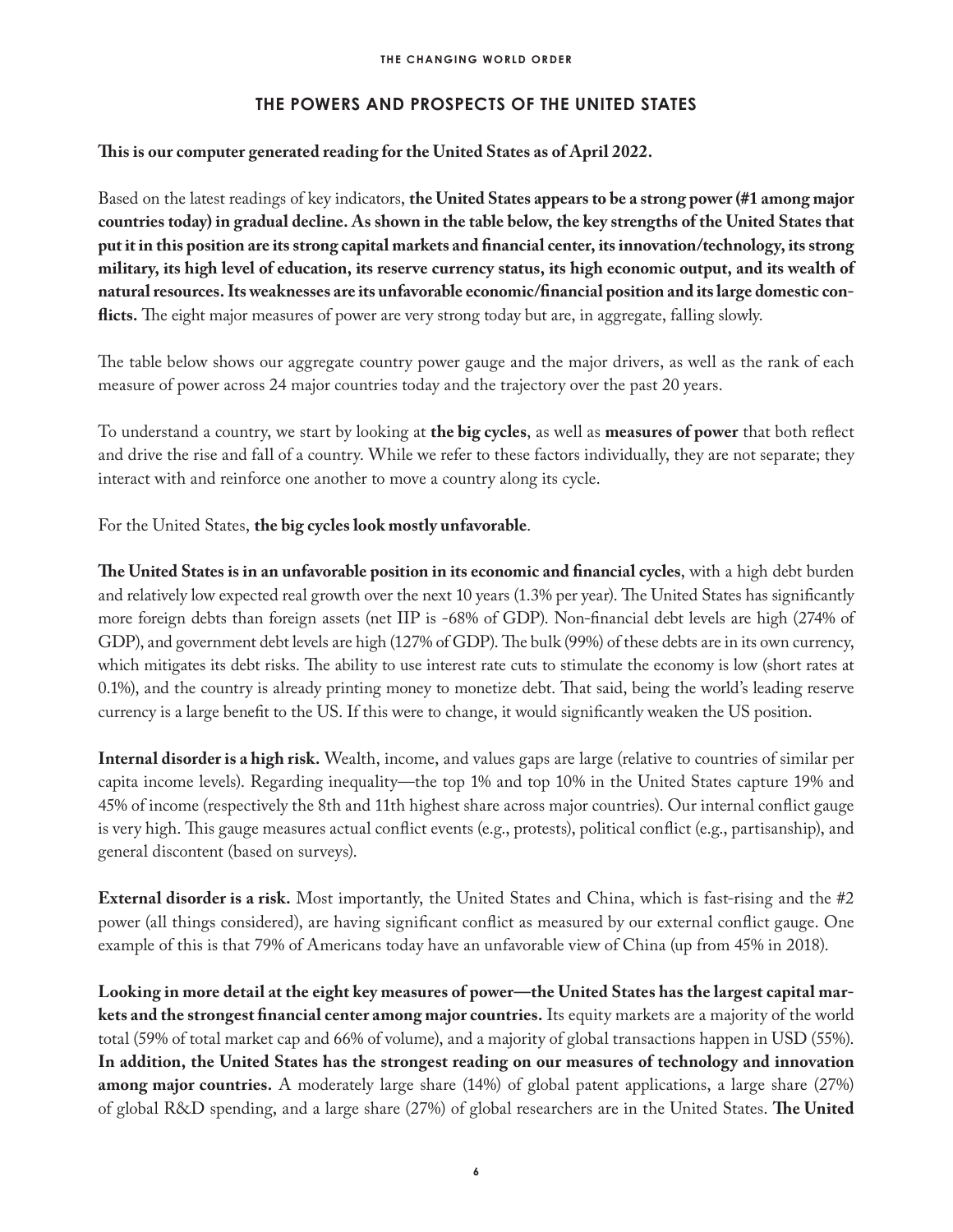## THE POWERS AND PROSPECTS OF THE UNITED STATES

**This is our computer generated reading for the United States as of April 2022.**

Based on the latest readings of key indicators, **the United States appears to be a strong power (#1 among major countries today) in gradual decline. As shown in the table below, the key strengths of the United States that put it in this position are its strong capital markets and financial center, its innovation/technology, its strong military, its high level of education, its reserve currency status, its high economic output, and its wealth of natural resources. Its weaknesses are its unfavorable economic/financial position and its large domestic conflicts.** The eight major measures of power are very strong today but are, in aggregate, falling slowly.

The table below shows our aggregate country power gauge and the major drivers, as well as the rank of each measure of power across 24 major countries today and the trajectory over the past 20 years.

To understand a country, we start by looking at **the big cycles**, as well as **measures of power** that both reflect and drive the rise and fall of a country. While we refer to these factors individually, they are not separate; they interact with and reinforce one another to move a country along its cycle.

For the United States, **the big cycles look mostly unfavorable**.

**The United States is in an unfavorable position in its economic and financial cycles**, with a high debt burden and relatively low expected real growth over the next 10 years (1.3% per year). The United States has significantly more foreign debts than foreign assets (net IIP is -68% of GDP). Non-financial debt levels are high (274% of GDP), and government debt levels are high (127% of GDP). The bulk (99%) of these debts are in its own currency, which mitigates its debt risks. The ability to use interest rate cuts to stimulate the economy is low (short rates at 0.1%), and the country is already printing money to monetize debt. That said, being the world's leading reserve currency is a large benefit to the US. If this were to change, it would significantly weaken the US position.

**Internal disorder is a high risk.** Wealth, income, and values gaps are large (relative to countries of similar per capita income levels). Regarding inequality—the top 1% and top 10% in the United States capture 19% and 45% of income (respectively the 8th and 11th highest share across major countries). Our internal conflict gauge is very high. This gauge measures actual conflict events (e.g., protests), political conflict (e.g., partisanship), and general discontent (based on surveys).

**External disorder is a risk.** Most importantly, the United States and China, which is fast-rising and the #2 power (all things considered), are having significant conflict as measured by our external conflict gauge. One example of this is that 79% of Americans today have an unfavorable view of China (up from 45% in 2018).

**Looking in more detail at the eight key measures of power—the United States has the largest capital markets and the strongest financial center among major countries.** Its equity markets are a majority of the world total (59% of total market cap and 66% of volume), and a majority of global transactions happen in USD (55%). **In addition, the United States has the strongest reading on our measures of technology and innovation among major countries.** A moderately large share (14%) of global patent applications, a large share (27%) of global R&D spending, and a large share (27%) of global researchers are in the United States. **The United**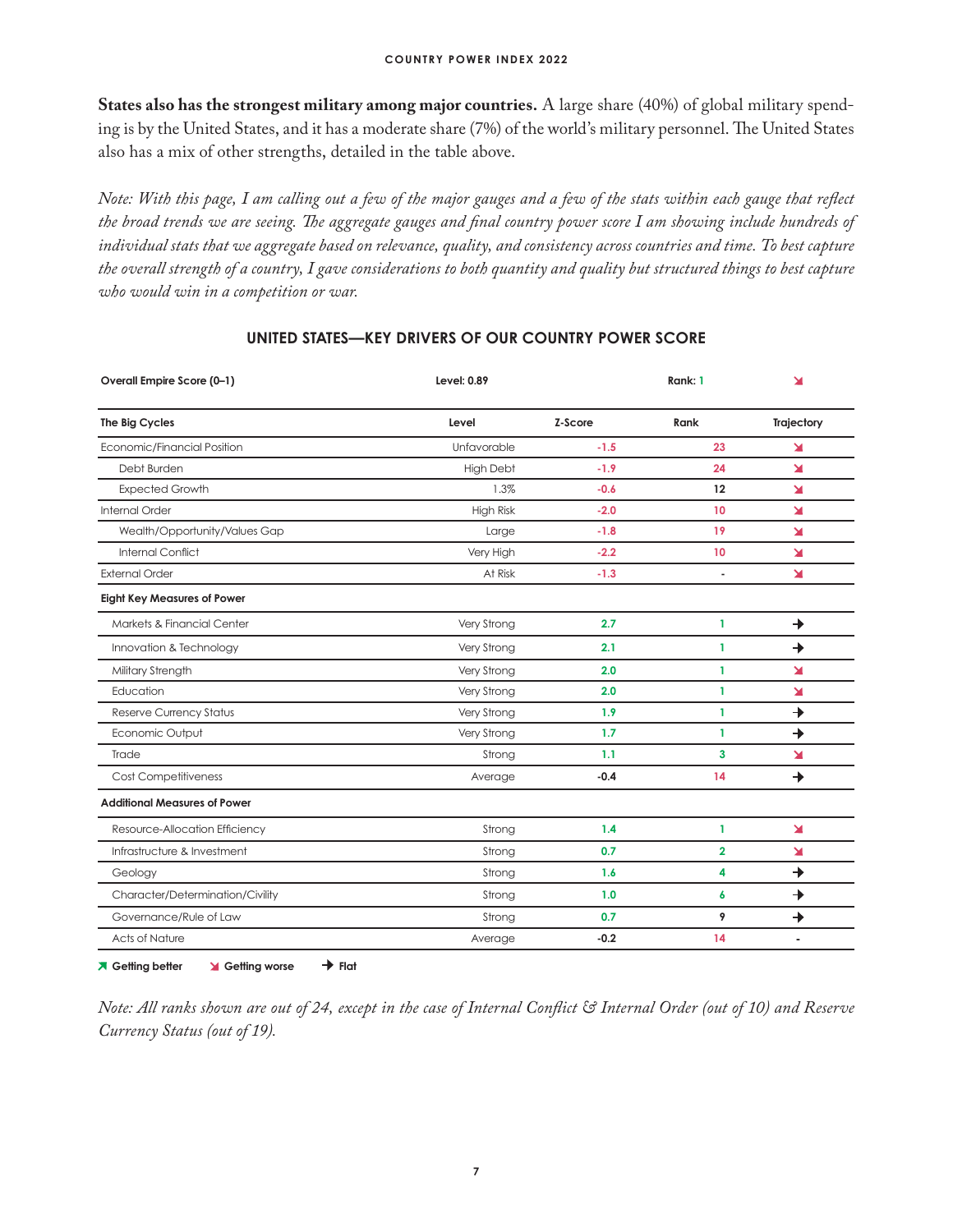**States also has the strongest military among major countries.** A large share (40%) of global military spending is by the United States, and it has a moderate share (7%) of the world's military personnel. The United States also has a mix of other strengths, detailed in the table above.

*Note: With this page, I am calling out a few of the major gauges and a few of the stats within each gauge that reflect the broad trends we are seeing. The aggregate gauges and final country power score I am showing include hundreds of individual stats that we aggregate based on relevance, quality, and consistency across countries and time. To best capture the overall strength of a country, I gave considerations to both quantity and quality but structured things to best capture who would win in a competition or war.*

## UNITED STATES—KEY DRIVERS OF OUR COUNTRY POWER SCORE

| Overall Empire Score (0–1) | Level: 0.89 | | Rank: 1 | ↘ |
|---|---|---|---|---|
| **The Big Cycles** | **Level** | **Z-Score** | **Rank** | **Trajectory** |
| Economic/Financial Position | Unfavorable | -1.5 | 23 | ↘ |
| Debt Burden | High Debt | -1.9 | 24 | ↘ |
| Expected Growth | 1.3% | -0.6 | 12 | ↘ |
| Internal Order | High Risk | -2.0 | 10 | ↘ |
| Wealth/Opportunity/Values Gap | Large | -1.8 | 19 | ↘ |
| Internal Conflict | Very High | -2.2 | 10 | ↘ |
| External Order | At Risk | -1.3 | - | ↘ |
| **Eight Key Measures of Power** | | | | |
| Markets & Financial Center | Very Strong | 2.7 | 1 | → |
| Innovation & Technology | Very Strong | 2.1 | 1 | → |
| Military Strength | Very Strong | 2.0 | 1 | ↘ |
| Education | Very Strong | 2.0 | 1 | ↘ |
| Reserve Currency Status | Very Strong | 1.9 | 1 | → |
| Economic Output | Very Strong | 1.7 | 1 | → |
| Trade | Strong | 1.1 | 3 | ↘ |
| Cost Competitiveness | Average | -0.4 | 14 | → |
| **Additional Measures of Power** | | | | |
| Resource-Allocation Efficiency | Strong | 1.4 | 1 | ↘ |
| Infrastructure & Investment | Strong | 0.7 | 2 | ↘ |
| Geology | Strong | 1.6 | 4 | → |
| Character/Determination/Civility | Strong | 1.0 | 6 | → |
| Governance/Rule of Law | Strong | 0.7 | 9 | → |
| Acts of Nature | Average | -0.2 | 14 | - |

↗ Getting better ↘ Getting worse → Flat

*Note: All ranks shown are out of 24, except in the case of Internal Conflict & Internal Order (out of 10) and Reserve Currency Status (out of 19).*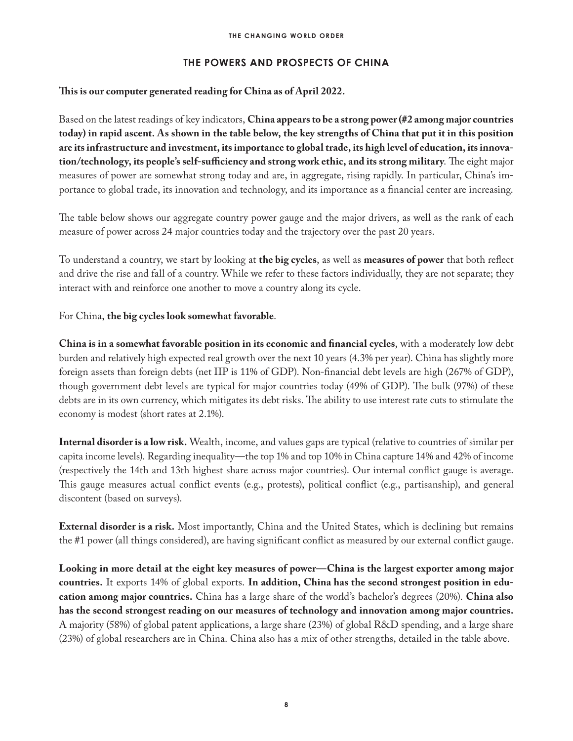## THE POWERS AND PROSPECTS OF CHINA

**This is our computer generated reading for China as of April 2022.**

Based on the latest readings of key indicators, **China appears to be a strong power (#2 among major countries today) in rapid ascent. As shown in the table below, the key strengths of China that put it in this position are its infrastructure and investment, its importance to global trade, its high level of education, its innovation/technology, its people's self-sufficiency and strong work ethic, and its strong military**. The eight major measures of power are somewhat strong today and are, in aggregate, rising rapidly. In particular, China's importance to global trade, its innovation and technology, and its importance as a financial center are increasing.

The table below shows our aggregate country power gauge and the major drivers, as well as the rank of each measure of power across 24 major countries today and the trajectory over the past 20 years.

To understand a country, we start by looking at **the big cycles**, as well as **measures of power** that both reflect and drive the rise and fall of a country. While we refer to these factors individually, they are not separate; they interact with and reinforce one another to move a country along its cycle.

For China, **the big cycles look somewhat favorable**.

**China is in a somewhat favorable position in its economic and financial cycles**, with a moderately low debt burden and relatively high expected real growth over the next 10 years (4.3% per year). China has slightly more foreign assets than foreign debts (net IIP is 11% of GDP). Non-financial debt levels are high (267% of GDP), though government debt levels are typical for major countries today (49% of GDP). The bulk (97%) of these debts are in its own currency, which mitigates its debt risks. The ability to use interest rate cuts to stimulate the economy is modest (short rates at 2.1%).

**Internal disorder is a low risk.** Wealth, income, and values gaps are typical (relative to countries of similar per capita income levels). Regarding inequality—the top 1% and top 10% in China capture 14% and 42% of income (respectively the 14th and 13th highest share across major countries). Our internal conflict gauge is average. This gauge measures actual conflict events (e.g., protests), political conflict (e.g., partisanship), and general discontent (based on surveys).

**External disorder is a risk.** Most importantly, China and the United States, which is declining but remains the #1 power (all things considered), are having significant conflict as measured by our external conflict gauge.

**Looking in more detail at the eight key measures of power—China is the largest exporter among major countries.** It exports 14% of global exports. **In addition, China has the second strongest position in education among major countries.** China has a large share of the world's bachelor's degrees (20%). **China also has the second strongest reading on our measures of technology and innovation among major countries.** A majority (58%) of global patent applications, a large share (23%) of global R&D spending, and a large share (23%) of global researchers are in China. China also has a mix of other strengths, detailed in the table above.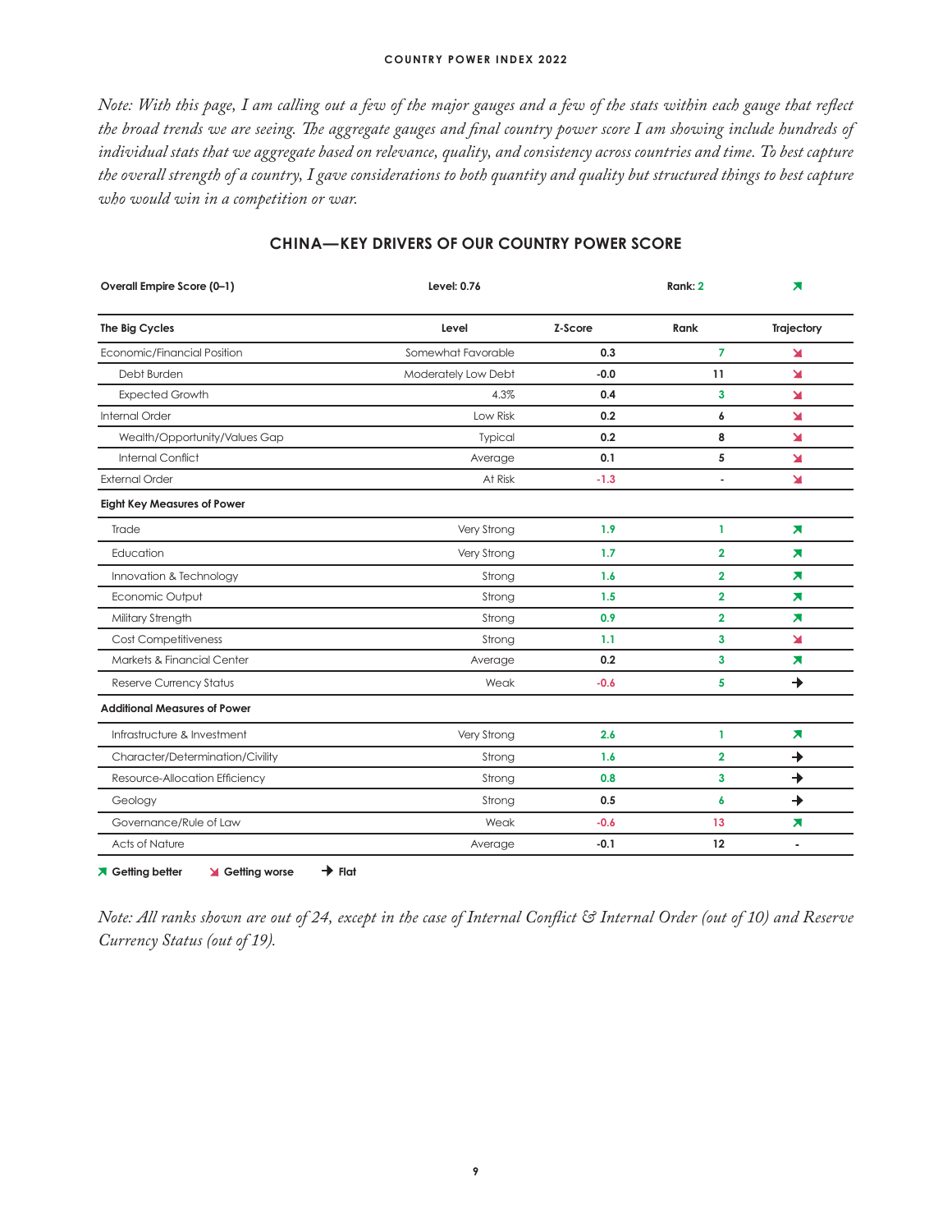*Note: With this page, I am calling out a few of the major gauges and a few of the stats within each gauge that reflect the broad trends we are seeing. The aggregate gauges and final country power score I am showing include hundreds of individual stats that we aggregate based on relevance, quality, and consistency across countries and time. To best capture the overall strength of a country, I gave considerations to both quantity and quality but structured things to best capture who would win in a competition or war.*

## CHINA—KEY DRIVERS OF OUR COUNTRY POWER SCORE

| Overall Empire Score (0–1) | Level: 0.76 | | Rank: 2 | ↗ |
|---|---|---|---|---|
| **The Big Cycles** | **Level** | **Z-Score** | **Rank** | **Trajectory** |
| Economic/Financial Position | Somewhat Favorable | 0.3 | 7 | ↘ |
| Debt Burden | Moderately Low Debt | -0.0 | 11 | ↘ |
| Expected Growth | 4.3% | 0.4 | 3 | ↘ |
| Internal Order | Low Risk | 0.2 | 6 | ↘ |
| Wealth/Opportunity/Values Gap | Typical | 0.2 | 8 | ↘ |
| Internal Conflict | Average | 0.1 | 5 | ↘ |
| External Order | At Risk | -1.3 | - | ↘ |
| **Eight Key Measures of Power** | | | | |
| Trade | Very Strong | 1.9 | 1 | ↗ |
| Education | Very Strong | 1.7 | 2 | ↗ |
| Innovation & Technology | Strong | 1.6 | 2 | ↗ |
| Economic Output | Strong | 1.5 | 2 | ↗ |
| Military Strength | Strong | 0.9 | 2 | ↗ |
| Cost Competitiveness | Strong | 1.1 | 3 | ↘ |
| Markets & Financial Center | Average | 0.2 | 3 | ↗ |
| Reserve Currency Status | Weak | -0.6 | 5 | → |
| **Additional Measures of Power** | | | | |
| Infrastructure & Investment | Very Strong | 2.6 | 1 | ↗ |
| Character/Determination/Civility | Strong | 1.6 | 2 | → |
| Resource-Allocation Efficiency | Strong | 0.8 | 3 | → |
| Geology | Strong | 0.5 | 6 | → |
| Governance/Rule of Law | Weak | -0.6 | 13 | ↗ |
| Acts of Nature | Average | -0.1 | 12 | - |

↗ Getting better ↘ Getting worse → Flat

*Note: All ranks shown are out of 24, except in the case of Internal Conflict & Internal Order (out of 10) and Reserve Currency Status (out of 19).*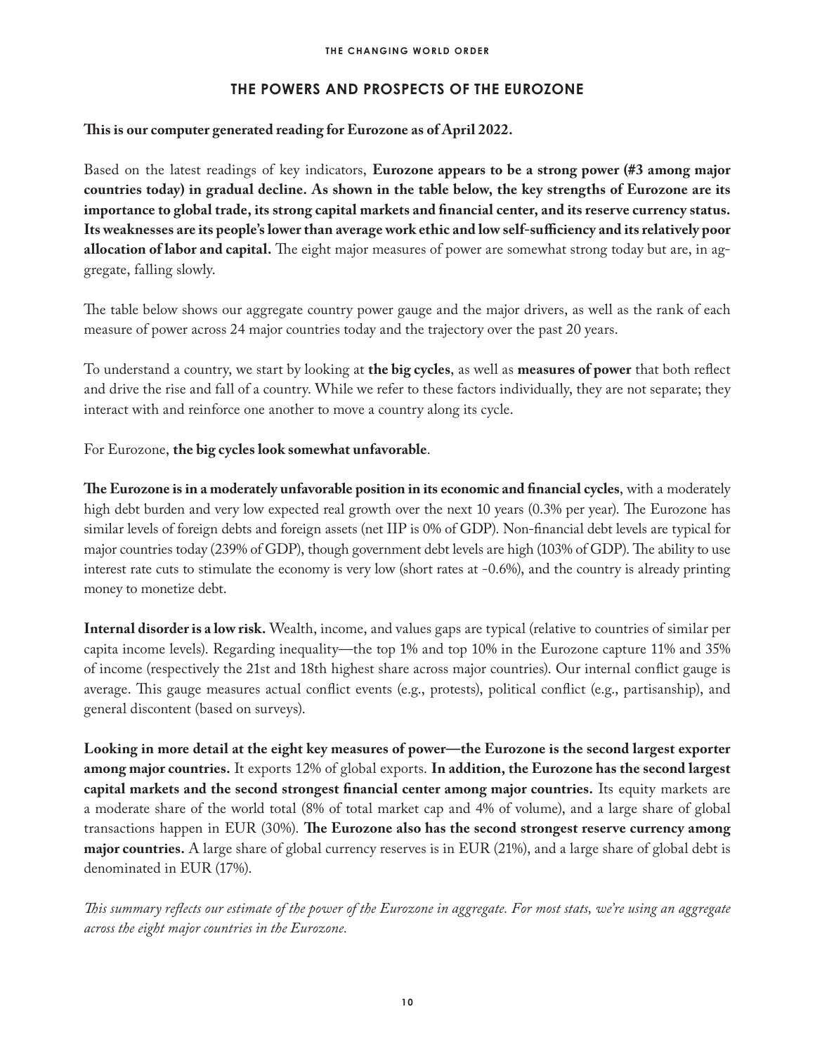## THE POWERS AND PROSPECTS OF THE EUROZONE

**This is our computer generated reading for Eurozone as of April 2022.**

Based on the latest readings of key indicators, **Eurozone appears to be a strong power (#3 among major countries today) in gradual decline. As shown in the table below, the key strengths of Eurozone are its importance to global trade, its strong capital markets and financial center, and its reserve currency status. Its weaknesses are its people's lower than average work ethic and low self-sufficiency and its relatively poor allocation of labor and capital.** The eight major measures of power are somewhat strong today but are, in aggregate, falling slowly.

The table below shows our aggregate country power gauge and the major drivers, as well as the rank of each measure of power across 24 major countries today and the trajectory over the past 20 years.

To understand a country, we start by looking at **the big cycles**, as well as **measures of power** that both reflect and drive the rise and fall of a country. While we refer to these factors individually, they are not separate; they interact with and reinforce one another to move a country along its cycle.

For Eurozone, **the big cycles look somewhat unfavorable**.

**The Eurozone is in a moderately unfavorable position in its economic and financial cycles**, with a moderately high debt burden and very low expected real growth over the next 10 years (0.3% per year). The Eurozone has similar levels of foreign debts and foreign assets (net IIP is 0% of GDP). Non-financial debt levels are typical for major countries today (239% of GDP), though government debt levels are high (103% of GDP). The ability to use interest rate cuts to stimulate the economy is very low (short rates at -0.6%), and the country is already printing money to monetize debt.

**Internal disorder is a low risk.** Wealth, income, and values gaps are typical (relative to countries of similar per capita income levels). Regarding inequality—the top 1% and top 10% in the Eurozone capture 11% and 35% of income (respectively the 21st and 18th highest share across major countries). Our internal conflict gauge is average. This gauge measures actual conflict events (e.g., protests), political conflict (e.g., partisanship), and general discontent (based on surveys).

**Looking in more detail at the eight key measures of power—the Eurozone is the second largest exporter among major countries.** It exports 12% of global exports. **In addition, the Eurozone has the second largest capital markets and the second strongest financial center among major countries.** Its equity markets are a moderate share of the world total (8% of total market cap and 4% of volume), and a large share of global transactions happen in EUR (30%). **The Eurozone also has the second strongest reserve currency among major countries.** A large share of global currency reserves is in EUR (21%), and a large share of global debt is denominated in EUR (17%).

*This summary reflects our estimate of the power of the Eurozone in aggregate. For most stats, we're using an aggregate across the eight major countries in the Eurozone.*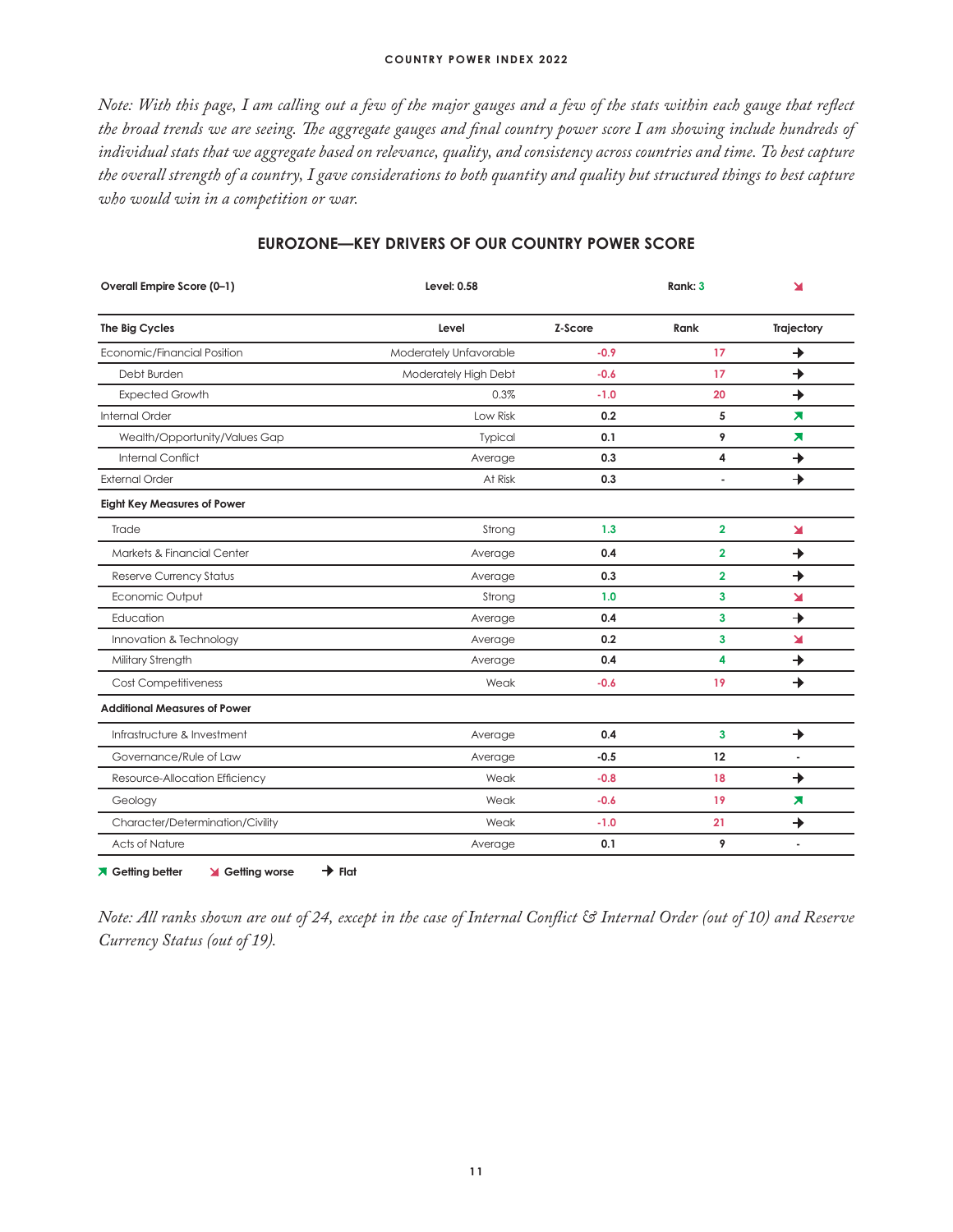*Note: With this page, I am calling out a few of the major gauges and a few of the stats within each gauge that reflect the broad trends we are seeing. The aggregate gauges and final country power score I am showing include hundreds of individual stats that we aggregate based on relevance, quality, and consistency across countries and time. To best capture the overall strength of a country, I gave considerations to both quantity and quality but structured things to best capture who would win in a competition or war.*

## EUROZONE—KEY DRIVERS OF OUR COUNTRY POWER SCORE

| **Overall Empire Score (0–1)** | **Level: 0.58** | | **Rank: 3** | ↘ |
|---|---|---|---|---|
| **The Big Cycles** | **Level** | **Z-Score** | **Rank** | **Trajectory** |
| Economic/Financial Position | Moderately Unfavorable | -0.9 | 17 | → |
| Debt Burden | Moderately High Debt | -0.6 | 17 | → |
| Expected Growth | 0.3% | -1.0 | 20 | → |
| Internal Order | Low Risk | 0.2 | 5 | ↗ |
| Wealth/Opportunity/Values Gap | Typical | 0.1 | 9 | ↗ |
| Internal Conflict | Average | 0.3 | 4 | → |
| External Order | At Risk | 0.3 | - | → |
| **Eight Key Measures of Power** | | | | |
| Trade | Strong | 1.3 | 2 | ↘ |
| Markets & Financial Center | Average | 0.4 | 2 | → |
| Reserve Currency Status | Average | 0.3 | 2 | → |
| Economic Output | Strong | 1.0 | 3 | ↘ |
| Education | Average | 0.4 | 3 | → |
| Innovation & Technology | Average | 0.2 | 3 | ↘ |
| Military Strength | Average | 0.4 | 4 | → |
| Cost Competitiveness | Weak | -0.6 | 19 | → |
| **Additional Measures of Power** | | | | |
| Infrastructure & Investment | Average | 0.4 | 3 | → |
| Governance/Rule of Law | Average | -0.5 | 12 | - |
| Resource-Allocation Efficiency | Weak | -0.8 | 18 | → |
| Geology | Weak | -0.6 | 19 | ↗ |
| Character/Determination/Civility | Weak | -1.0 | 21 | → |
| Acts of Nature | Average | 0.1 | 9 | - |

↗ Getting better ↘ Getting worse → Flat

*Note: All ranks shown are out of 24, except in the case of Internal Conflict & Internal Order (out of 10) and Reserve Currency Status (out of 19).*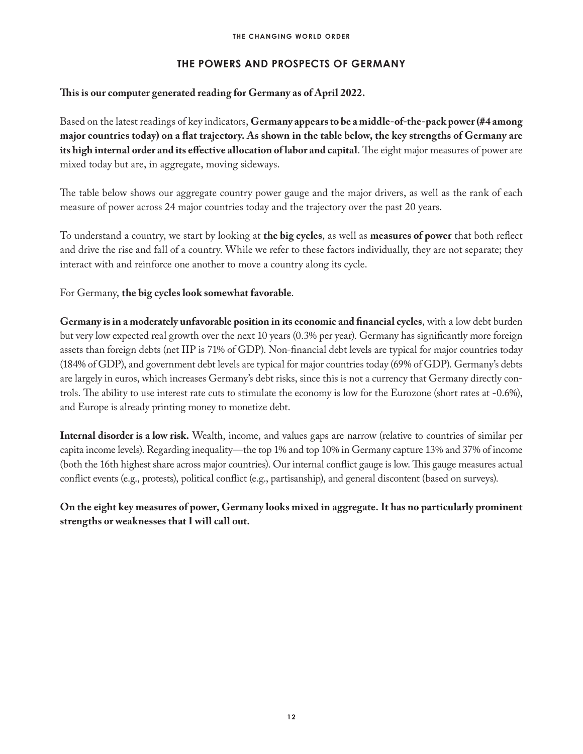## THE POWERS AND PROSPECTS OF GERMANY

**This is our computer generated reading for Germany as of April 2022.**

Based on the latest readings of key indicators, **Germany appears to be a middle-of-the-pack power (#4 among major countries today) on a flat trajectory. As shown in the table below, the key strengths of Germany are its high internal order and its effective allocation of labor and capital**. The eight major measures of power are mixed today but are, in aggregate, moving sideways.

The table below shows our aggregate country power gauge and the major drivers, as well as the rank of each measure of power across 24 major countries today and the trajectory over the past 20 years.

To understand a country, we start by looking at **the big cycles**, as well as **measures of power** that both reflect and drive the rise and fall of a country. While we refer to these factors individually, they are not separate; they interact with and reinforce one another to move a country along its cycle.

For Germany, **the big cycles look somewhat favorable**.

**Germany is in a moderately unfavorable position in its economic and financial cycles**, with a low debt burden but very low expected real growth over the next 10 years (0.3% per year). Germany has significantly more foreign assets than foreign debts (net IIP is 71% of GDP). Non-financial debt levels are typical for major countries today (184% of GDP), and government debt levels are typical for major countries today (69% of GDP). Germany's debts are largely in euros, which increases Germany's debt risks, since this is not a currency that Germany directly controls. The ability to use interest rate cuts to stimulate the economy is low for the Eurozone (short rates at -0.6%), and Europe is already printing money to monetize debt.

**Internal disorder is a low risk.** Wealth, income, and values gaps are narrow (relative to countries of similar per capita income levels). Regarding inequality—the top 1% and top 10% in Germany capture 13% and 37% of income (both the 16th highest share across major countries). Our internal conflict gauge is low. This gauge measures actual conflict events (e.g., protests), political conflict (e.g., partisanship), and general discontent (based on surveys).

**On the eight key measures of power, Germany looks mixed in aggregate. It has no particularly prominent strengths or weaknesses that I will call out.**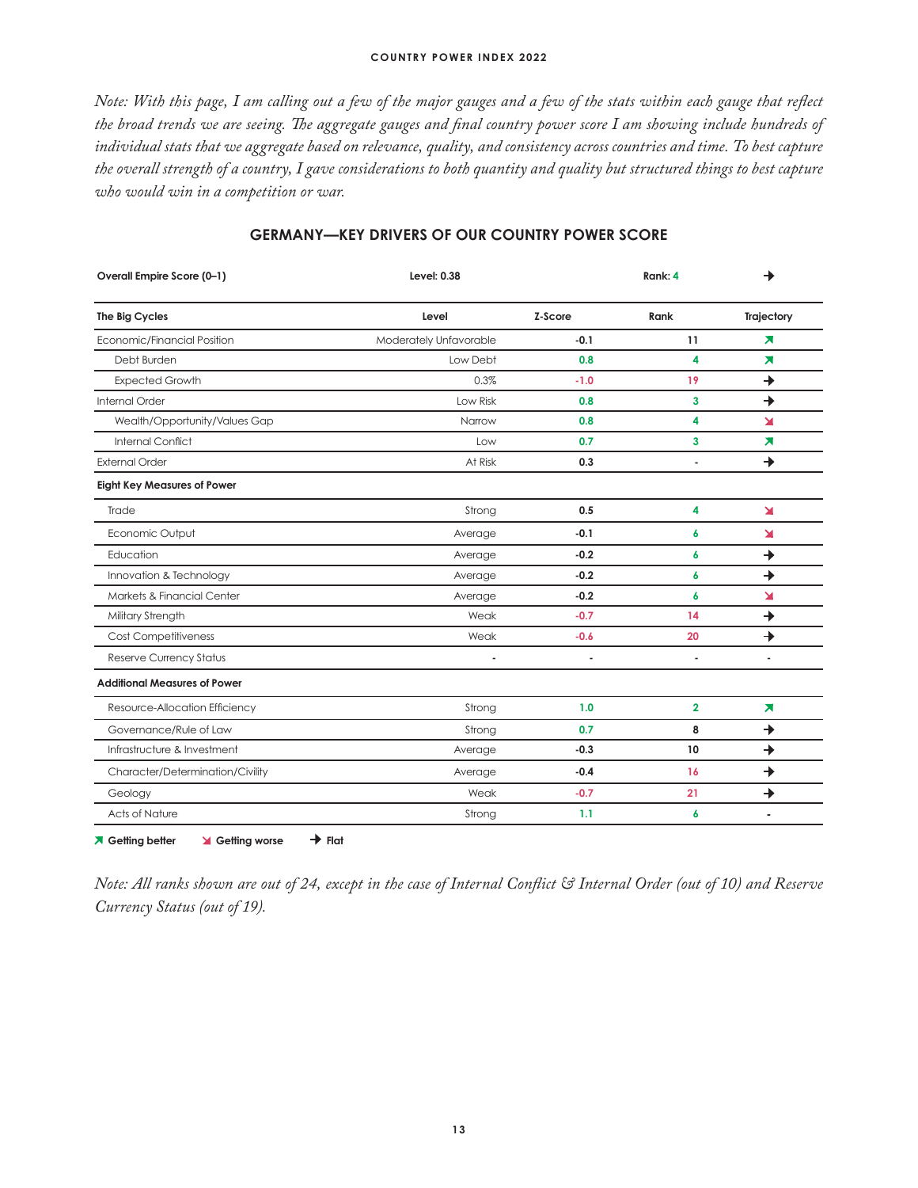*Note: With this page, I am calling out a few of the major gauges and a few of the stats within each gauge that reflect the broad trends we are seeing. The aggregate gauges and final country power score I am showing include hundreds of individual stats that we aggregate based on relevance, quality, and consistency across countries and time. To best capture the overall strength of a country, I gave considerations to both quantity and quality but structured things to best capture who would win in a competition or war.*

## GERMANY—KEY DRIVERS OF OUR COUNTRY POWER SCORE

| **Overall Empire Score (0–1)** | **Level: 0.38** | | **Rank: 4** | → |
|---|---|---|---|---|
| **The Big Cycles** | **Level** | **Z-Score** | **Rank** | **Trajectory** |
| Economic/Financial Position | Moderately Unfavorable | -0.1 | 11 | ↗ |
| Debt Burden | Low Debt | 0.8 | 4 | ↗ |
| Expected Growth | 0.3% | -1.0 | 19 | → |
| Internal Order | Low Risk | 0.8 | 3 | → |
| Wealth/Opportunity/Values Gap | Narrow | 0.8 | 4 | ↘ |
| Internal Conflict | Low | 0.7 | 3 | ↗ |
| External Order | At Risk | 0.3 | - | → |
| **Eight Key Measures of Power** | | | | |
| Trade | Strong | 0.5 | 4 | ↘ |
| Economic Output | Average | -0.1 | 6 | ↘ |
| Education | Average | -0.2 | 6 | → |
| Innovation & Technology | Average | -0.2 | 6 | → |
| Markets & Financial Center | Average | -0.2 | 6 | ↘ |
| Military Strength | Weak | -0.7 | 14 | → |
| Cost Competitiveness | Weak | -0.6 | 20 | → |
| Reserve Currency Status | - | - | - | - |
| **Additional Measures of Power** | | | | |
| Resource-Allocation Efficiency | Strong | 1.0 | 2 | ↗ |
| Governance/Rule of Law | Strong | 0.7 | 8 | → |
| Infrastructure & Investment | Average | -0.3 | 10 | → |
| Character/Determination/Civility | Average | -0.4 | 16 | → |
| Geology | Weak | -0.7 | 21 | → |
| Acts of Nature | Strong | 1.1 | 6 | - |

↗ Getting better ↘ Getting worse → Flat

*Note: All ranks shown are out of 24, except in the case of Internal Conflict & Internal Order (out of 10) and Reserve Currency Status (out of 19).*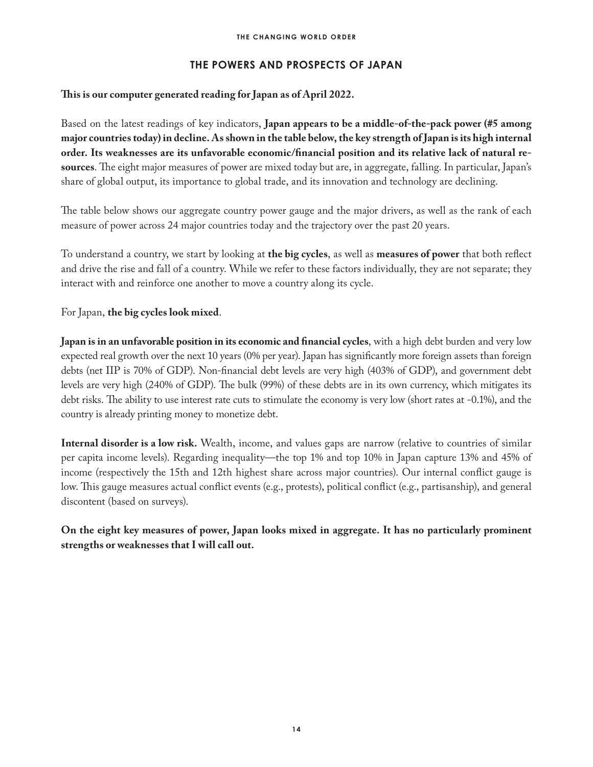## THE POWERS AND PROSPECTS OF JAPAN

**This is our computer generated reading for Japan as of April 2022.**

Based on the latest readings of key indicators, **Japan appears to be a middle-of-the-pack power (#5 among major countries today) in decline. As shown in the table below, the key strength of Japan is its high internal order. Its weaknesses are its unfavorable economic/financial position and its relative lack of natural resources**. The eight major measures of power are mixed today but are, in aggregate, falling. In particular, Japan's share of global output, its importance to global trade, and its innovation and technology are declining.

The table below shows our aggregate country power gauge and the major drivers, as well as the rank of each measure of power across 24 major countries today and the trajectory over the past 20 years.

To understand a country, we start by looking at **the big cycles**, as well as **measures of power** that both reflect and drive the rise and fall of a country. While we refer to these factors individually, they are not separate; they interact with and reinforce one another to move a country along its cycle.

For Japan, **the big cycles look mixed**.

**Japan is in an unfavorable position in its economic and financial cycles**, with a high debt burden and very low expected real growth over the next 10 years (0% per year). Japan has significantly more foreign assets than foreign debts (net IIP is 70% of GDP). Non-financial debt levels are very high (403% of GDP), and government debt levels are very high (240% of GDP). The bulk (99%) of these debts are in its own currency, which mitigates its debt risks. The ability to use interest rate cuts to stimulate the economy is very low (short rates at -0.1%), and the country is already printing money to monetize debt.

**Internal disorder is a low risk.** Wealth, income, and values gaps are narrow (relative to countries of similar per capita income levels). Regarding inequality—the top 1% and top 10% in Japan capture 13% and 45% of income (respectively the 15th and 12th highest share across major countries). Our internal conflict gauge is low. This gauge measures actual conflict events (e.g., protests), political conflict (e.g., partisanship), and general discontent (based on surveys).

**On the eight key measures of power, Japan looks mixed in aggregate. It has no particularly prominent strengths or weaknesses that I will call out.**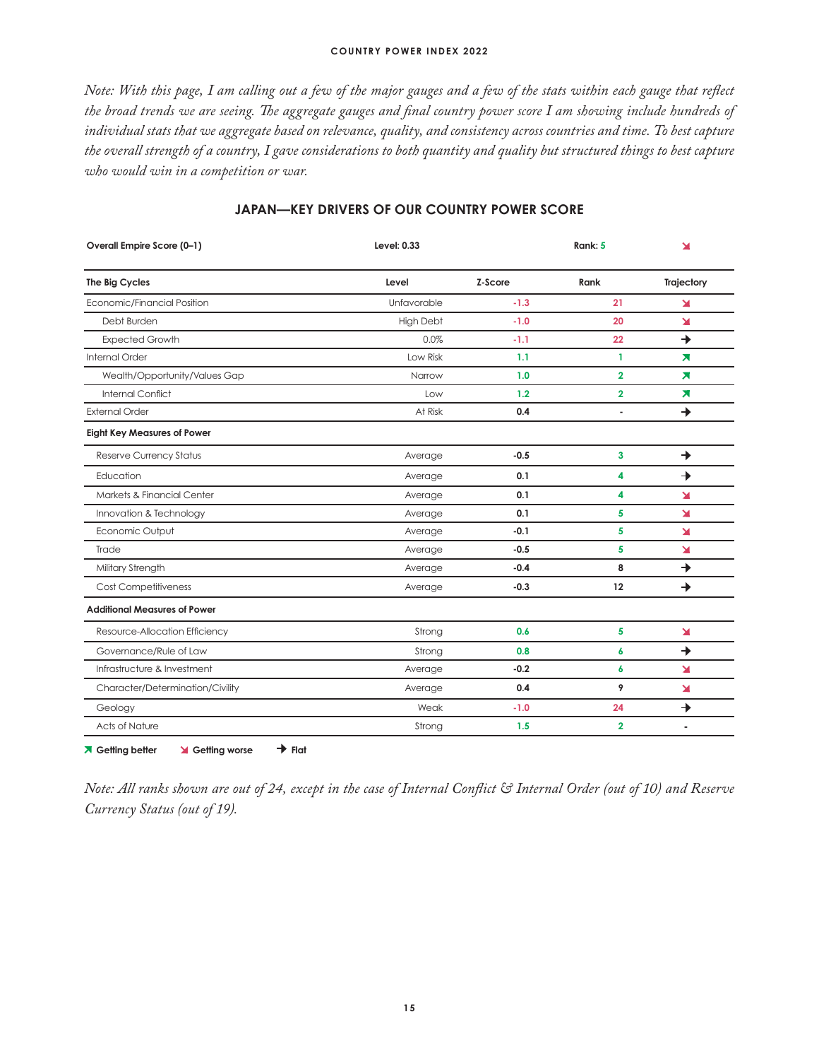*Note: With this page, I am calling out a few of the major gauges and a few of the stats within each gauge that reflect the broad trends we are seeing. The aggregate gauges and final country power score I am showing include hundreds of individual stats that we aggregate based on relevance, quality, and consistency across countries and time. To best capture the overall strength of a country, I gave considerations to both quantity and quality but structured things to best capture who would win in a competition or war.*

## JAPAN—KEY DRIVERS OF OUR COUNTRY POWER SCORE

| **Overall Empire Score (0–1)** | **Level: 0.33** | | **Rank: 5** | ↘ |
|---|---|---|---|---|
| **The Big Cycles** | **Level** | **Z-Score** | **Rank** | **Trajectory** |
| Economic/Financial Position | Unfavorable | -1.3 | 21 | ↘ |
| Debt Burden | High Debt | -1.0 | 20 | ↘ |
| Expected Growth | 0.0% | -1.1 | 22 | → |
| Internal Order | Low Risk | 1.1 | 1 | ↗ |
| Wealth/Opportunity/Values Gap | Narrow | 1.0 | 2 | ↗ |
| Internal Conflict | Low | 1.2 | 2 | ↗ |
| External Order | At Risk | 0.4 | - | → |
| **Eight Key Measures of Power** | | | | |
| Reserve Currency Status | Average | -0.5 | 3 | → |
| Education | Average | 0.1 | 4 | → |
| Markets & Financial Center | Average | 0.1 | 4 | ↘ |
| Innovation & Technology | Average | 0.1 | 5 | ↘ |
| Economic Output | Average | -0.1 | 5 | ↘ |
| Trade | Average | -0.5 | 5 | ↘ |
| Military Strength | Average | -0.4 | 8 | → |
| Cost Competitiveness | Average | -0.3 | 12 | → |
| **Additional Measures of Power** | | | | |
| Resource-Allocation Efficiency | Strong | 0.6 | 5 | ↘ |
| Governance/Rule of Law | Strong | 0.8 | 6 | → |
| Infrastructure & Investment | Average | -0.2 | 6 | ↘ |
| Character/Determination/Civility | Average | 0.4 | 9 | ↘ |
| Geology | Weak | -1.0 | 24 | → |
| Acts of Nature | Strong | 1.5 | 2 | - |

↗ Getting better ↘ Getting worse → Flat

*Note: All ranks shown are out of 24, except in the case of Internal Conflict & Internal Order (out of 10) and Reserve Currency Status (out of 19).*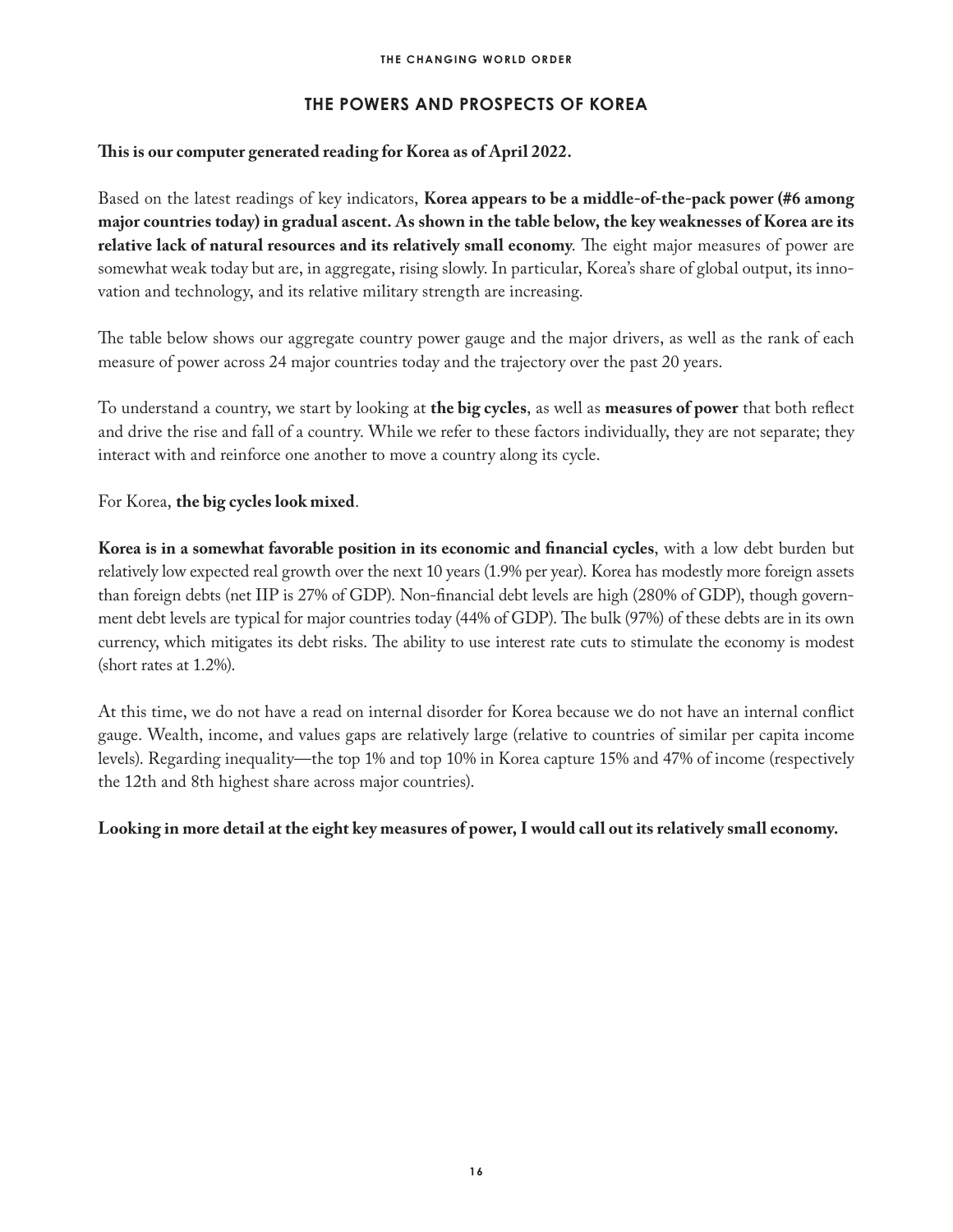## THE POWERS AND PROSPECTS OF KOREA

**This is our computer generated reading for Korea as of April 2022.**

Based on the latest readings of key indicators, **Korea appears to be a middle-of-the-pack power (#6 among major countries today) in gradual ascent. As shown in the table below, the key weaknesses of Korea are its relative lack of natural resources and its relatively small economy**. The eight major measures of power are somewhat weak today but are, in aggregate, rising slowly. In particular, Korea's share of global output, its innovation and technology, and its relative military strength are increasing.

The table below shows our aggregate country power gauge and the major drivers, as well as the rank of each measure of power across 24 major countries today and the trajectory over the past 20 years.

To understand a country, we start by looking at **the big cycles**, as well as **measures of power** that both reflect and drive the rise and fall of a country. While we refer to these factors individually, they are not separate; they interact with and reinforce one another to move a country along its cycle.

For Korea, **the big cycles look mixed**.

**Korea is in a somewhat favorable position in its economic and financial cycles**, with a low debt burden but relatively low expected real growth over the next 10 years (1.9% per year). Korea has modestly more foreign assets than foreign debts (net IIP is 27% of GDP). Non-financial debt levels are high (280% of GDP), though government debt levels are typical for major countries today (44% of GDP). The bulk (97%) of these debts are in its own currency, which mitigates its debt risks. The ability to use interest rate cuts to stimulate the economy is modest (short rates at 1.2%).

At this time, we do not have a read on internal disorder for Korea because we do not have an internal conflict gauge. Wealth, income, and values gaps are relatively large (relative to countries of similar per capita income levels). Regarding inequality—the top 1% and top 10% in Korea capture 15% and 47% of income (respectively the 12th and 8th highest share across major countries).

**Looking in more detail at the eight key measures of power, I would call out its relatively small economy.**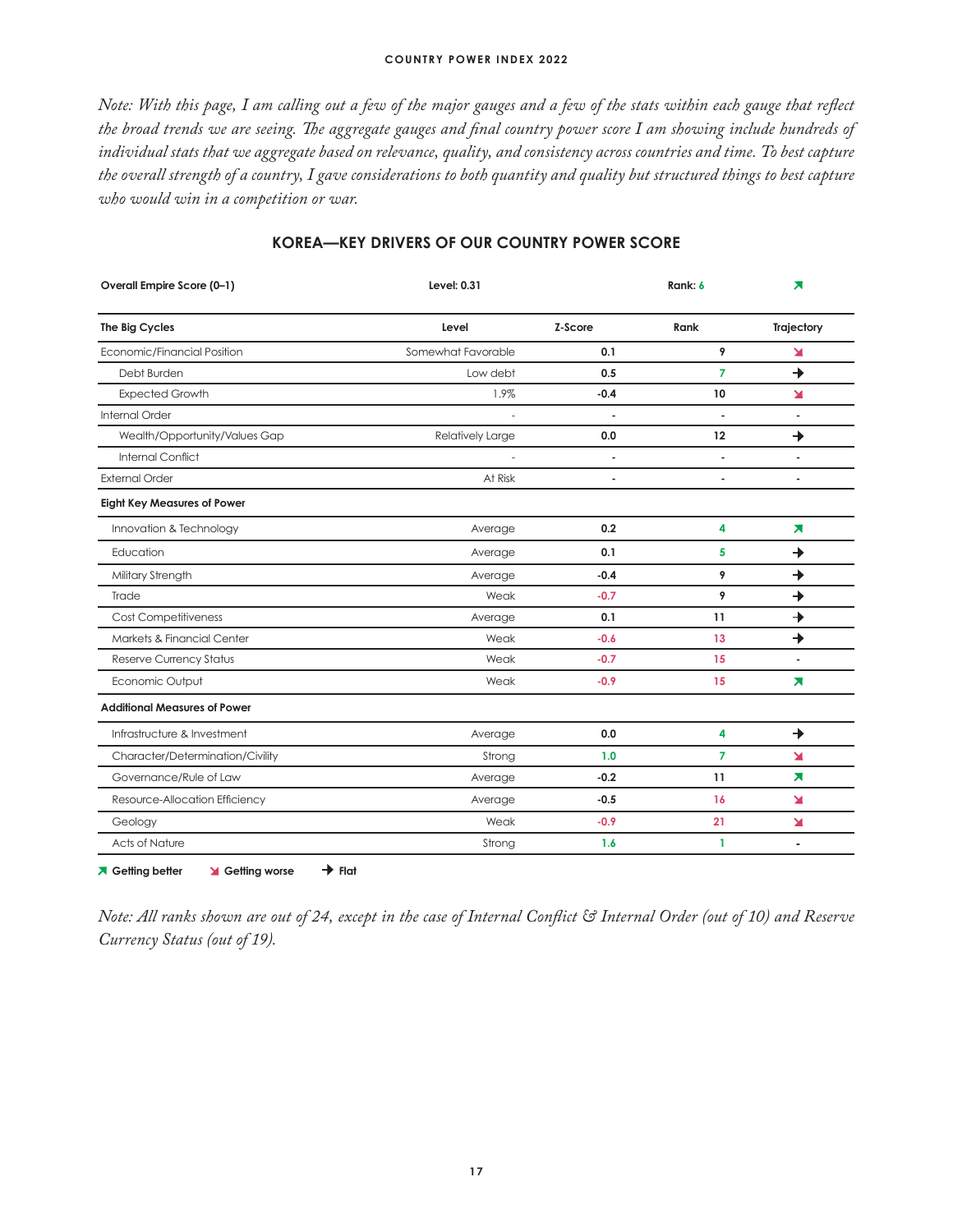*Note: With this page, I am calling out a few of the major gauges and a few of the stats within each gauge that reflect the broad trends we are seeing. The aggregate gauges and final country power score I am showing include hundreds of individual stats that we aggregate based on relevance, quality, and consistency across countries and time. To best capture the overall strength of a country, I gave considerations to both quantity and quality but structured things to best capture who would win in a competition or war.*

## KOREA—KEY DRIVERS OF OUR COUNTRY POWER SCORE

| **Overall Empire Score (0–1)** | **Level: 0.31** | | **Rank: 6** | ↗ |
|---|---|---|---|---|
| **The Big Cycles** | **Level** | **Z-Score** | **Rank** | **Trajectory** |
| Economic/Financial Position | Somewhat Favorable | 0.1 | 9 | ↘ |
| Debt Burden | Low debt | 0.5 | 7 | → |
| Expected Growth | 1.9% | -0.4 | 10 | ↘ |
| Internal Order | - | - | - | - |
| Wealth/Opportunity/Values Gap | Relatively Large | 0.0 | 12 | → |
| Internal Conflict | - | - | - | - |
| External Order | At Risk | - | - | - |
| **Eight Key Measures of Power** | | | | |
| Innovation & Technology | Average | 0.2 | 4 | ↗ |
| Education | Average | 0.1 | 5 | → |
| Military Strength | Average | -0.4 | 9 | → |
| Trade | Weak | -0.7 | 9 | → |
| Cost Competitiveness | Average | 0.1 | 11 | → |
| Markets & Financial Center | Weak | -0.6 | 13 | → |
| Reserve Currency Status | Weak | -0.7 | 15 | - |
| Economic Output | Weak | -0.9 | 15 | ↗ |
| **Additional Measures of Power** | | | | |
| Infrastructure & Investment | Average | 0.0 | 4 | → |
| Character/Determination/Civility | Strong | 1.0 | 7 | ↘ |
| Governance/Rule of Law | Average | -0.2 | 11 | ↗ |
| Resource-Allocation Efficiency | Average | -0.5 | 16 | ↘ |
| Geology | Weak | -0.9 | 21 | ↘ |
| Acts of Nature | Strong | 1.6 | 1 | - |

↗ Getting better ↘ Getting worse → Flat

*Note: All ranks shown are out of 24, except in the case of Internal Conflict & Internal Order (out of 10) and Reserve Currency Status (out of 19).*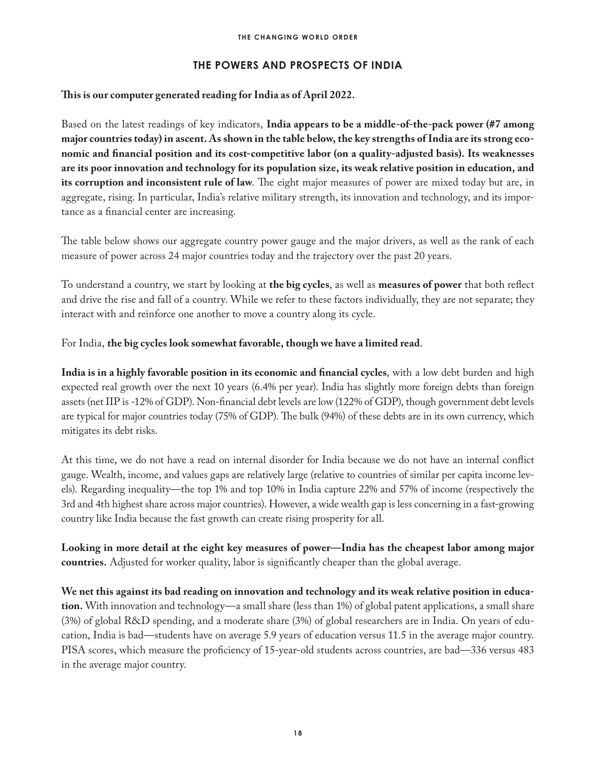## THE POWERS AND PROSPECTS OF INDIA

**This is our computer generated reading for India as of April 2022.**

Based on the latest readings of key indicators, **India appears to be a middle-of-the-pack power (#7 among major countries today) in ascent. As shown in the table below, the key strengths of India are its strong economic and financial position and its cost-competitive labor (on a quality-adjusted basis). Its weaknesses are its poor innovation and technology for its population size, its weak relative position in education, and its corruption and inconsistent rule of law**. The eight major measures of power are mixed today but are, in aggregate, rising. In particular, India's relative military strength, its innovation and technology, and its importance as a financial center are increasing.

The table below shows our aggregate country power gauge and the major drivers, as well as the rank of each measure of power across 24 major countries today and the trajectory over the past 20 years.

To understand a country, we start by looking at **the big cycles**, as well as **measures of power** that both reflect and drive the rise and fall of a country. While we refer to these factors individually, they are not separate; they interact with and reinforce one another to move a country along its cycle.

For India, **the big cycles look somewhat favorable, though we have a limited read**.

**India is in a highly favorable position in its economic and financial cycles**, with a low debt burden and high expected real growth over the next 10 years (6.4% per year). India has slightly more foreign debts than foreign assets (net IIP is -12% of GDP). Non-financial debt levels are low (122% of GDP), though government debt levels are typical for major countries today (75% of GDP). The bulk (94%) of these debts are in its own currency, which mitigates its debt risks.

At this time, we do not have a read on internal disorder for India because we do not have an internal conflict gauge. Wealth, income, and values gaps are relatively large (relative to countries of similar per capita income levels). Regarding inequality—the top 1% and top 10% in India capture 22% and 57% of income (respectively the 3rd and 4th highest share across major countries). However, a wide wealth gap is less concerning in a fast-growing country like India because the fast growth can create rising prosperity for all.

**Looking in more detail at the eight key measures of power—India has the cheapest labor among major countries.** Adjusted for worker quality, labor is significantly cheaper than the global average.

**We net this against its bad reading on innovation and technology and its weak relative position in education.** With innovation and technology—a small share (less than 1%) of global patent applications, a small share (3%) of global R&D spending, and a moderate share (3%) of global researchers are in India. On years of education, India is bad—students have on average 5.9 years of education versus 11.5 in the average major country. PISA scores, which measure the proficiency of 15-year-old students across countries, are bad—336 versus 483 in the average major country.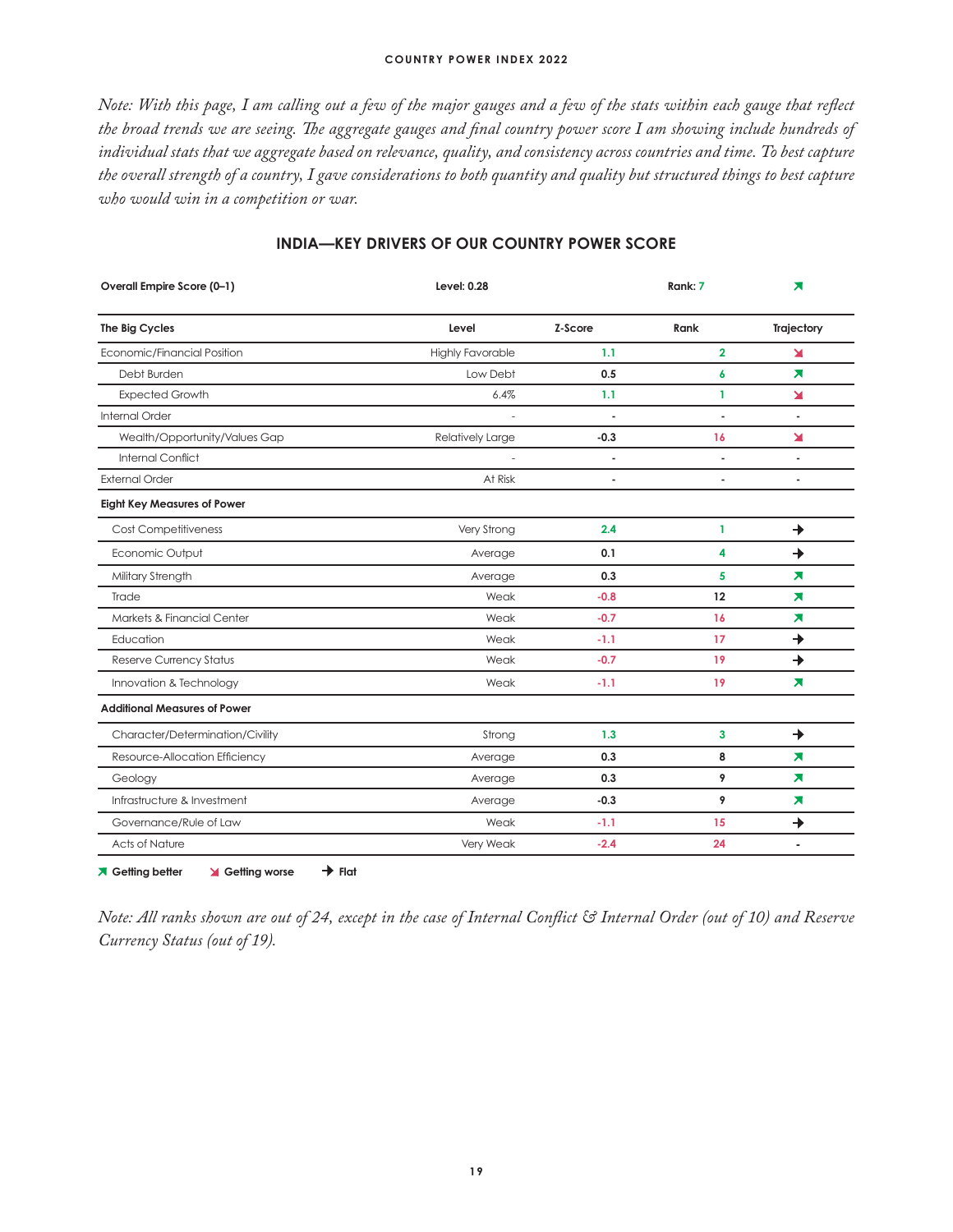*Note: With this page, I am calling out a few of the major gauges and a few of the stats within each gauge that reflect the broad trends we are seeing. The aggregate gauges and final country power score I am showing include hundreds of individual stats that we aggregate based on relevance, quality, and consistency across countries and time. To best capture the overall strength of a country, I gave considerations to both quantity and quality but structured things to best capture who would win in a competition or war.*

## INDIA—KEY DRIVERS OF OUR COUNTRY POWER SCORE

| **Overall Empire Score (0–1)** | **Level: 0.28** | | **Rank: 7** | ↗ |
|---|---|---|---|---|
| **The Big Cycles** | **Level** | **Z-Score** | **Rank** | **Trajectory** |
| Economic/Financial Position | Highly Favorable | 1.1 | 2 | ↘ |
| Debt Burden | Low Debt | 0.5 | 6 | ↗ |
| Expected Growth | 6.4% | 1.1 | 1 | ↘ |
| Internal Order | - | - | - | - |
| Wealth/Opportunity/Values Gap | Relatively Large | -0.3 | 16 | ↘ |
| Internal Conflict | - | - | - | - |
| External Order | At Risk | - | - | - |
| **Eight Key Measures of Power** | | | | |
| Cost Competitiveness | Very Strong | 2.4 | 1 | → |
| Economic Output | Average | 0.1 | 4 | → |
| Military Strength | Average | 0.3 | 5 | ↗ |
| Trade | Weak | -0.8 | 12 | ↗ |
| Markets & Financial Center | Weak | -0.7 | 16 | ↗ |
| Education | Weak | -1.1 | 17 | → |
| Reserve Currency Status | Weak | -0.7 | 19 | → |
| Innovation & Technology | Weak | -1.1 | 19 | ↗ |
| **Additional Measures of Power** | | | | |
| Character/Determination/Civility | Strong | 1.3 | 3 | → |
| Resource-Allocation Efficiency | Average | 0.3 | 8 | ↗ |
| Geology | Average | 0.3 | 9 | ↗ |
| Infrastructure & Investment | Average | -0.3 | 9 | ↗ |
| Governance/Rule of Law | Weak | -1.1 | 15 | → |
| Acts of Nature | Very Weak | -2.4 | 24 | - |

↗ Getting better ↘ Getting worse → Flat

*Note: All ranks shown are out of 24, except in the case of Internal Conflict & Internal Order (out of 10) and Reserve Currency Status (out of 19).*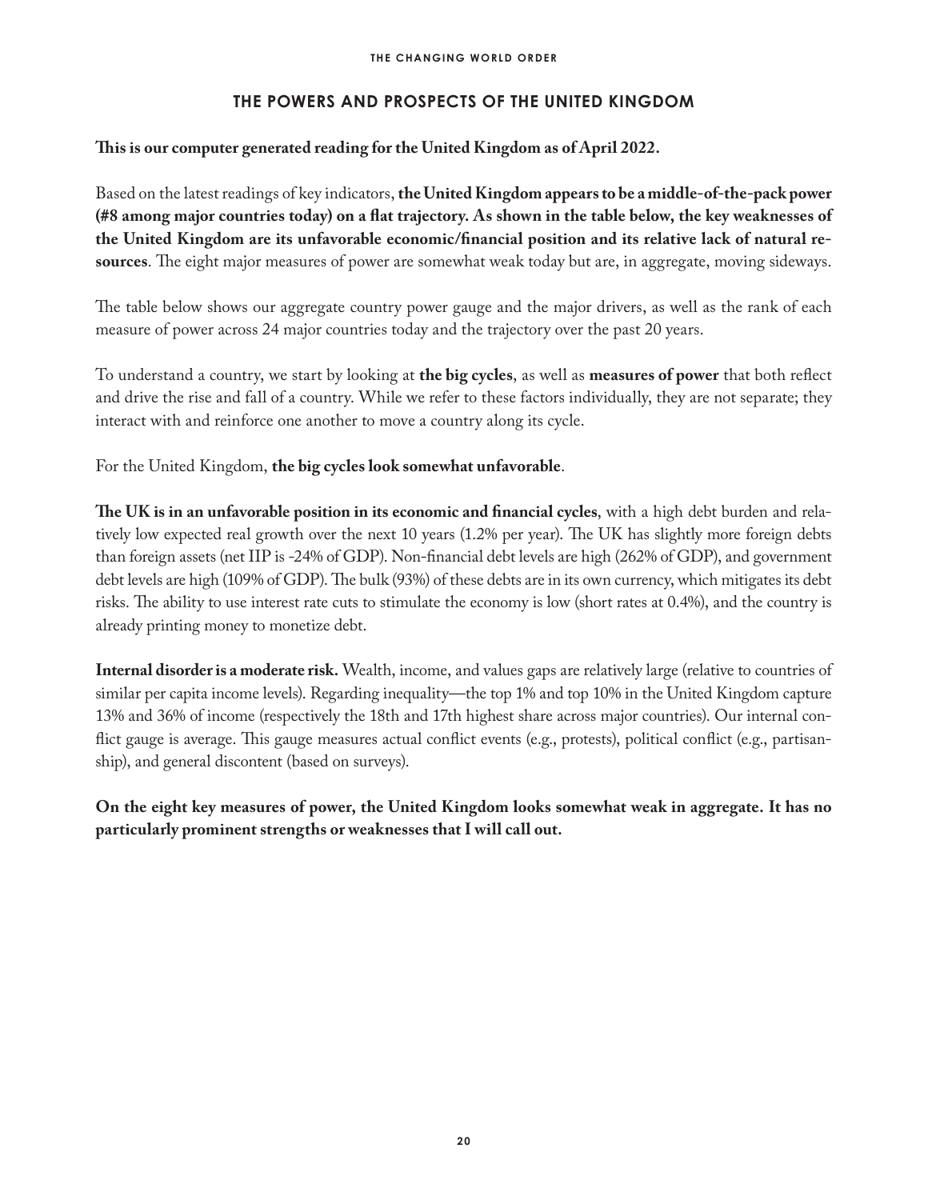## THE POWERS AND PROSPECTS OF THE UNITED KINGDOM

**This is our computer generated reading for the United Kingdom as of April 2022.**

Based on the latest readings of key indicators, **the United Kingdom appears to be a middle-of-the-pack power (#8 among major countries today) on a flat trajectory. As shown in the table below, the key weaknesses of the United Kingdom are its unfavorable economic/financial position and its relative lack of natural resources**. The eight major measures of power are somewhat weak today but are, in aggregate, moving sideways.

The table below shows our aggregate country power gauge and the major drivers, as well as the rank of each measure of power across 24 major countries today and the trajectory over the past 20 years.

To understand a country, we start by looking at **the big cycles**, as well as **measures of power** that both reflect and drive the rise and fall of a country. While we refer to these factors individually, they are not separate; they interact with and reinforce one another to move a country along its cycle.

For the United Kingdom, **the big cycles look somewhat unfavorable**.

**The UK is in an unfavorable position in its economic and financial cycles**, with a high debt burden and relatively low expected real growth over the next 10 years (1.2% per year). The UK has slightly more foreign debts than foreign assets (net IIP is -24% of GDP). Non-financial debt levels are high (262% of GDP), and government debt levels are high (109% of GDP). The bulk (93%) of these debts are in its own currency, which mitigates its debt risks. The ability to use interest rate cuts to stimulate the economy is low (short rates at 0.4%), and the country is already printing money to monetize debt.

**Internal disorder is a moderate risk.** Wealth, income, and values gaps are relatively large (relative to countries of similar per capita income levels). Regarding inequality—the top 1% and top 10% in the United Kingdom capture 13% and 36% of income (respectively the 18th and 17th highest share across major countries). Our internal conflict gauge is average. This gauge measures actual conflict events (e.g., protests), political conflict (e.g., partisanship), and general discontent (based on surveys).

**On the eight key measures of power, the United Kingdom looks somewhat weak in aggregate. It has no particularly prominent strengths or weaknesses that I will call out.**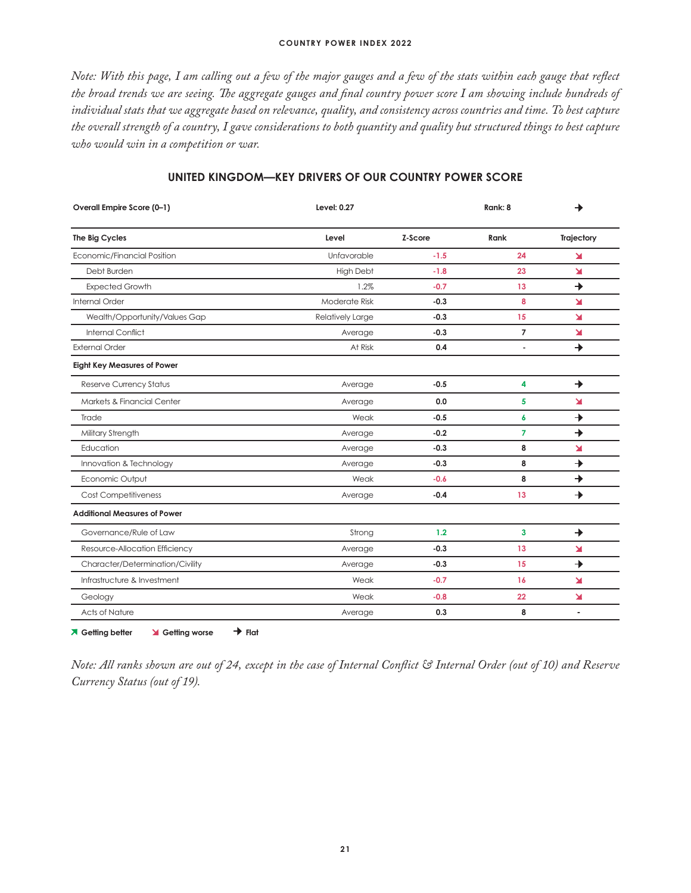*Note: With this page, I am calling out a few of the major gauges and a few of the stats within each gauge that reflect the broad trends we are seeing. The aggregate gauges and final country power score I am showing include hundreds of individual stats that we aggregate based on relevance, quality, and consistency across countries and time. To best capture the overall strength of a country, I gave considerations to both quantity and quality but structured things to best capture who would win in a competition or war.*

## UNITED KINGDOM—KEY DRIVERS OF OUR COUNTRY POWER SCORE

| **Overall Empire Score (0–1)** | **Level: 0.27** | | **Rank: 8** | → |
|---|---|---|---|---|
| **The Big Cycles** | **Level** | **Z-Score** | **Rank** | **Trajectory** |
| Economic/Financial Position | Unfavorable | -1.5 | 24 | ↘ |
| Debt Burden | High Debt | -1.8 | 23 | ↘ |
| Expected Growth | 1.2% | -0.7 | 13 | → |
| Internal Order | Moderate Risk | -0.3 | 8 | ↘ |
| Wealth/Opportunity/Values Gap | Relatively Large | -0.3 | 15 | ↘ |
| Internal Conflict | Average | -0.3 | 7 | ↘ |
| External Order | At Risk | 0.4 | - | → |
| **Eight Key Measures of Power** | | | | |
| Reserve Currency Status | Average | -0.5 | 4 | → |
| Markets & Financial Center | Average | 0.0 | 5 | ↘ |
| Trade | Weak | -0.5 | 6 | → |
| Military Strength | Average | -0.2 | 7 | → |
| Education | Average | -0.3 | 8 | ↘ |
| Innovation & Technology | Average | -0.3 | 8 | → |
| Economic Output | Weak | -0.6 | 8 | → |
| Cost Competitiveness | Average | -0.4 | 13 | → |
| **Additional Measures of Power** | | | | |
| Governance/Rule of Law | Strong | 1.2 | 3 | → |
| Resource-Allocation Efficiency | Average | -0.3 | 13 | ↘ |
| Character/Determination/Civility | Average | -0.3 | 15 | → |
| Infrastructure & Investment | Weak | -0.7 | 16 | ↘ |
| Geology | Weak | -0.8 | 22 | ↘ |
| Acts of Nature | Average | 0.3 | 8 | - |

↗ **Getting better** ↘ **Getting worse** → **Flat**

*Note: All ranks shown are out of 24, except in the case of Internal Conflict & Internal Order (out of 10) and Reserve Currency Status (out of 19).*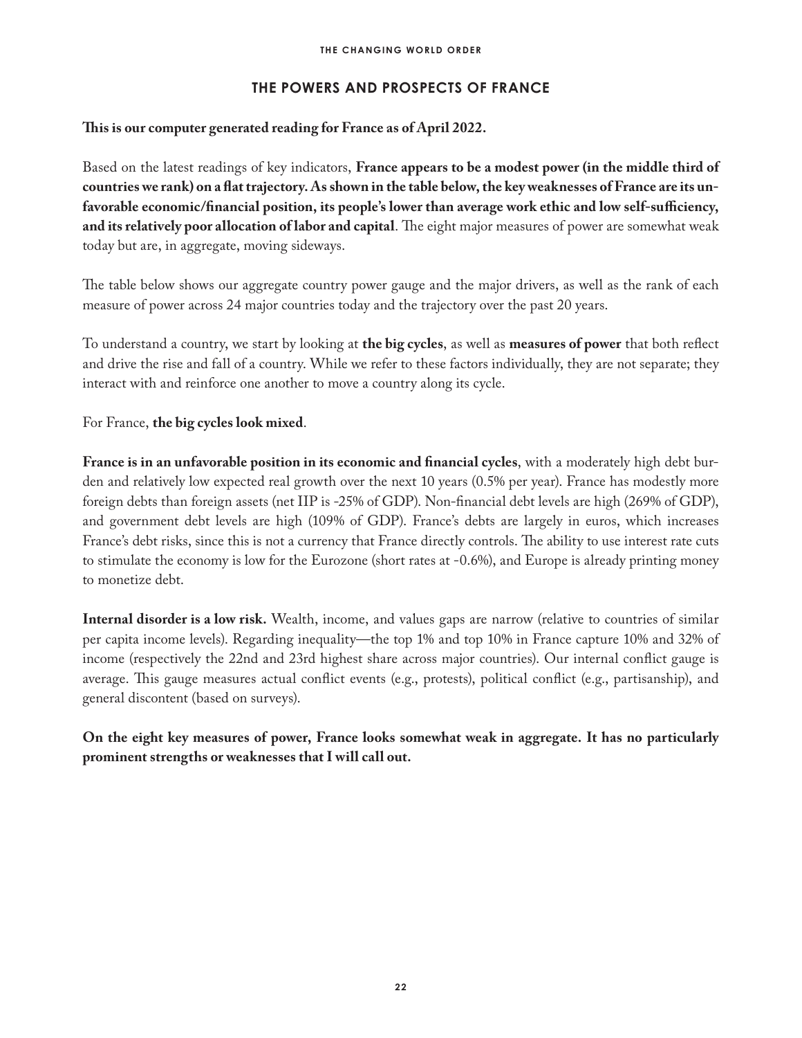## THE POWERS AND PROSPECTS OF FRANCE

**This is our computer generated reading for France as of April 2022.**

Based on the latest readings of key indicators, **France appears to be a modest power (in the middle third of countries we rank) on a flat trajectory. As shown in the table below, the key weaknesses of France are its unfavorable economic/financial position, its people's lower than average work ethic and low self-sufficiency, and its relatively poor allocation of labor and capital**. The eight major measures of power are somewhat weak today but are, in aggregate, moving sideways.

The table below shows our aggregate country power gauge and the major drivers, as well as the rank of each measure of power across 24 major countries today and the trajectory over the past 20 years.

To understand a country, we start by looking at **the big cycles**, as well as **measures of power** that both reflect and drive the rise and fall of a country. While we refer to these factors individually, they are not separate; they interact with and reinforce one another to move a country along its cycle.

For France, **the big cycles look mixed**.

**France is in an unfavorable position in its economic and financial cycles**, with a moderately high debt burden and relatively low expected real growth over the next 10 years (0.5% per year). France has modestly more foreign debts than foreign assets (net IIP is -25% of GDP). Non-financial debt levels are high (269% of GDP), and government debt levels are high (109% of GDP). France's debts are largely in euros, which increases France's debt risks, since this is not a currency that France directly controls. The ability to use interest rate cuts to stimulate the economy is low for the Eurozone (short rates at -0.6%), and Europe is already printing money to monetize debt.

**Internal disorder is a low risk.** Wealth, income, and values gaps are narrow (relative to countries of similar per capita income levels). Regarding inequality—the top 1% and top 10% in France capture 10% and 32% of income (respectively the 22nd and 23rd highest share across major countries). Our internal conflict gauge is average. This gauge measures actual conflict events (e.g., protests), political conflict (e.g., partisanship), and general discontent (based on surveys).

**On the eight key measures of power, France looks somewhat weak in aggregate. It has no particularly prominent strengths or weaknesses that I will call out.**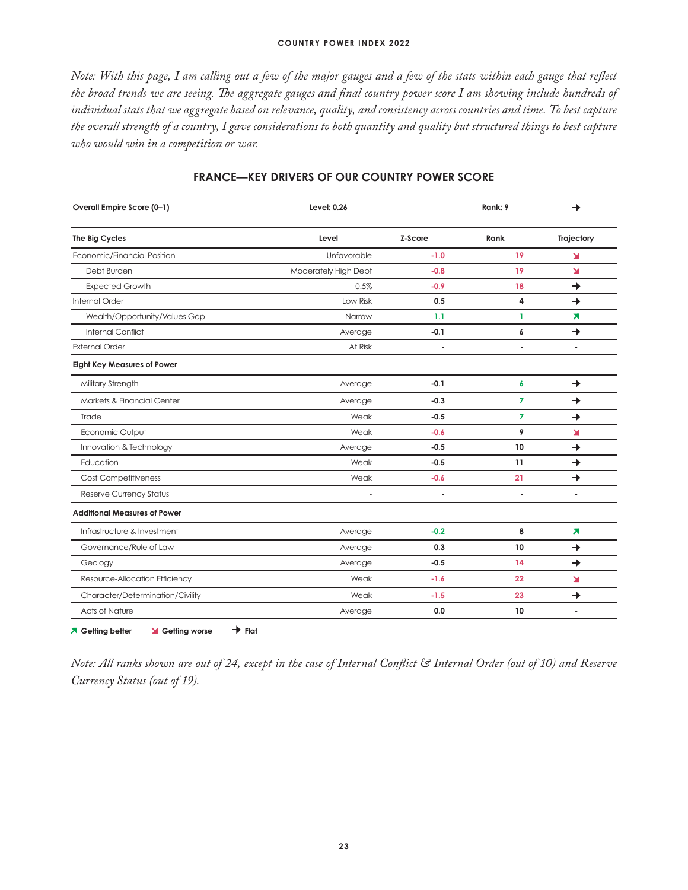*Note: With this page, I am calling out a few of the major gauges and a few of the stats within each gauge that reflect the broad trends we are seeing. The aggregate gauges and final country power score I am showing include hundreds of individual stats that we aggregate based on relevance, quality, and consistency across countries and time. To best capture the overall strength of a country, I gave considerations to both quantity and quality but structured things to best capture who would win in a competition or war.*

## FRANCE—KEY DRIVERS OF OUR COUNTRY POWER SCORE

| **Overall Empire Score (0–1)** | **Level: 0.26** | | **Rank: 9** | → |
|---|---|---|---|---|
| **The Big Cycles** | **Level** | **Z-Score** | **Rank** | **Trajectory** |
| Economic/Financial Position | Unfavorable | -1.0 | 19 | ↘ |
| Debt Burden | Moderately High Debt | -0.8 | 19 | ↘ |
| Expected Growth | 0.5% | -0.9 | 18 | → |
| Internal Order | Low Risk | 0.5 | 4 | → |
| Wealth/Opportunity/Values Gap | Narrow | 1.1 | 1 | ↗ |
| Internal Conflict | Average | -0.1 | 6 | → |
| External Order | At Risk | - | - | - |
| **Eight Key Measures of Power** | | | | |
| Military Strength | Average | -0.1 | 6 | → |
| Markets & Financial Center | Average | -0.3 | 7 | → |
| Trade | Weak | -0.5 | 7 | → |
| Economic Output | Weak | -0.6 | 9 | ↘ |
| Innovation & Technology | Average | -0.5 | 10 | → |
| Education | Weak | -0.5 | 11 | → |
| Cost Competitiveness | Weak | -0.6 | 21 | → |
| Reserve Currency Status | - | - | - | - |
| **Additional Measures of Power** | | | | |
| Infrastructure & Investment | Average | -0.2 | 8 | ↗ |
| Governance/Rule of Law | Average | 0.3 | 10 | → |
| Geology | Average | -0.5 | 14 | → |
| Resource-Allocation Efficiency | Weak | -1.6 | 22 | ↘ |
| Character/Determination/Civility | Weak | -1.5 | 23 | → |
| Acts of Nature | Average | 0.0 | 10 | - |

↗ **Getting better** ↘ **Getting worse** → **Flat**

*Note: All ranks shown are out of 24, except in the case of Internal Conflict & Internal Order (out of 10) and Reserve Currency Status (out of 19).*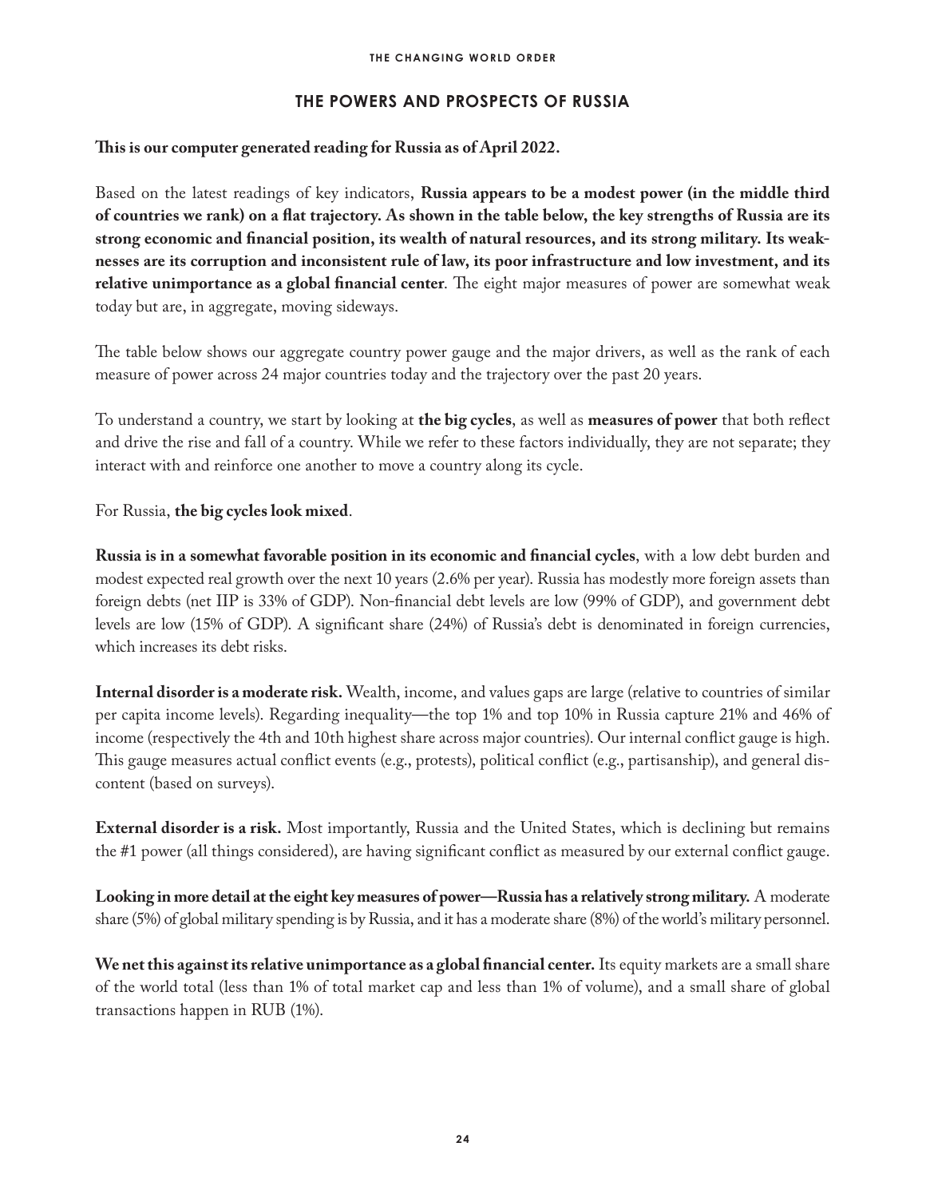## THE POWERS AND PROSPECTS OF RUSSIA

**This is our computer generated reading for Russia as of April 2022.**

Based on the latest readings of key indicators, **Russia appears to be a modest power (in the middle third of countries we rank) on a flat trajectory. As shown in the table below, the key strengths of Russia are its strong economic and financial position, its wealth of natural resources, and its strong military. Its weaknesses are its corruption and inconsistent rule of law, its poor infrastructure and low investment, and its relative unimportance as a global financial center**. The eight major measures of power are somewhat weak today but are, in aggregate, moving sideways.

The table below shows our aggregate country power gauge and the major drivers, as well as the rank of each measure of power across 24 major countries today and the trajectory over the past 20 years.

To understand a country, we start by looking at **the big cycles**, as well as **measures of power** that both reflect and drive the rise and fall of a country. While we refer to these factors individually, they are not separate; they interact with and reinforce one another to move a country along its cycle.

For Russia, **the big cycles look mixed**.

**Russia is in a somewhat favorable position in its economic and financial cycles**, with a low debt burden and modest expected real growth over the next 10 years (2.6% per year). Russia has modestly more foreign assets than foreign debts (net IIP is 33% of GDP). Non-financial debt levels are low (99% of GDP), and government debt levels are low (15% of GDP). A significant share (24%) of Russia's debt is denominated in foreign currencies, which increases its debt risks.

**Internal disorder is a moderate risk.** Wealth, income, and values gaps are large (relative to countries of similar per capita income levels). Regarding inequality—the top 1% and top 10% in Russia capture 21% and 46% of income (respectively the 4th and 10th highest share across major countries). Our internal conflict gauge is high. This gauge measures actual conflict events (e.g., protests), political conflict (e.g., partisanship), and general discontent (based on surveys).

**External disorder is a risk.** Most importantly, Russia and the United States, which is declining but remains the #1 power (all things considered), are having significant conflict as measured by our external conflict gauge.

**Looking in more detail at the eight key measures of power—Russia has a relatively strong military.** A moderate share (5%) of global military spending is by Russia, and it has a moderate share (8%) of the world's military personnel.

**We net this against its relative unimportance as a global financial center.** Its equity markets are a small share of the world total (less than 1% of total market cap and less than 1% of volume), and a small share of global transactions happen in RUB (1%).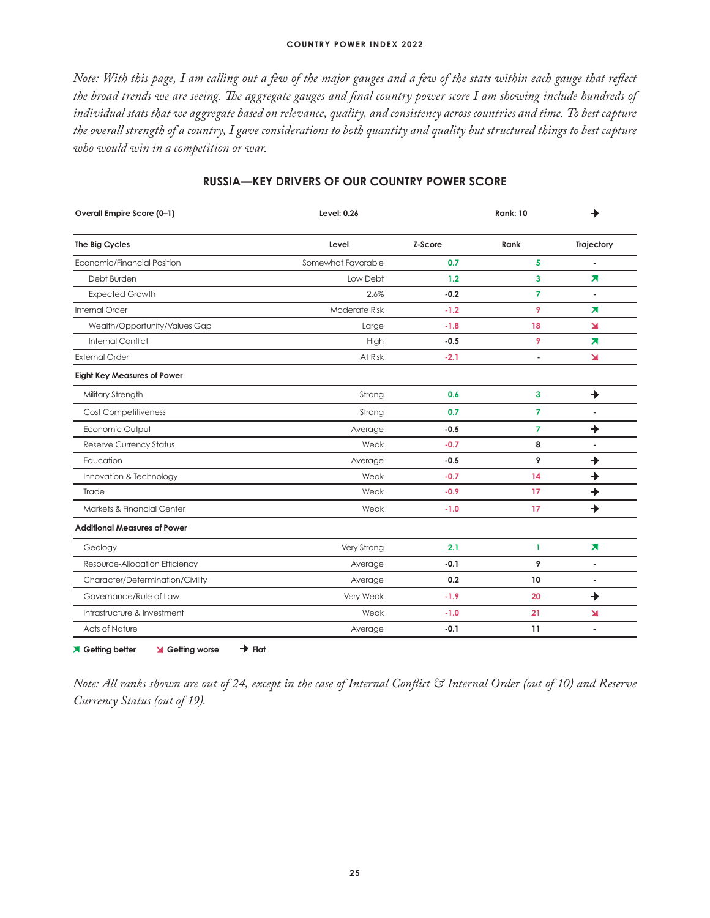*Note: With this page, I am calling out a few of the major gauges and a few of the stats within each gauge that reflect the broad trends we are seeing. The aggregate gauges and final country power score I am showing include hundreds of individual stats that we aggregate based on relevance, quality, and consistency across countries and time. To best capture the overall strength of a country, I gave considerations to both quantity and quality but structured things to best capture who would win in a competition or war.*

## RUSSIA—KEY DRIVERS OF OUR COUNTRY POWER SCORE

| **Overall Empire Score (0–1)** | **Level: 0.26** | | **Rank: 10** | → |
|---|---|---|---|---|
| **The Big Cycles** | **Level** | **Z-Score** | **Rank** | **Trajectory** |
| Economic/Financial Position | Somewhat Favorable | 0.7 | 5 | - |
| Debt Burden | Low Debt | 1.2 | 3 | ↗ |
| Expected Growth | 2.6% | -0.2 | 7 | - |
| Internal Order | Moderate Risk | -1.2 | 9 | ↗ |
| Wealth/Opportunity/Values Gap | Large | -1.8 | 18 | ↘ |
| Internal Conflict | High | -0.5 | 9 | ↗ |
| External Order | At Risk | -2.1 | - | ↘ |
| **Eight Key Measures of Power** | | | | |
| Military Strength | Strong | 0.6 | 3 | → |
| Cost Competitiveness | Strong | 0.7 | 7 | - |
| Economic Output | Average | -0.5 | 7 | → |
| Reserve Currency Status | Weak | -0.7 | 8 | - |
| Education | Average | -0.5 | 9 | → |
| Innovation & Technology | Weak | -0.7 | 14 | → |
| Trade | Weak | -0.9 | 17 | → |
| Markets & Financial Center | Weak | -1.0 | 17 | → |
| **Additional Measures of Power** | | | | |
| Geology | Very Strong | 2.1 | 1 | ↗ |
| Resource-Allocation Efficiency | Average | -0.1 | 9 | - |
| Character/Determination/Civility | Average | 0.2 | 10 | - |
| Governance/Rule of Law | Very Weak | -1.9 | 20 | → |
| Infrastructure & Investment | Weak | -1.0 | 21 | ↘ |
| Acts of Nature | Average | -0.1 | 11 | - |

↗ Getting better ↘ Getting worse → Flat

*Note: All ranks shown are out of 24, except in the case of Internal Conflict & Internal Order (out of 10) and Reserve Currency Status (out of 19).*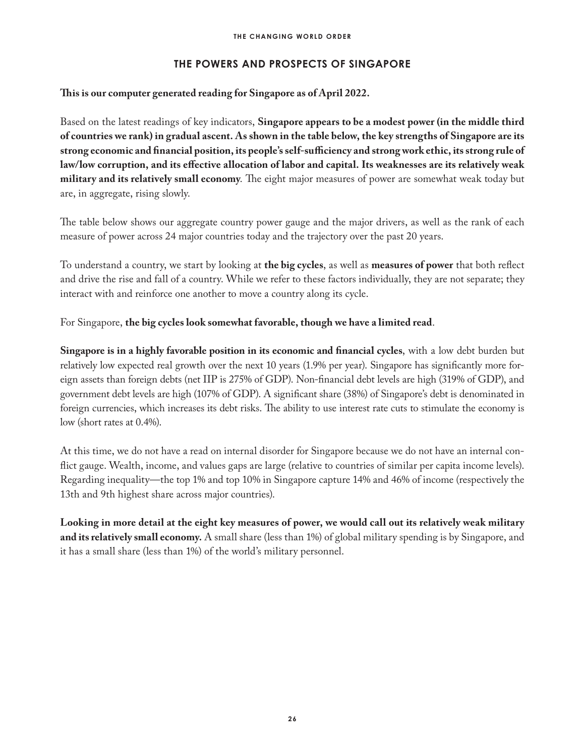## THE POWERS AND PROSPECTS OF SINGAPORE

**This is our computer generated reading for Singapore as of April 2022.**

Based on the latest readings of key indicators, **Singapore appears to be a modest power (in the middle third of countries we rank) in gradual ascent. As shown in the table below, the key strengths of Singapore are its strong economic and financial position, its people's self-sufficiency and strong work ethic, its strong rule of law/low corruption, and its effective allocation of labor and capital. Its weaknesses are its relatively weak military and its relatively small economy**. The eight major measures of power are somewhat weak today but are, in aggregate, rising slowly.

The table below shows our aggregate country power gauge and the major drivers, as well as the rank of each measure of power across 24 major countries today and the trajectory over the past 20 years.

To understand a country, we start by looking at **the big cycles**, as well as **measures of power** that both reflect and drive the rise and fall of a country. While we refer to these factors individually, they are not separate; they interact with and reinforce one another to move a country along its cycle.

For Singapore, **the big cycles look somewhat favorable, though we have a limited read**.

**Singapore is in a highly favorable position in its economic and financial cycles**, with a low debt burden but relatively low expected real growth over the next 10 years (1.9% per year). Singapore has significantly more foreign assets than foreign debts (net IIP is 275% of GDP). Non-financial debt levels are high (319% of GDP), and government debt levels are high (107% of GDP). A significant share (38%) of Singapore's debt is denominated in foreign currencies, which increases its debt risks. The ability to use interest rate cuts to stimulate the economy is low (short rates at 0.4%).

At this time, we do not have a read on internal disorder for Singapore because we do not have an internal conflict gauge. Wealth, income, and values gaps are large (relative to countries of similar per capita income levels). Regarding inequality—the top 1% and top 10% in Singapore capture 14% and 46% of income (respectively the 13th and 9th highest share across major countries).

**Looking in more detail at the eight key measures of power, we would call out its relatively weak military and its relatively small economy.** A small share (less than 1%) of global military spending is by Singapore, and it has a small share (less than 1%) of the world's military personnel.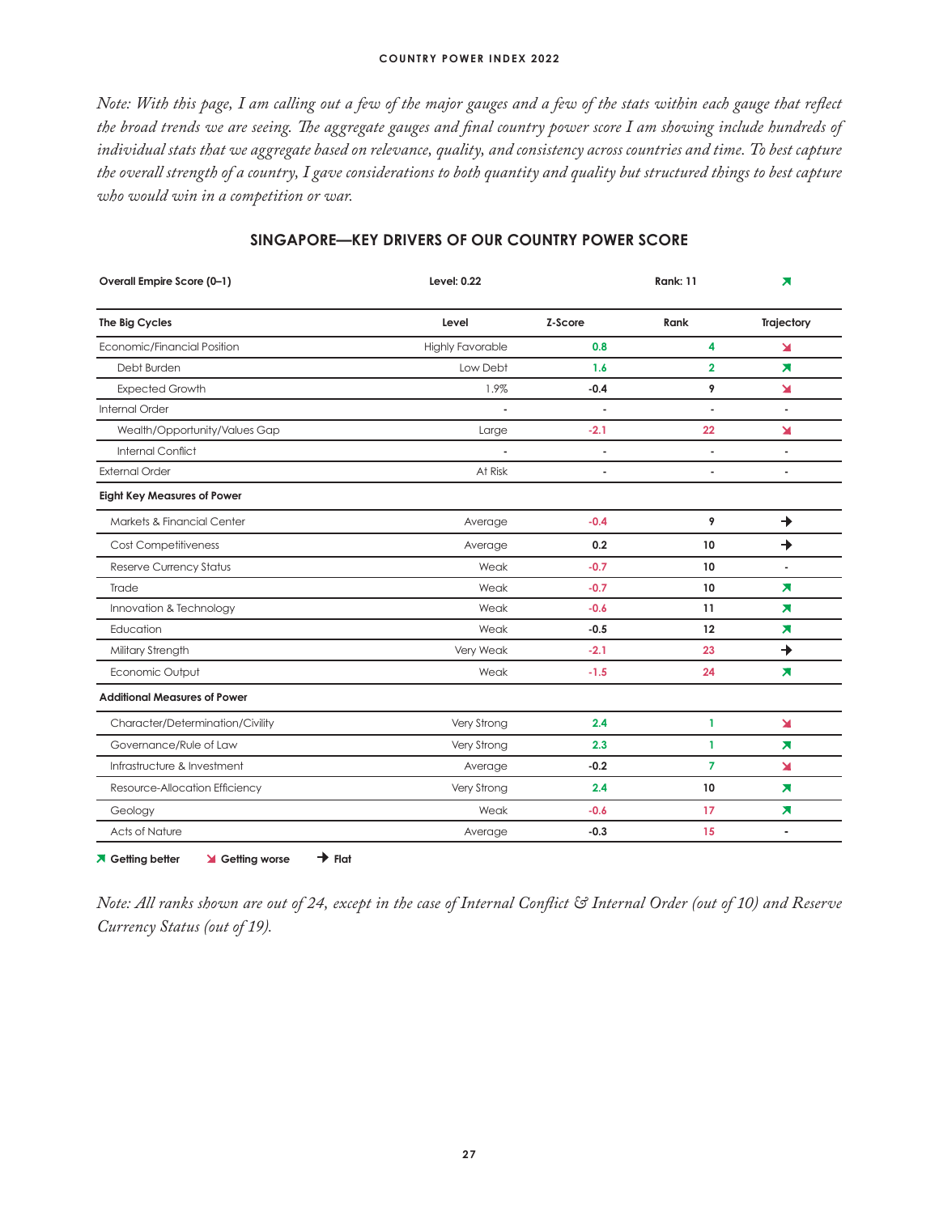*Note: With this page, I am calling out a few of the major gauges and a few of the stats within each gauge that reflect the broad trends we are seeing. The aggregate gauges and final country power score I am showing include hundreds of individual stats that we aggregate based on relevance, quality, and consistency across countries and time. To best capture the overall strength of a country, I gave considerations to both quantity and quality but structured things to best capture who would win in a competition or war.*

## SINGAPORE—KEY DRIVERS OF OUR COUNTRY POWER SCORE

| **Overall Empire Score (0–1)** | **Level: 0.22** | | **Rank: 11** | ↗ |
|---|---|---|---|---|
| **The Big Cycles** | **Level** | **Z-Score** | **Rank** | **Trajectory** |
| Economic/Financial Position | Highly Favorable | 0.8 | 4 | ↘ |
| Debt Burden | Low Debt | 1.6 | 2 | ↗ |
| Expected Growth | 1.9% | -0.4 | 9 | ↘ |
| Internal Order | - | - | - | - |
| Wealth/Opportunity/Values Gap | Large | -2.1 | 22 | ↘ |
| Internal Conflict | - | - | - | - |
| External Order | At Risk | - | - | - |
| **Eight Key Measures of Power** | | | | |
| Markets & Financial Center | Average | -0.4 | 9 | → |
| Cost Competitiveness | Average | 0.2 | 10 | → |
| Reserve Currency Status | Weak | -0.7 | 10 | - |
| Trade | Weak | -0.7 | 10 | ↗ |
| Innovation & Technology | Weak | -0.6 | 11 | ↗ |
| Education | Weak | -0.5 | 12 | ↗ |
| Military Strength | Very Weak | -2.1 | 23 | → |
| Economic Output | Weak | -1.5 | 24 | ↗ |
| **Additional Measures of Power** | | | | |
| Character/Determination/Civility | Very Strong | 2.4 | 1 | ↘ |
| Governance/Rule of Law | Very Strong | 2.3 | 1 | ↗ |
| Infrastructure & Investment | Average | -0.2 | 7 | ↘ |
| Resource-Allocation Efficiency | Very Strong | 2.4 | 10 | ↗ |
| Geology | Weak | -0.6 | 17 | ↗ |
| Acts of Nature | Average | -0.3 | 15 | - |

↗ **Getting better** ↘ **Getting worse** → **Flat**

*Note: All ranks shown are out of 24, except in the case of Internal Conflict & Internal Order (out of 10) and Reserve Currency Status (out of 19).*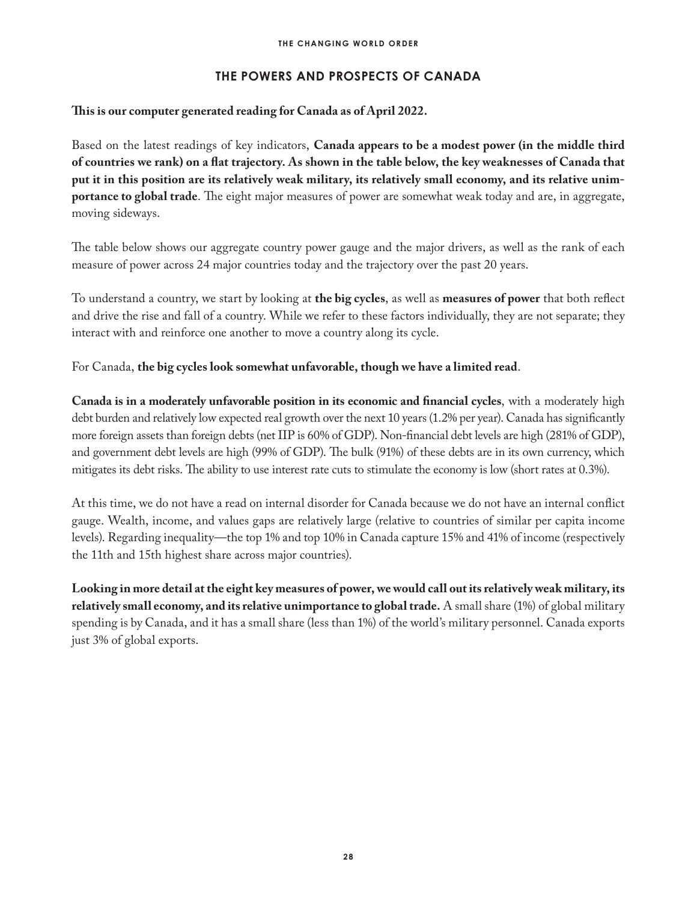## THE POWERS AND PROSPECTS OF CANADA

**This is our computer generated reading for Canada as of April 2022.**

Based on the latest readings of key indicators, **Canada appears to be a modest power (in the middle third of countries we rank) on a flat trajectory. As shown in the table below, the key weaknesses of Canada that put it in this position are its relatively weak military, its relatively small economy, and its relative unimportance to global trade**. The eight major measures of power are somewhat weak today and are, in aggregate, moving sideways.

The table below shows our aggregate country power gauge and the major drivers, as well as the rank of each measure of power across 24 major countries today and the trajectory over the past 20 years.

To understand a country, we start by looking at **the big cycles**, as well as **measures of power** that both reflect and drive the rise and fall of a country. While we refer to these factors individually, they are not separate; they interact with and reinforce one another to move a country along its cycle.

For Canada, **the big cycles look somewhat unfavorable, though we have a limited read**.

**Canada is in a moderately unfavorable position in its economic and financial cycles**, with a moderately high debt burden and relatively low expected real growth over the next 10 years (1.2% per year). Canada has significantly more foreign assets than foreign debts (net IIP is 60% of GDP). Non-financial debt levels are high (281% of GDP), and government debt levels are high (99% of GDP). The bulk (91%) of these debts are in its own currency, which mitigates its debt risks. The ability to use interest rate cuts to stimulate the economy is low (short rates at 0.3%).

At this time, we do not have a read on internal disorder for Canada because we do not have an internal conflict gauge. Wealth, income, and values gaps are relatively large (relative to countries of similar per capita income levels). Regarding inequality—the top 1% and top 10% in Canada capture 15% and 41% of income (respectively the 11th and 15th highest share across major countries).

**Looking in more detail at the eight key measures of power, we would call out its relatively weak military, its relatively small economy, and its relative unimportance to global trade.** A small share (1%) of global military spending is by Canada, and it has a small share (less than 1%) of the world's military personnel. Canada exports just 3% of global exports.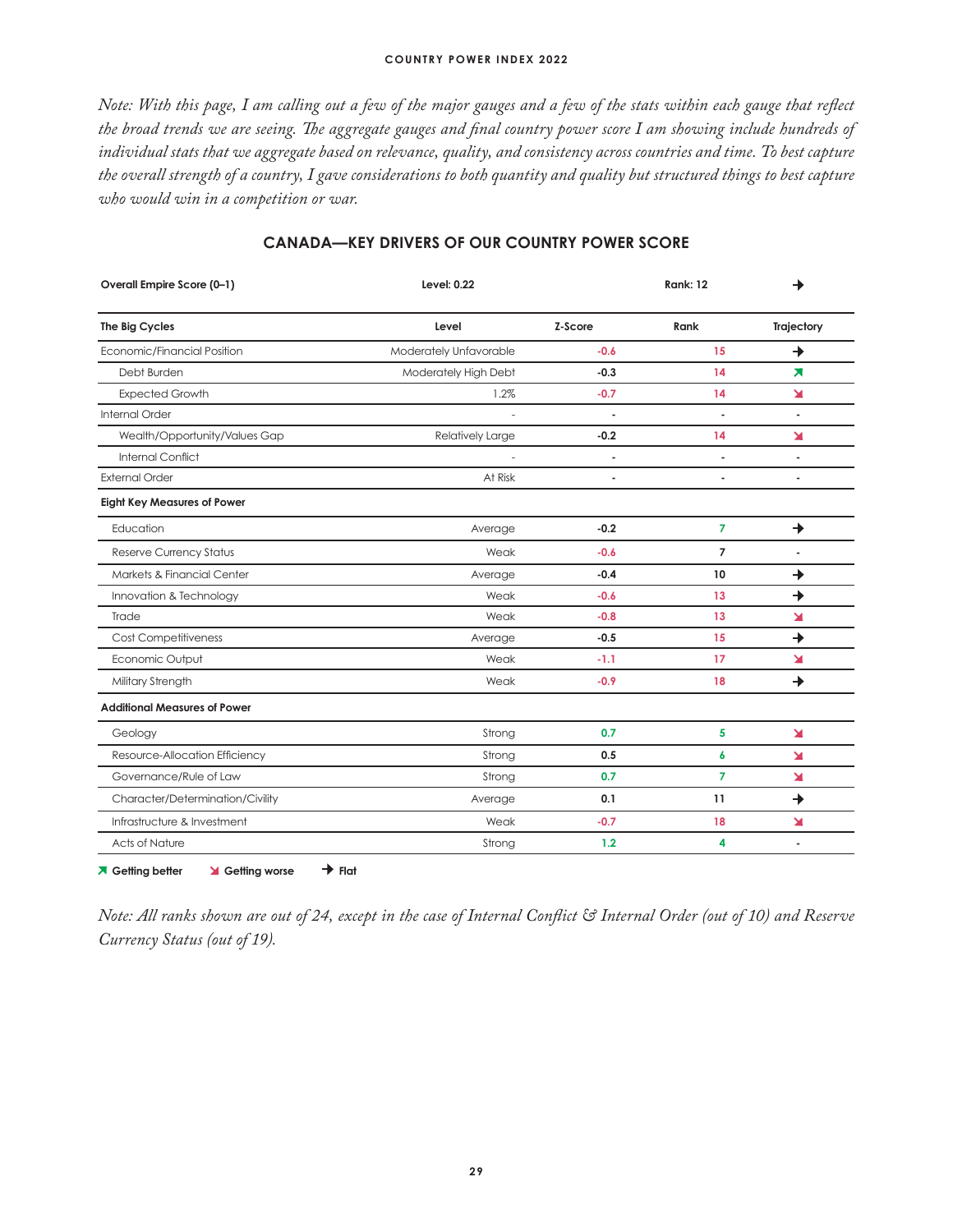*Note: With this page, I am calling out a few of the major gauges and a few of the stats within each gauge that reflect the broad trends we are seeing. The aggregate gauges and final country power score I am showing include hundreds of individual stats that we aggregate based on relevance, quality, and consistency across countries and time. To best capture the overall strength of a country, I gave considerations to both quantity and quality but structured things to best capture who would win in a competition or war.*

## CANADA—KEY DRIVERS OF OUR COUNTRY POWER SCORE

| **Overall Empire Score (0–1)** | **Level: 0.22** | | **Rank: 12** | → |
|---|---|---|---|---|
| **The Big Cycles** | **Level** | **Z-Score** | **Rank** | **Trajectory** |
| Economic/Financial Position | Moderately Unfavorable | -0.6 | 15 | → |
| Debt Burden | Moderately High Debt | -0.3 | 14 | ↗ |
| Expected Growth | 1.2% | -0.7 | 14 | ↘ |
| Internal Order | - | - | - | - |
| Wealth/Opportunity/Values Gap | Relatively Large | -0.2 | 14 | ↘ |
| Internal Conflict | - | - | - | - |
| External Order | At Risk | - | - | - |
| **Eight Key Measures of Power** | | | | |
| Education | Average | -0.2 | 7 | → |
| Reserve Currency Status | Weak | -0.6 | 7 | - |
| Markets & Financial Center | Average | -0.4 | 10 | → |
| Innovation & Technology | Weak | -0.6 | 13 | → |
| Trade | Weak | -0.8 | 13 | ↘ |
| Cost Competitiveness | Average | -0.5 | 15 | → |
| Economic Output | Weak | -1.1 | 17 | ↘ |
| Military Strength | Weak | -0.9 | 18 | → |
| **Additional Measures of Power** | | | | |
| Geology | Strong | 0.7 | 5 | ↘ |
| Resource-Allocation Efficiency | Strong | 0.5 | 6 | ↘ |
| Governance/Rule of Law | Strong | 0.7 | 7 | ↘ |
| Character/Determination/Civility | Average | 0.1 | 11 | → |
| Infrastructure & Investment | Weak | -0.7 | 18 | ↘ |
| Acts of Nature | Strong | 1.2 | 4 | - |

↗ **Getting better** ↘ **Getting worse** → **Flat**

*Note: All ranks shown are out of 24, except in the case of Internal Conflict & Internal Order (out of 10) and Reserve Currency Status (out of 19).*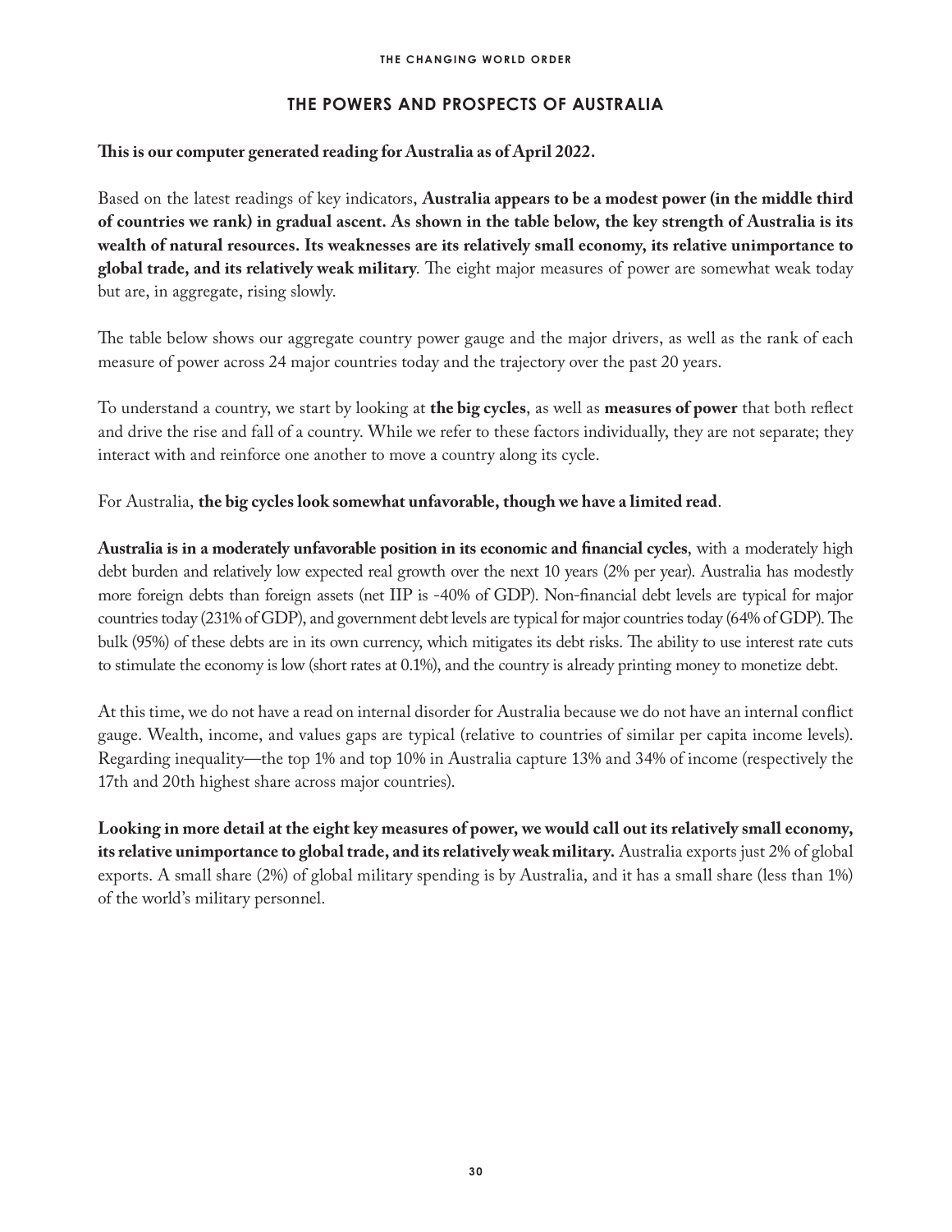## THE POWERS AND PROSPECTS OF AUSTRALIA

**This is our computer generated reading for Australia as of April 2022.**

Based on the latest readings of key indicators, **Australia appears to be a modest power (in the middle third of countries we rank) in gradual ascent. As shown in the table below, the key strength of Australia is its wealth of natural resources. Its weaknesses are its relatively small economy, its relative unimportance to global trade, and its relatively weak military**. The eight major measures of power are somewhat weak today but are, in aggregate, rising slowly.

The table below shows our aggregate country power gauge and the major drivers, as well as the rank of each measure of power across 24 major countries today and the trajectory over the past 20 years.

To understand a country, we start by looking at **the big cycles**, as well as **measures of power** that both reflect and drive the rise and fall of a country. While we refer to these factors individually, they are not separate; they interact with and reinforce one another to move a country along its cycle.

For Australia, **the big cycles look somewhat unfavorable, though we have a limited read**.

**Australia is in a moderately unfavorable position in its economic and financial cycles**, with a moderately high debt burden and relatively low expected real growth over the next 10 years (2% per year). Australia has modestly more foreign debts than foreign assets (net IIP is -40% of GDP). Non-financial debt levels are typical for major countries today (231% of GDP), and government debt levels are typical for major countries today (64% of GDP). The bulk (95%) of these debts are in its own currency, which mitigates its debt risks. The ability to use interest rate cuts to stimulate the economy is low (short rates at 0.1%), and the country is already printing money to monetize debt.

At this time, we do not have a read on internal disorder for Australia because we do not have an internal conflict gauge. Wealth, income, and values gaps are typical (relative to countries of similar per capita income levels). Regarding inequality—the top 1% and top 10% in Australia capture 13% and 34% of income (respectively the 17th and 20th highest share across major countries).

**Looking in more detail at the eight key measures of power, we would call out its relatively small economy, its relative unimportance to global trade, and its relatively weak military.** Australia exports just 2% of global exports. A small share (2%) of global military spending is by Australia, and it has a small share (less than 1%) of the world's military personnel.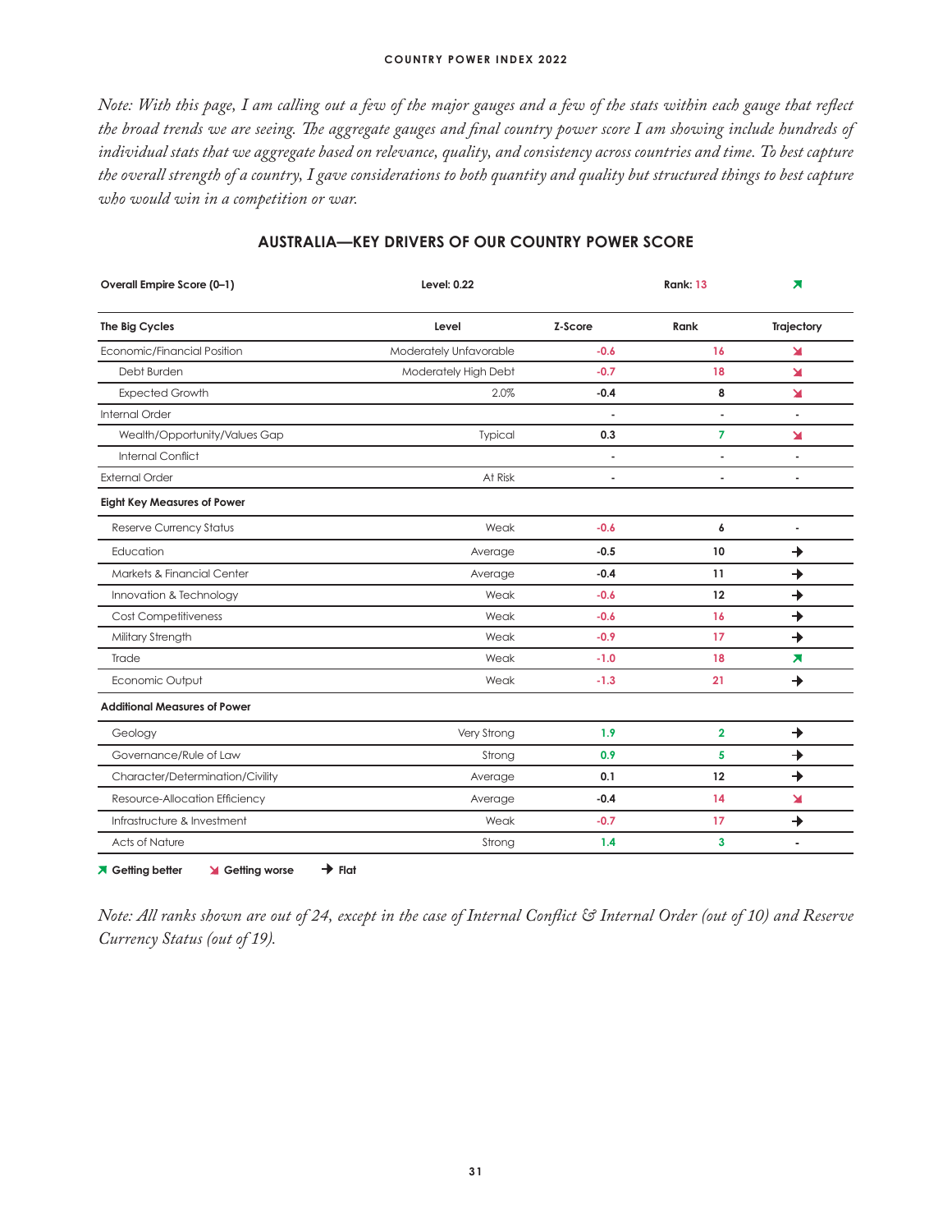*Note: With this page, I am calling out a few of the major gauges and a few of the stats within each gauge that reflect the broad trends we are seeing. The aggregate gauges and final country power score I am showing include hundreds of individual stats that we aggregate based on relevance, quality, and consistency across countries and time. To best capture the overall strength of a country, I gave considerations to both quantity and quality but structured things to best capture who would win in a competition or war.*

## AUSTRALIA—KEY DRIVERS OF OUR COUNTRY POWER SCORE

| **Overall Empire Score (0–1)** | **Level: 0.22** | | **Rank: 13** | ↗ |
|---|---|---|---|---|
| **The Big Cycles** | **Level** | **Z-Score** | **Rank** | **Trajectory** |
| Economic/Financial Position | Moderately Unfavorable | -0.6 | 16 | ↘ |
| Debt Burden | Moderately High Debt | -0.7 | 18 | ↘ |
| Expected Growth | 2.0% | -0.4 | 8 | ↘ |
| Internal Order | | - | - | - |
| Wealth/Opportunity/Values Gap | Typical | 0.3 | 7 | ↘ |
| Internal Conflict | | - | - | - |
| External Order | At Risk | - | - | - |
| **Eight Key Measures of Power** | | | | |
| Reserve Currency Status | Weak | -0.6 | 6 | - |
| Education | Average | -0.5 | 10 | → |
| Markets & Financial Center | Average | -0.4 | 11 | → |
| Innovation & Technology | Weak | -0.6 | 12 | → |
| Cost Competitiveness | Weak | -0.6 | 16 | → |
| Military Strength | Weak | -0.9 | 17 | → |
| Trade | Weak | -1.0 | 18 | ↗ |
| Economic Output | Weak | -1.3 | 21 | → |
| **Additional Measures of Power** | | | | |
| Geology | Very Strong | 1.9 | 2 | → |
| Governance/Rule of Law | Strong | 0.9 | 5 | → |
| Character/Determination/Civility | Average | 0.1 | 12 | → |
| Resource-Allocation Efficiency | Average | -0.4 | 14 | ↘ |
| Infrastructure & Investment | Weak | -0.7 | 17 | → |
| Acts of Nature | Strong | 1.4 | 3 | - |

↗ Getting better ↘ Getting worse → Flat

*Note: All ranks shown are out of 24, except in the case of Internal Conflict & Internal Order (out of 10) and Reserve Currency Status (out of 19).*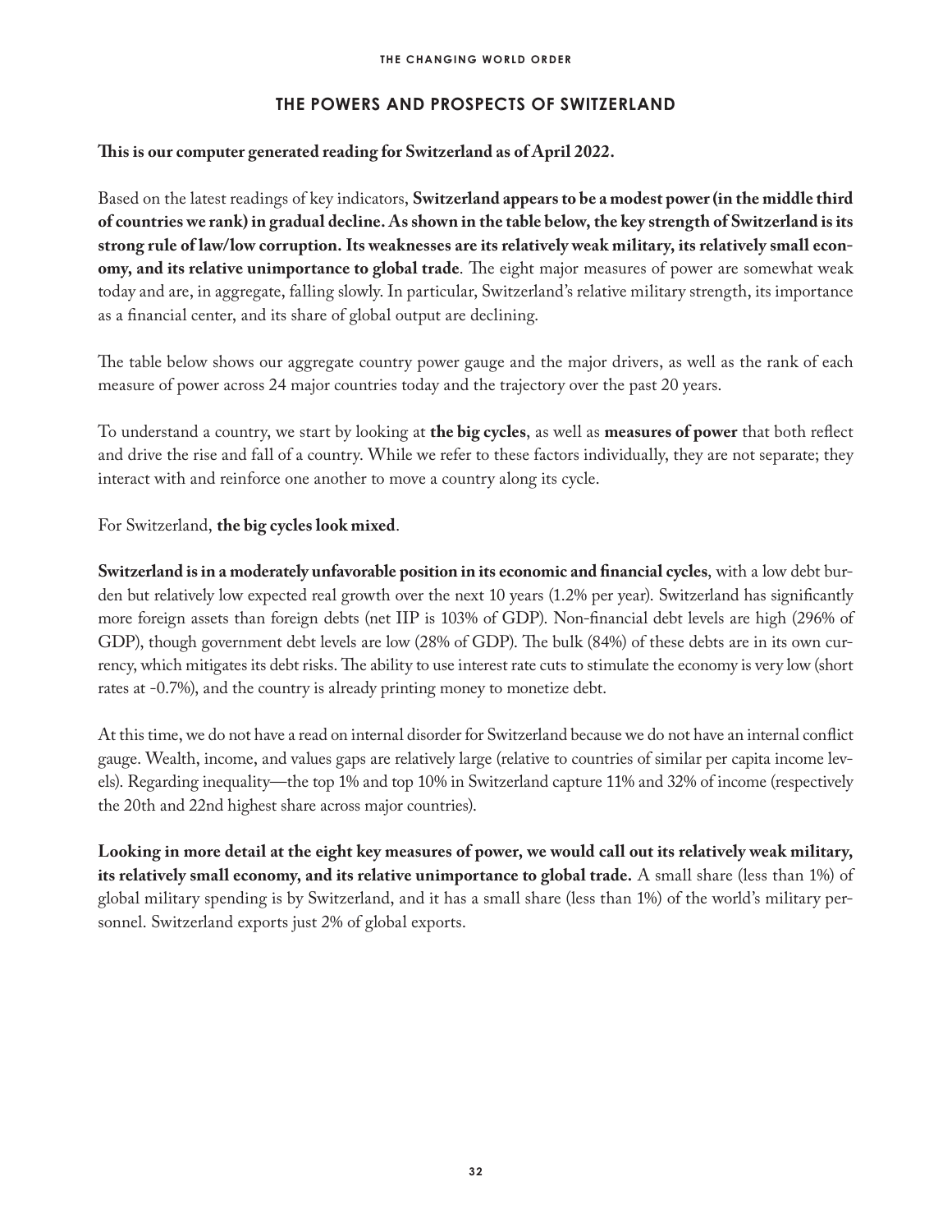## THE POWERS AND PROSPECTS OF SWITZERLAND

**This is our computer generated reading for Switzerland as of April 2022.**

Based on the latest readings of key indicators, **Switzerland appears to be a modest power (in the middle third of countries we rank) in gradual decline. As shown in the table below, the key strength of Switzerland is its strong rule of law/low corruption. Its weaknesses are its relatively weak military, its relatively small economy, and its relative unimportance to global trade**. The eight major measures of power are somewhat weak today and are, in aggregate, falling slowly. In particular, Switzerland's relative military strength, its importance as a financial center, and its share of global output are declining.

The table below shows our aggregate country power gauge and the major drivers, as well as the rank of each measure of power across 24 major countries today and the trajectory over the past 20 years.

To understand a country, we start by looking at **the big cycles**, as well as **measures of power** that both reflect and drive the rise and fall of a country. While we refer to these factors individually, they are not separate; they interact with and reinforce one another to move a country along its cycle.

For Switzerland, **the big cycles look mixed**.

**Switzerland is in a moderately unfavorable position in its economic and financial cycles**, with a low debt burden but relatively low expected real growth over the next 10 years (1.2% per year). Switzerland has significantly more foreign assets than foreign debts (net IIP is 103% of GDP). Non-financial debt levels are high (296% of GDP), though government debt levels are low (28% of GDP). The bulk (84%) of these debts are in its own currency, which mitigates its debt risks. The ability to use interest rate cuts to stimulate the economy is very low (short rates at -0.7%), and the country is already printing money to monetize debt.

At this time, we do not have a read on internal disorder for Switzerland because we do not have an internal conflict gauge. Wealth, income, and values gaps are relatively large (relative to countries of similar per capita income levels). Regarding inequality—the top 1% and top 10% in Switzerland capture 11% and 32% of income (respectively the 20th and 22nd highest share across major countries).

**Looking in more detail at the eight key measures of power, we would call out its relatively weak military, its relatively small economy, and its relative unimportance to global trade.** A small share (less than 1%) of global military spending is by Switzerland, and it has a small share (less than 1%) of the world's military personnel. Switzerland exports just 2% of global exports.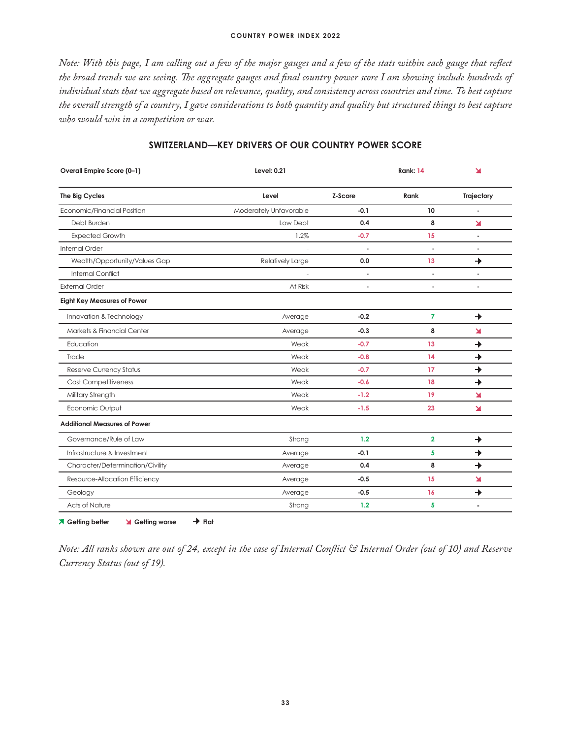*Note: With this page, I am calling out a few of the major gauges and a few of the stats within each gauge that reflect the broad trends we are seeing. The aggregate gauges and final country power score I am showing include hundreds of individual stats that we aggregate based on relevance, quality, and consistency across countries and time. To best capture the overall strength of a country, I gave considerations to both quantity and quality but structured things to best capture who would win in a competition or war.*

## SWITZERLAND—KEY DRIVERS OF OUR COUNTRY POWER SCORE

| **Overall Empire Score (0–1)** | **Level: 0.21** | | **Rank: 14** | ↘ |
|---|---|---|---|---|
| **The Big Cycles** | **Level** | **Z-Score** | **Rank** | **Trajectory** |
| Economic/Financial Position | Moderately Unfavorable | -0.1 | 10 | - |
| Debt Burden | Low Debt | 0.4 | 8 | ↘ |
| Expected Growth | 1.2% | -0.7 | 15 | - |
| Internal Order | - | - | - | - |
| Wealth/Opportunity/Values Gap | Relatively Large | 0.0 | 13 | → |
| Internal Conflict | - | - | - | - |
| External Order | At Risk | - | - | - |
| **Eight Key Measures of Power** | | | | |
| Innovation & Technology | Average | -0.2 | 7 | → |
| Markets & Financial Center | Average | -0.3 | 8 | ↘ |
| Education | Weak | -0.7 | 13 | → |
| Trade | Weak | -0.8 | 14 | → |
| Reserve Currency Status | Weak | -0.7 | 17 | → |
| Cost Competitiveness | Weak | -0.6 | 18 | → |
| Military Strength | Weak | -1.2 | 19 | ↘ |
| Economic Output | Weak | -1.5 | 23 | ↘ |
| **Additional Measures of Power** | | | | |
| Governance/Rule of Law | Strong | 1.2 | 2 | → |
| Infrastructure & Investment | Average | -0.1 | 5 | → |
| Character/Determination/Civility | Average | 0.4 | 8 | → |
| Resource-Allocation Efficiency | Average | -0.5 | 15 | ↘ |
| Geology | Average | -0.5 | 16 | → |
| Acts of Nature | Strong | 1.2 | 5 | - |

↗ Getting better ↘ Getting worse → Flat

*Note: All ranks shown are out of 24, except in the case of Internal Conflict & Internal Order (out of 10) and Reserve Currency Status (out of 19).*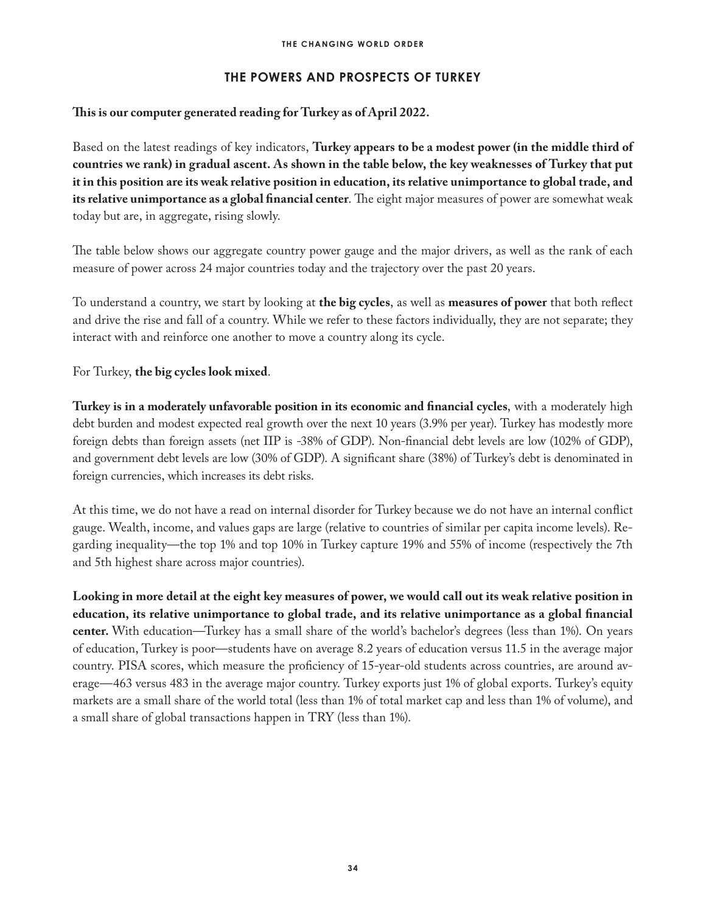## THE POWERS AND PROSPECTS OF TURKEY

**This is our computer generated reading for Turkey as of April 2022.**

Based on the latest readings of key indicators, **Turkey appears to be a modest power (in the middle third of countries we rank) in gradual ascent. As shown in the table below, the key weaknesses of Turkey that put it in this position are its weak relative position in education, its relative unimportance to global trade, and its relative unimportance as a global financial center**. The eight major measures of power are somewhat weak today but are, in aggregate, rising slowly.

The table below shows our aggregate country power gauge and the major drivers, as well as the rank of each measure of power across 24 major countries today and the trajectory over the past 20 years.

To understand a country, we start by looking at **the big cycles**, as well as **measures of power** that both reflect and drive the rise and fall of a country. While we refer to these factors individually, they are not separate; they interact with and reinforce one another to move a country along its cycle.

For Turkey, **the big cycles look mixed**.

**Turkey is in a moderately unfavorable position in its economic and financial cycles**, with a moderately high debt burden and modest expected real growth over the next 10 years (3.9% per year). Turkey has modestly more foreign debts than foreign assets (net IIP is -38% of GDP). Non-financial debt levels are low (102% of GDP), and government debt levels are low (30% of GDP). A significant share (38%) of Turkey's debt is denominated in foreign currencies, which increases its debt risks.

At this time, we do not have a read on internal disorder for Turkey because we do not have an internal conflict gauge. Wealth, income, and values gaps are large (relative to countries of similar per capita income levels). Regarding inequality—the top 1% and top 10% in Turkey capture 19% and 55% of income (respectively the 7th and 5th highest share across major countries).

**Looking in more detail at the eight key measures of power, we would call out its weak relative position in education, its relative unimportance to global trade, and its relative unimportance as a global financial center.** With education—Turkey has a small share of the world's bachelor's degrees (less than 1%). On years of education, Turkey is poor—students have on average 8.2 years of education versus 11.5 in the average major country. PISA scores, which measure the proficiency of 15-year-old students across countries, are around average—463 versus 483 in the average major country. Turkey exports just 1% of global exports. Turkey's equity markets are a small share of the world total (less than 1% of total market cap and less than 1% of volume), and a small share of global transactions happen in TRY (less than 1%).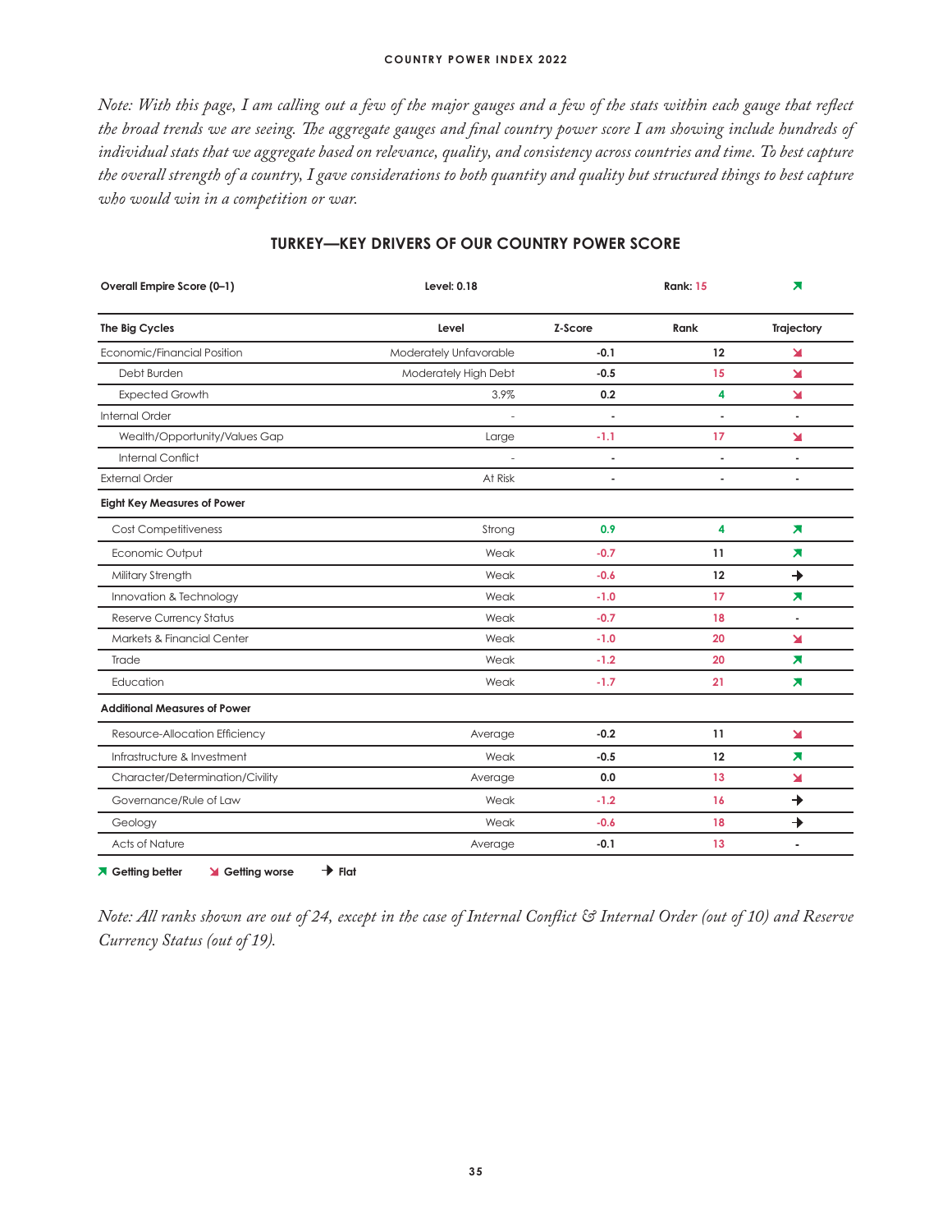*Note: With this page, I am calling out a few of the major gauges and a few of the stats within each gauge that reflect the broad trends we are seeing. The aggregate gauges and final country power score I am showing include hundreds of individual stats that we aggregate based on relevance, quality, and consistency across countries and time. To best capture the overall strength of a country, I gave considerations to both quantity and quality but structured things to best capture who would win in a competition or war.*

## TURKEY—KEY DRIVERS OF OUR COUNTRY POWER SCORE

| **Overall Empire Score (0–1)** | **Level: 0.18** | | **Rank: 15** | ↗ |
|---|---|---|---|---|
| **The Big Cycles** | **Level** | **Z-Score** | **Rank** | **Trajectory** |
| Economic/Financial Position | Moderately Unfavorable | -0.1 | 12 | ↘ |
| Debt Burden | Moderately High Debt | -0.5 | 15 | ↘ |
| Expected Growth | 3.9% | 0.2 | 4 | ↘ |
| Internal Order | - | - | - | - |
| Wealth/Opportunity/Values Gap | Large | -1.1 | 17 | ↘ |
| Internal Conflict | - | - | - | - |
| External Order | At Risk | - | - | - |
| **Eight Key Measures of Power** | | | | |
| Cost Competitiveness | Strong | 0.9 | 4 | ↗ |
| Economic Output | Weak | -0.7 | 11 | ↗ |
| Military Strength | Weak | -0.6 | 12 | → |
| Innovation & Technology | Weak | -1.0 | 17 | ↗ |
| Reserve Currency Status | Weak | -0.7 | 18 | - |
| Markets & Financial Center | Weak | -1.0 | 20 | ↘ |
| Trade | Weak | -1.2 | 20 | ↗ |
| Education | Weak | -1.7 | 21 | ↗ |
| **Additional Measures of Power** | | | | |
| Resource-Allocation Efficiency | Average | -0.2 | 11 | ↘ |
| Infrastructure & Investment | Weak | -0.5 | 12 | ↗ |
| Character/Determination/Civility | Average | 0.0 | 13 | ↘ |
| Governance/Rule of Law | Weak | -1.2 | 16 | → |
| Geology | Weak | -0.6 | 18 | → |
| Acts of Nature | Average | -0.1 | 13 | - |

↗ Getting better ↘ Getting worse → Flat

*Note: All ranks shown are out of 24, except in the case of Internal Conflict & Internal Order (out of 10) and Reserve Currency Status (out of 19).*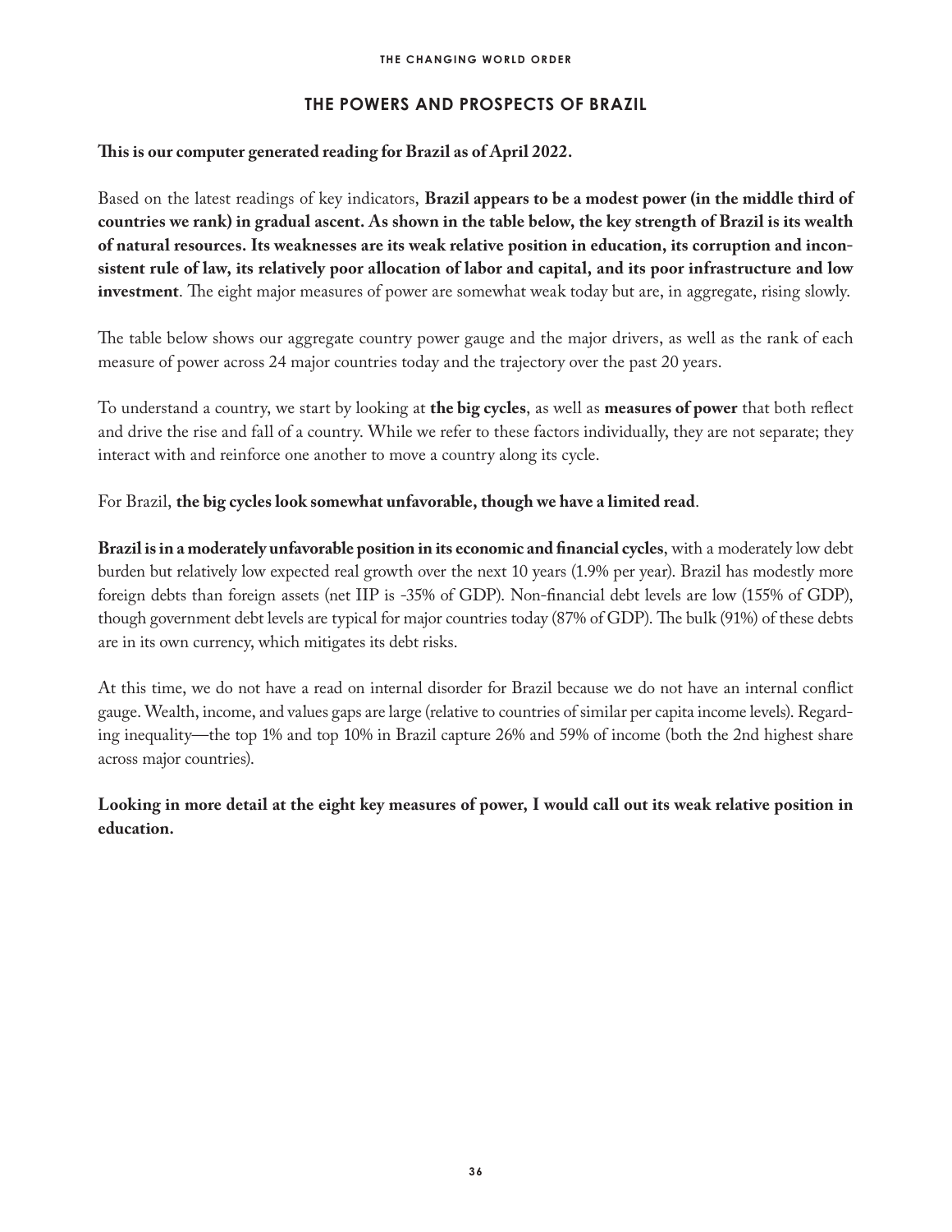## THE POWERS AND PROSPECTS OF BRAZIL

**This is our computer generated reading for Brazil as of April 2022.**

Based on the latest readings of key indicators, **Brazil appears to be a modest power (in the middle third of countries we rank) in gradual ascent. As shown in the table below, the key strength of Brazil is its wealth of natural resources. Its weaknesses are its weak relative position in education, its corruption and inconsistent rule of law, its relatively poor allocation of labor and capital, and its poor infrastructure and low investment**. The eight major measures of power are somewhat weak today but are, in aggregate, rising slowly.

The table below shows our aggregate country power gauge and the major drivers, as well as the rank of each measure of power across 24 major countries today and the trajectory over the past 20 years.

To understand a country, we start by looking at **the big cycles**, as well as **measures of power** that both reflect and drive the rise and fall of a country. While we refer to these factors individually, they are not separate; they interact with and reinforce one another to move a country along its cycle.

For Brazil, **the big cycles look somewhat unfavorable, though we have a limited read**.

**Brazil is in a moderately unfavorable position in its economic and financial cycles**, with a moderately low debt burden but relatively low expected real growth over the next 10 years (1.9% per year). Brazil has modestly more foreign debts than foreign assets (net IIP is -35% of GDP). Non-financial debt levels are low (155% of GDP), though government debt levels are typical for major countries today (87% of GDP). The bulk (91%) of these debts are in its own currency, which mitigates its debt risks.

At this time, we do not have a read on internal disorder for Brazil because we do not have an internal conflict gauge. Wealth, income, and values gaps are large (relative to countries of similar per capita income levels). Regarding inequality—the top 1% and top 10% in Brazil capture 26% and 59% of income (both the 2nd highest share across major countries).

**Looking in more detail at the eight key measures of power, I would call out its weak relative position in education.**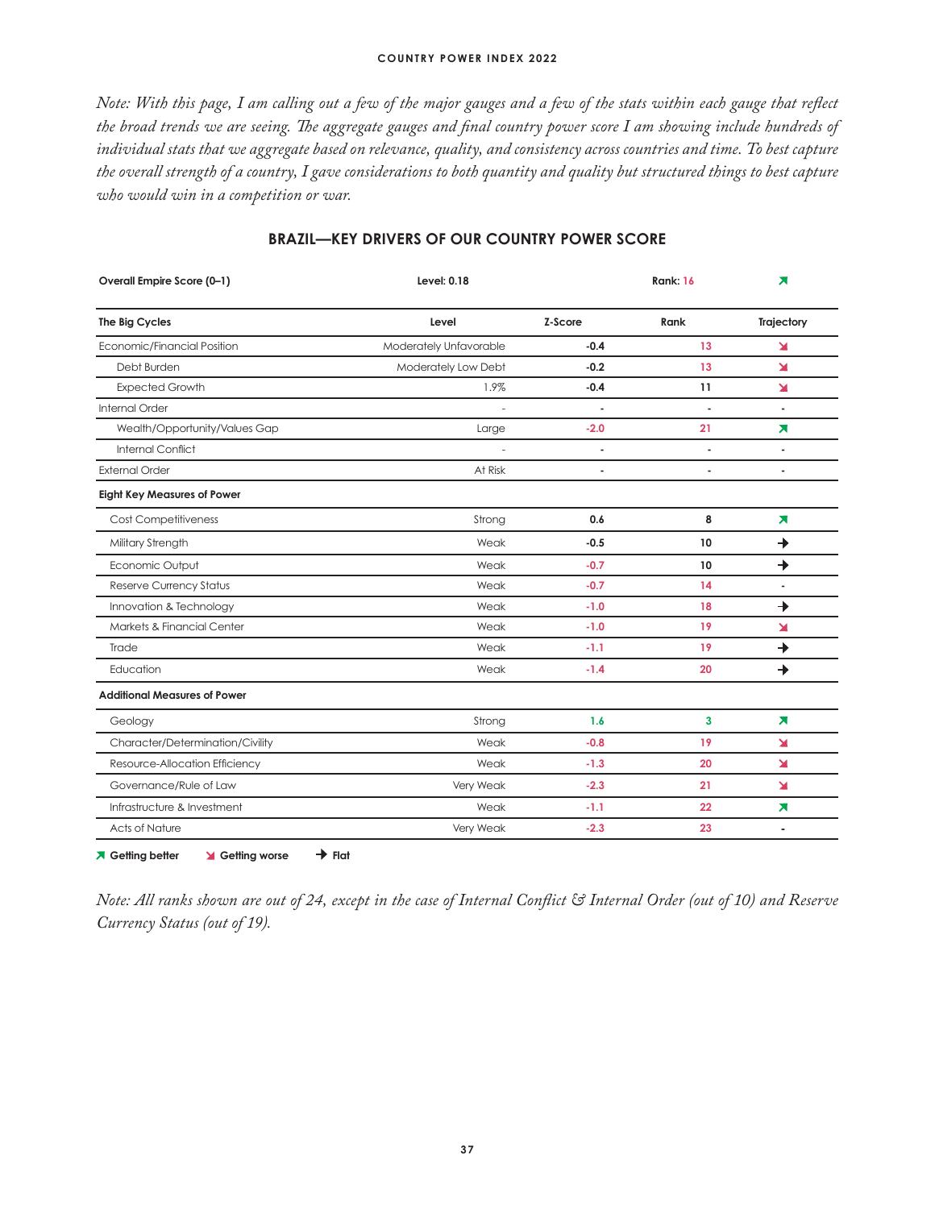*Note: With this page, I am calling out a few of the major gauges and a few of the stats within each gauge that reflect the broad trends we are seeing. The aggregate gauges and final country power score I am showing include hundreds of individual stats that we aggregate based on relevance, quality, and consistency across countries and time. To best capture the overall strength of a country, I gave considerations to both quantity and quality but structured things to best capture who would win in a competition or war.*

## BRAZIL—KEY DRIVERS OF OUR COUNTRY POWER SCORE

| **Overall Empire Score (0–1)** | **Level: 0.18** | | **Rank: 16** | ↗ |
|---|---|---|---|---|
| **The Big Cycles** | **Level** | **Z-Score** | **Rank** | **Trajectory** |
| Economic/Financial Position | Moderately Unfavorable | -0.4 | 13 | ↘ |
| Debt Burden | Moderately Low Debt | -0.2 | 13 | ↘ |
| Expected Growth | 1.9% | -0.4 | 11 | ↘ |
| Internal Order | - | - | - | - |
| Wealth/Opportunity/Values Gap | Large | -2.0 | 21 | ↗ |
| Internal Conflict | - | - | - | - |
| External Order | At Risk | - | - | - |
| **Eight Key Measures of Power** | | | | |
| Cost Competitiveness | Strong | 0.6 | 8 | ↗ |
| Military Strength | Weak | -0.5 | 10 | → |
| Economic Output | Weak | -0.7 | 10 | → |
| Reserve Currency Status | Weak | -0.7 | 14 | - |
| Innovation & Technology | Weak | -1.0 | 18 | → |
| Markets & Financial Center | Weak | -1.0 | 19 | ↘ |
| Trade | Weak | -1.1 | 19 | → |
| Education | Weak | -1.4 | 20 | → |
| **Additional Measures of Power** | | | | |
| Geology | Strong | 1.6 | 3 | ↗ |
| Character/Determination/Civility | Weak | -0.8 | 19 | ↘ |
| Resource-Allocation Efficiency | Weak | -1.3 | 20 | ↘ |
| Governance/Rule of Law | Very Weak | -2.3 | 21 | ↘ |
| Infrastructure & Investment | Weak | -1.1 | 22 | ↗ |
| Acts of Nature | Very Weak | -2.3 | 23 | - |

↗ **Getting better** ↘ **Getting worse** → **Flat**

*Note: All ranks shown are out of 24, except in the case of Internal Conflict & Internal Order (out of 10) and Reserve Currency Status (out of 19).*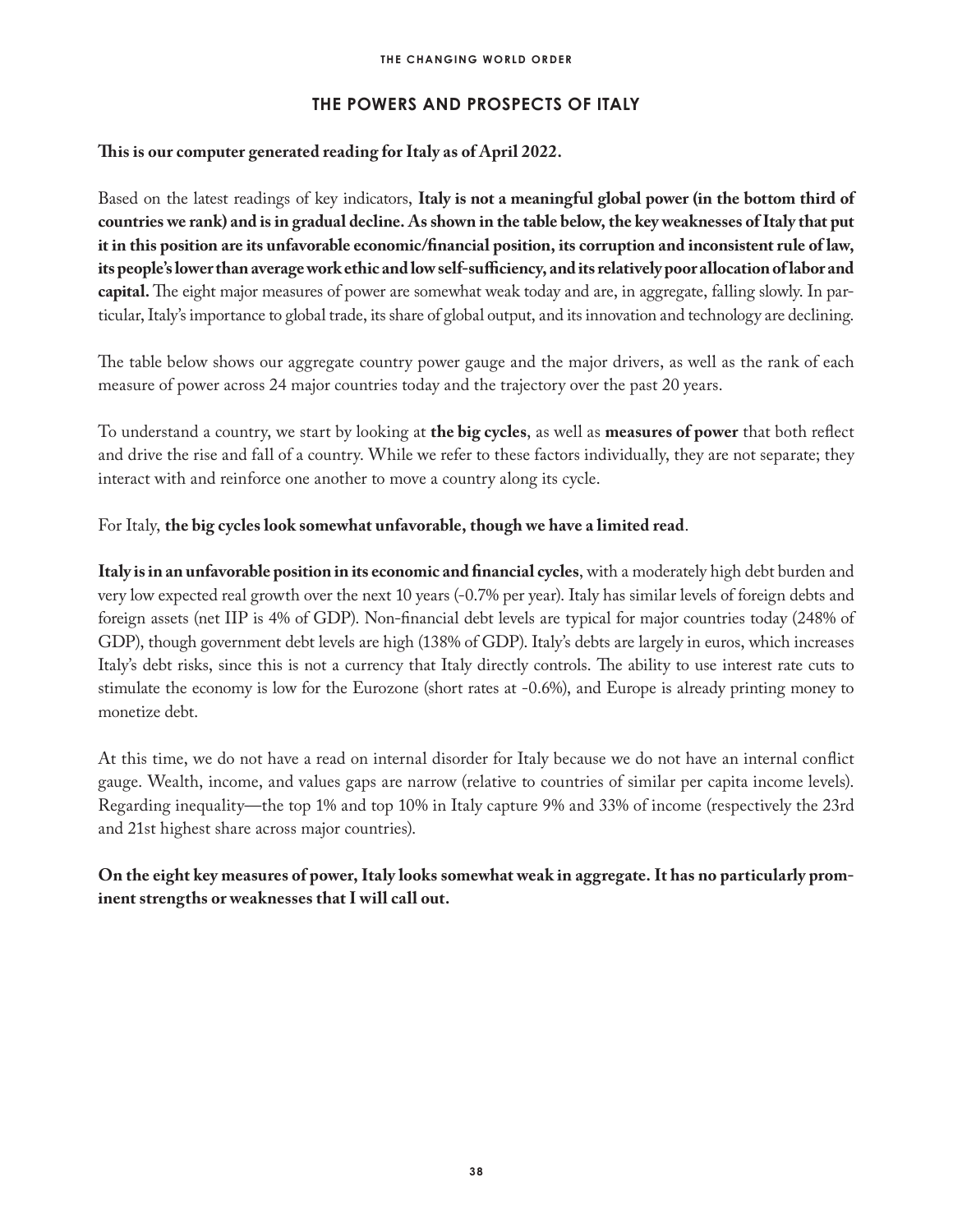## THE POWERS AND PROSPECTS OF ITALY

**This is our computer generated reading for Italy as of April 2022.**

Based on the latest readings of key indicators, **Italy is not a meaningful global power (in the bottom third of countries we rank) and is in gradual decline. As shown in the table below, the key weaknesses of Italy that put it in this position are its unfavorable economic/financial position, its corruption and inconsistent rule of law, its people's lower than average work ethic and low self-sufficiency, and its relatively poor allocation of labor and capital.** The eight major measures of power are somewhat weak today and are, in aggregate, falling slowly. In particular, Italy's importance to global trade, its share of global output, and its innovation and technology are declining.

The table below shows our aggregate country power gauge and the major drivers, as well as the rank of each measure of power across 24 major countries today and the trajectory over the past 20 years.

To understand a country, we start by looking at **the big cycles**, as well as **measures of power** that both reflect and drive the rise and fall of a country. While we refer to these factors individually, they are not separate; they interact with and reinforce one another to move a country along its cycle.

For Italy, **the big cycles look somewhat unfavorable, though we have a limited read**.

**Italy is in an unfavorable position in its economic and financial cycles**, with a moderately high debt burden and very low expected real growth over the next 10 years (-0.7% per year). Italy has similar levels of foreign debts and foreign assets (net IIP is 4% of GDP). Non-financial debt levels are typical for major countries today (248% of GDP), though government debt levels are high (138% of GDP). Italy's debts are largely in euros, which increases Italy's debt risks, since this is not a currency that Italy directly controls. The ability to use interest rate cuts to stimulate the economy is low for the Eurozone (short rates at -0.6%), and Europe is already printing money to monetize debt.

At this time, we do not have a read on internal disorder for Italy because we do not have an internal conflict gauge. Wealth, income, and values gaps are narrow (relative to countries of similar per capita income levels). Regarding inequality—the top 1% and top 10% in Italy capture 9% and 33% of income (respectively the 23rd and 21st highest share across major countries).

**On the eight key measures of power, Italy looks somewhat weak in aggregate. It has no particularly prominent strengths or weaknesses that I will call out.**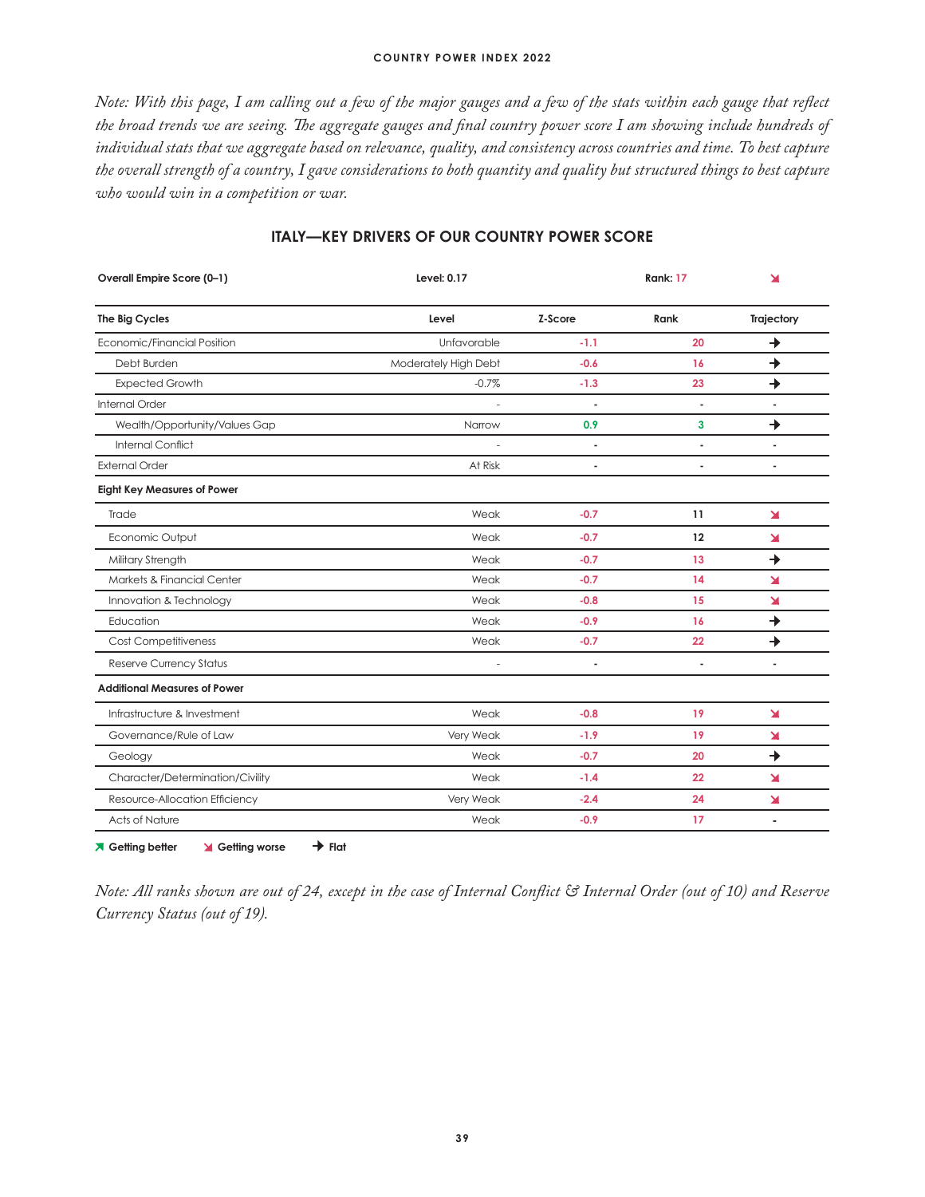*Note: With this page, I am calling out a few of the major gauges and a few of the stats within each gauge that reflect the broad trends we are seeing. The aggregate gauges and final country power score I am showing include hundreds of individual stats that we aggregate based on relevance, quality, and consistency across countries and time. To best capture the overall strength of a country, I gave considerations to both quantity and quality but structured things to best capture who would win in a competition or war.*

## ITALY—KEY DRIVERS OF OUR COUNTRY POWER SCORE

| Overall Empire Score (0–1) | Level: 0.17 | | Rank: 17 | ↘ |
|---|---|---|---|---|
| **The Big Cycles** | **Level** | **Z-Score** | **Rank** | **Trajectory** |
| Economic/Financial Position | Unfavorable | -1.1 | 20 | → |
| Debt Burden | Moderately High Debt | -0.6 | 16 | → |
| Expected Growth | -0.7% | -1.3 | 23 | → |
| Internal Order | - | - | - | - |
| Wealth/Opportunity/Values Gap | Narrow | 0.9 | 3 | → |
| Internal Conflict | - | - | - | - |
| External Order | At Risk | - | - | - |
| **Eight Key Measures of Power** | | | | |
| Trade | Weak | -0.7 | 11 | ↘ |
| Economic Output | Weak | -0.7 | 12 | ↘ |
| Military Strength | Weak | -0.7 | 13 | → |
| Markets & Financial Center | Weak | -0.7 | 14 | ↘ |
| Innovation & Technology | Weak | -0.8 | 15 | ↘ |
| Education | Weak | -0.9 | 16 | → |
| Cost Competitiveness | Weak | -0.7 | 22 | → |
| Reserve Currency Status | - | - | - | - |
| **Additional Measures of Power** | | | | |
| Infrastructure & Investment | Weak | -0.8 | 19 | ↘ |
| Governance/Rule of Law | Very Weak | -1.9 | 19 | ↘ |
| Geology | Weak | -0.7 | 20 | → |
| Character/Determination/Civility | Weak | -1.4 | 22 | ↘ |
| Resource-Allocation Efficiency | Very Weak | -2.4 | 24 | ↘ |
| Acts of Nature | Weak | -0.9 | 17 | - |

↗ Getting better ↘ Getting worse → Flat

*Note: All ranks shown are out of 24, except in the case of Internal Conflict & Internal Order (out of 10) and Reserve Currency Status (out of 19).*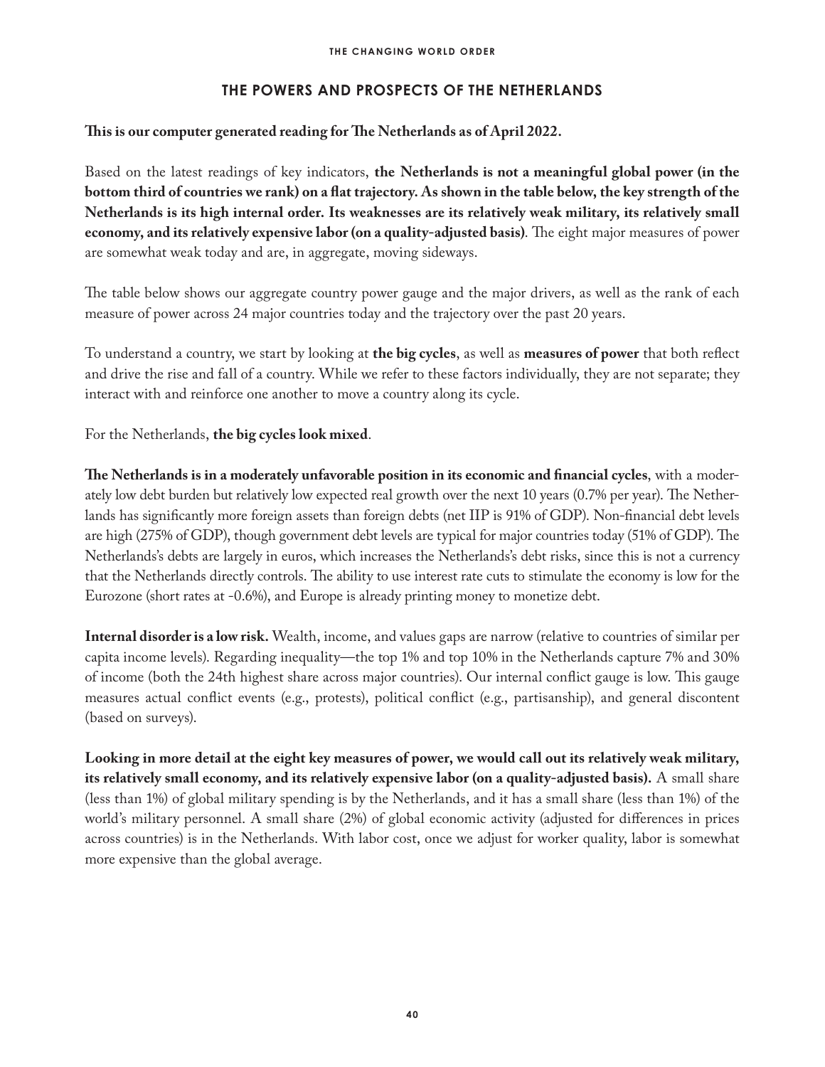## THE POWERS AND PROSPECTS OF THE NETHERLANDS

**This is our computer generated reading for The Netherlands as of April 2022.**

Based on the latest readings of key indicators, **the Netherlands is not a meaningful global power (in the bottom third of countries we rank) on a flat trajectory. As shown in the table below, the key strength of the Netherlands is its high internal order. Its weaknesses are its relatively weak military, its relatively small economy, and its relatively expensive labor (on a quality-adjusted basis)**. The eight major measures of power are somewhat weak today and are, in aggregate, moving sideways.

The table below shows our aggregate country power gauge and the major drivers, as well as the rank of each measure of power across 24 major countries today and the trajectory over the past 20 years.

To understand a country, we start by looking at **the big cycles**, as well as **measures of power** that both reflect and drive the rise and fall of a country. While we refer to these factors individually, they are not separate; they interact with and reinforce one another to move a country along its cycle.

For the Netherlands, **the big cycles look mixed**.

**The Netherlands is in a moderately unfavorable position in its economic and financial cycles**, with a moderately low debt burden but relatively low expected real growth over the next 10 years (0.7% per year). The Netherlands has significantly more foreign assets than foreign debts (net IIP is 91% of GDP). Non-financial debt levels are high (275% of GDP), though government debt levels are typical for major countries today (51% of GDP). The Netherlands's debts are largely in euros, which increases the Netherlands's debt risks, since this is not a currency that the Netherlands directly controls. The ability to use interest rate cuts to stimulate the economy is low for the Eurozone (short rates at -0.6%), and Europe is already printing money to monetize debt.

**Internal disorder is a low risk.** Wealth, income, and values gaps are narrow (relative to countries of similar per capita income levels). Regarding inequality—the top 1% and top 10% in the Netherlands capture 7% and 30% of income (both the 24th highest share across major countries). Our internal conflict gauge is low. This gauge measures actual conflict events (e.g., protests), political conflict (e.g., partisanship), and general discontent (based on surveys).

**Looking in more detail at the eight key measures of power, we would call out its relatively weak military, its relatively small economy, and its relatively expensive labor (on a quality-adjusted basis).** A small share (less than 1%) of global military spending is by the Netherlands, and it has a small share (less than 1%) of the world's military personnel. A small share (2%) of global economic activity (adjusted for differences in prices across countries) is in the Netherlands. With labor cost, once we adjust for worker quality, labor is somewhat more expensive than the global average.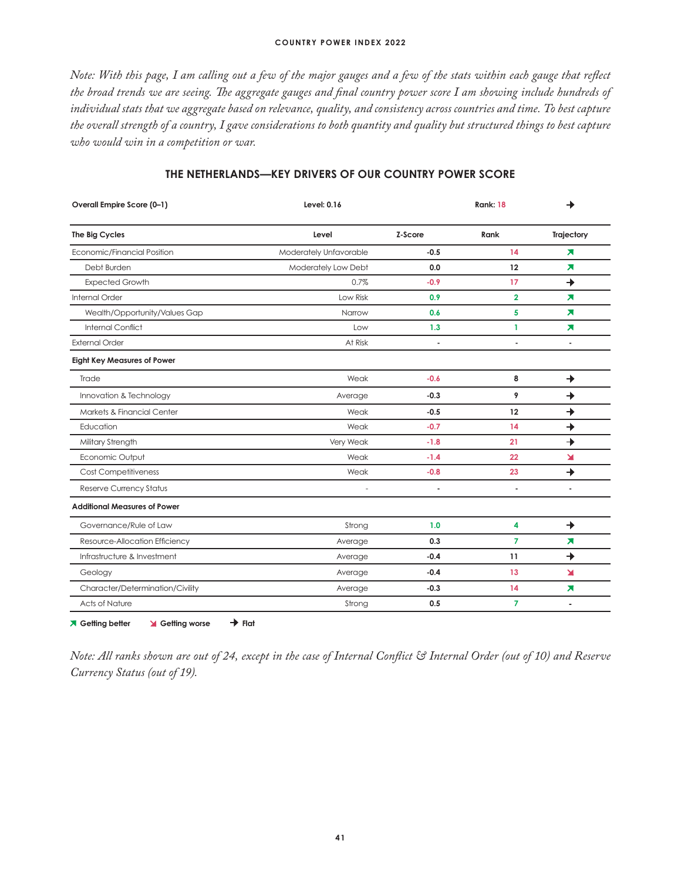*Note: With this page, I am calling out a few of the major gauges and a few of the stats within each gauge that reflect the broad trends we are seeing. The aggregate gauges and final country power score I am showing include hundreds of individual stats that we aggregate based on relevance, quality, and consistency across countries and time. To best capture the overall strength of a country, I gave considerations to both quantity and quality but structured things to best capture who would win in a competition or war.*

## THE NETHERLANDS—KEY DRIVERS OF OUR COUNTRY POWER SCORE

| Overall Empire Score (0–1) | Level: 0.16 | | Rank: 18 | → |
|---|---|---|---|---|
| **The Big Cycles** | **Level** | **Z-Score** | **Rank** | **Trajectory** |
| Economic/Financial Position | Moderately Unfavorable | -0.5 | 14 | ↗ |
| Debt Burden | Moderately Low Debt | 0.0 | 12 | ↗ |
| Expected Growth | 0.7% | -0.9 | 17 | → |
| Internal Order | Low Risk | 0.9 | 2 | ↗ |
| Wealth/Opportunity/Values Gap | Narrow | 0.6 | 5 | ↗ |
| Internal Conflict | Low | 1.3 | 1 | ↗ |
| External Order | At Risk | - | - | - |
| **Eight Key Measures of Power** | | | | |
| Trade | Weak | -0.6 | 8 | → |
| Innovation & Technology | Average | -0.3 | 9 | → |
| Markets & Financial Center | Weak | -0.5 | 12 | → |
| Education | Weak | -0.7 | 14 | → |
| Military Strength | Very Weak | -1.8 | 21 | → |
| Economic Output | Weak | -1.4 | 22 | ↘ |
| Cost Competitiveness | Weak | -0.8 | 23 | → |
| Reserve Currency Status | - | - | - | - |
| **Additional Measures of Power** | | | | |
| Governance/Rule of Law | Strong | 1.0 | 4 | → |
| Resource-Allocation Efficiency | Average | 0.3 | 7 | ↗ |
| Infrastructure & Investment | Average | -0.4 | 11 | → |
| Geology | Average | -0.4 | 13 | ↘ |
| Character/Determination/Civility | Average | -0.3 | 14 | ↗ |
| Acts of Nature | Strong | 0.5 | 7 | - |

↗ Getting better ↘ Getting worse → Flat

*Note: All ranks shown are out of 24, except in the case of Internal Conflict & Internal Order (out of 10) and Reserve Currency Status (out of 19).*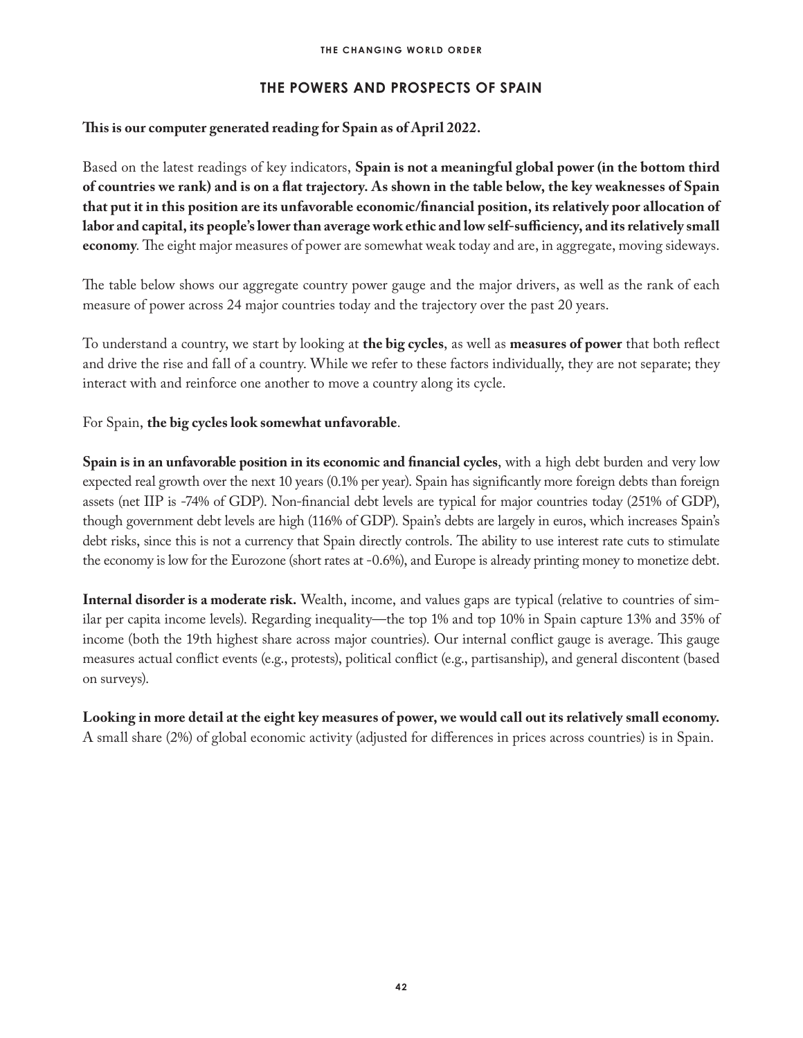## THE POWERS AND PROSPECTS OF SPAIN

**This is our computer generated reading for Spain as of April 2022.**

Based on the latest readings of key indicators, **Spain is not a meaningful global power (in the bottom third of countries we rank) and is on a flat trajectory. As shown in the table below, the key weaknesses of Spain that put it in this position are its unfavorable economic/financial position, its relatively poor allocation of labor and capital, its people's lower than average work ethic and low self-sufficiency, and its relatively small economy**. The eight major measures of power are somewhat weak today and are, in aggregate, moving sideways.

The table below shows our aggregate country power gauge and the major drivers, as well as the rank of each measure of power across 24 major countries today and the trajectory over the past 20 years.

To understand a country, we start by looking at **the big cycles**, as well as **measures of power** that both reflect and drive the rise and fall of a country. While we refer to these factors individually, they are not separate; they interact with and reinforce one another to move a country along its cycle.

For Spain, **the big cycles look somewhat unfavorable**.

**Spain is in an unfavorable position in its economic and financial cycles**, with a high debt burden and very low expected real growth over the next 10 years (0.1% per year). Spain has significantly more foreign debts than foreign assets (net IIP is -74% of GDP). Non-financial debt levels are typical for major countries today (251% of GDP), though government debt levels are high (116% of GDP). Spain's debts are largely in euros, which increases Spain's debt risks, since this is not a currency that Spain directly controls. The ability to use interest rate cuts to stimulate the economy is low for the Eurozone (short rates at -0.6%), and Europe is already printing money to monetize debt.

**Internal disorder is a moderate risk.** Wealth, income, and values gaps are typical (relative to countries of similar per capita income levels). Regarding inequality—the top 1% and top 10% in Spain capture 13% and 35% of income (both the 19th highest share across major countries). Our internal conflict gauge is average. This gauge measures actual conflict events (e.g., protests), political conflict (e.g., partisanship), and general discontent (based on surveys).

**Looking in more detail at the eight key measures of power, we would call out its relatively small economy.** A small share (2%) of global economic activity (adjusted for differences in prices across countries) is in Spain.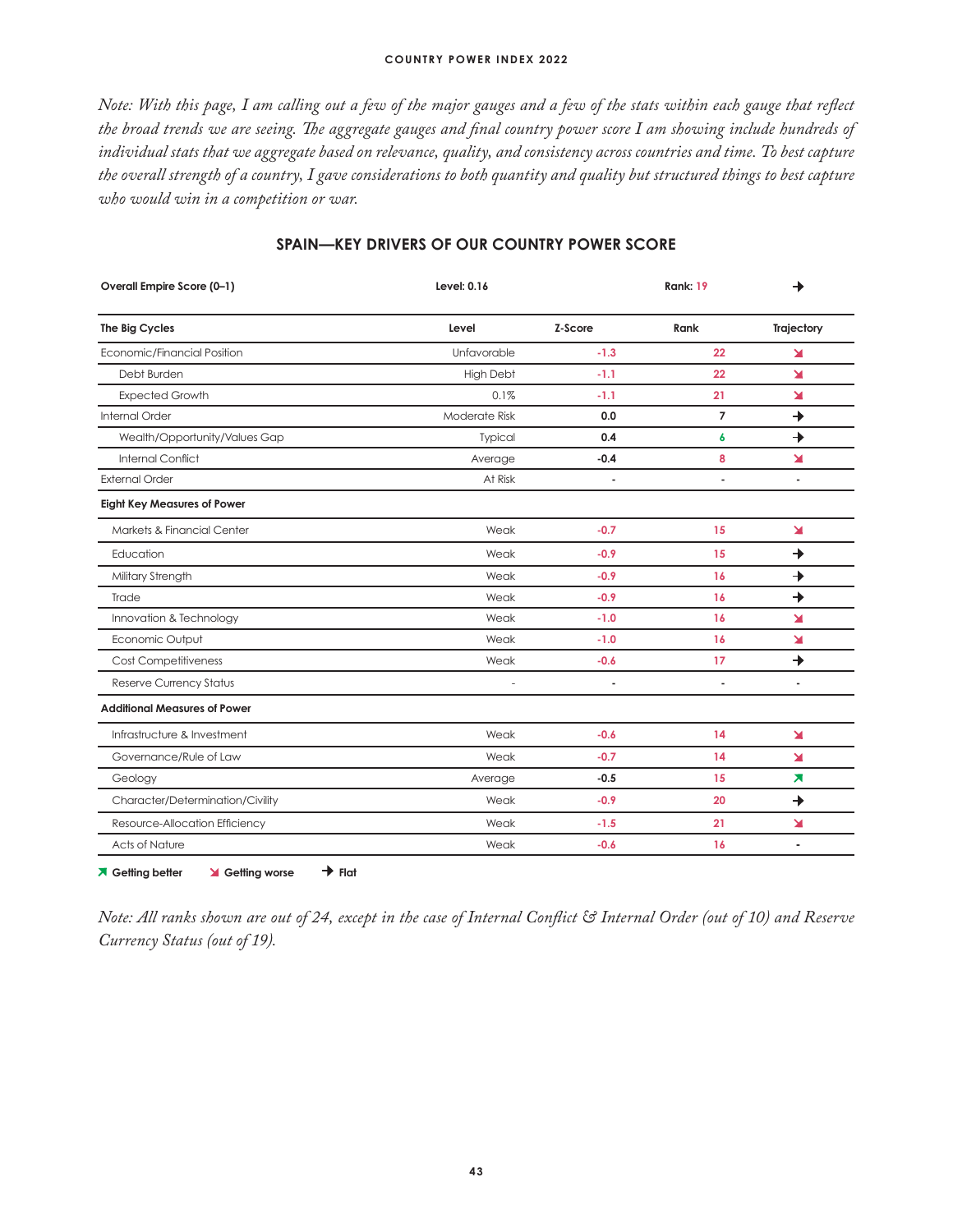*Note: With this page, I am calling out a few of the major gauges and a few of the stats within each gauge that reflect the broad trends we are seeing. The aggregate gauges and final country power score I am showing include hundreds of individual stats that we aggregate based on relevance, quality, and consistency across countries and time. To best capture the overall strength of a country, I gave considerations to both quantity and quality but structured things to best capture who would win in a competition or war.*

## SPAIN—KEY DRIVERS OF OUR COUNTRY POWER SCORE

| **Overall Empire Score (0–1)** | **Level: 0.16** | | **Rank: 19** | → |
|---|---|---|---|---|
| **The Big Cycles** | **Level** | **Z-Score** | **Rank** | **Trajectory** |
| Economic/Financial Position | Unfavorable | -1.3 | 22 | ↘ |
| Debt Burden | High Debt | -1.1 | 22 | ↘ |
| Expected Growth | 0.1% | -1.1 | 21 | ↘ |
| Internal Order | Moderate Risk | 0.0 | 7 | → |
| Wealth/Opportunity/Values Gap | Typical | 0.4 | 6 | → |
| Internal Conflict | Average | -0.4 | 8 | ↘ |
| External Order | At Risk | - | - | - |
| **Eight Key Measures of Power** | | | | |
| Markets & Financial Center | Weak | -0.7 | 15 | ↘ |
| Education | Weak | -0.9 | 15 | → |
| Military Strength | Weak | -0.9 | 16 | → |
| Trade | Weak | -0.9 | 16 | → |
| Innovation & Technology | Weak | -1.0 | 16 | ↘ |
| Economic Output | Weak | -1.0 | 16 | ↘ |
| Cost Competitiveness | Weak | -0.6 | 17 | → |
| Reserve Currency Status | - | - | - | - |
| **Additional Measures of Power** | | | | |
| Infrastructure & Investment | Weak | -0.6 | 14 | ↘ |
| Governance/Rule of Law | Weak | -0.7 | 14 | ↘ |
| Geology | Average | -0.5 | 15 | ↗ |
| Character/Determination/Civility | Weak | -0.9 | 20 | → |
| Resource-Allocation Efficiency | Weak | -1.5 | 21 | ↘ |
| Acts of Nature | Weak | -0.6 | 16 | - |

↗ Getting better    ↘ Getting worse    → Flat

*Note: All ranks shown are out of 24, except in the case of Internal Conflict & Internal Order (out of 10) and Reserve Currency Status (out of 19).*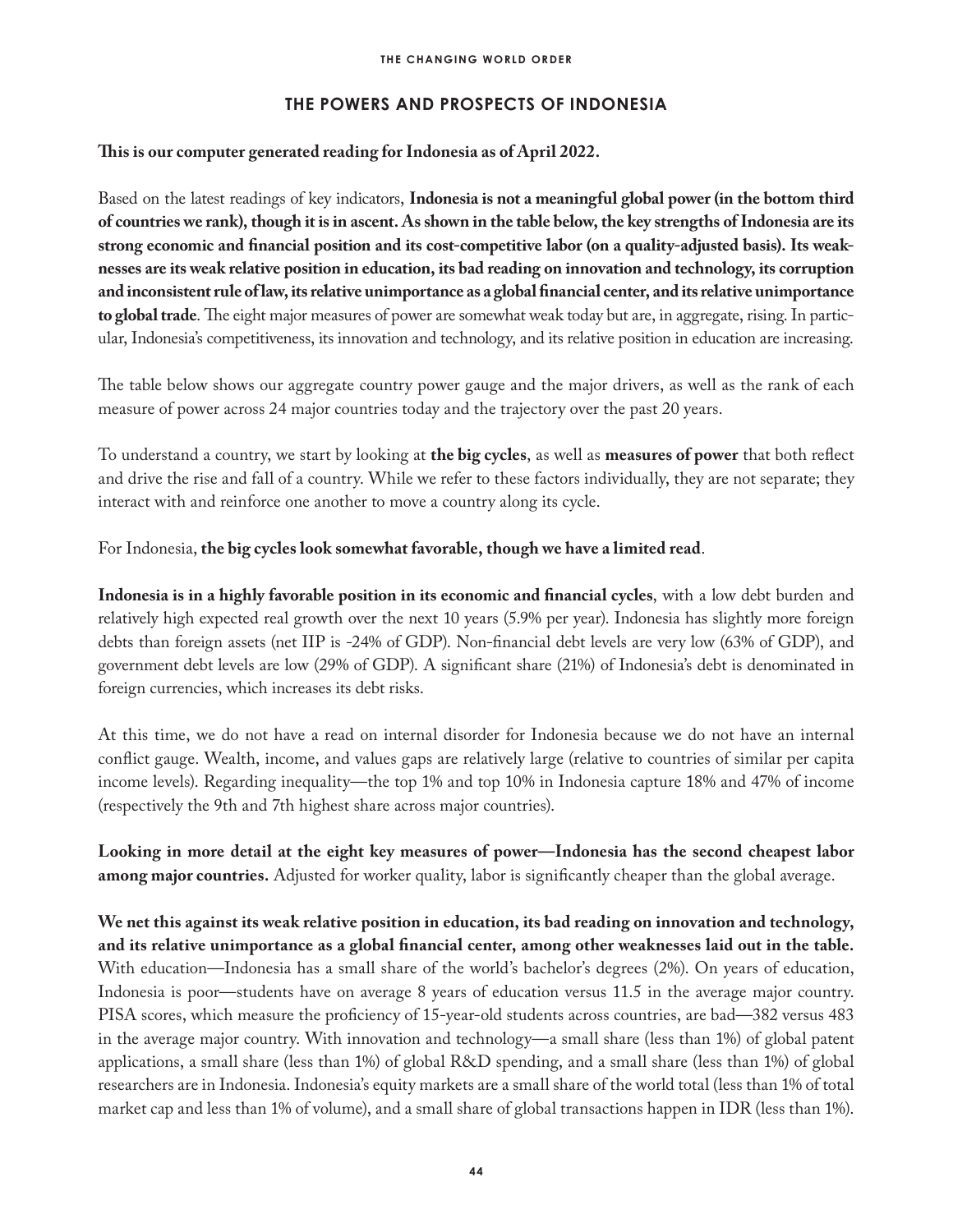## THE POWERS AND PROSPECTS OF INDONESIA

**This is our computer generated reading for Indonesia as of April 2022.**

Based on the latest readings of key indicators, **Indonesia is not a meaningful global power (in the bottom third of countries we rank), though it is in ascent. As shown in the table below, the key strengths of Indonesia are its strong economic and financial position and its cost-competitive labor (on a quality-adjusted basis). Its weaknesses are its weak relative position in education, its bad reading on innovation and technology, its corruption and inconsistent rule of law, its relative unimportance as a global financial center, and its relative unimportance to global trade**. The eight major measures of power are somewhat weak today but are, in aggregate, rising. In particular, Indonesia's competitiveness, its innovation and technology, and its relative position in education are increasing.

The table below shows our aggregate country power gauge and the major drivers, as well as the rank of each measure of power across 24 major countries today and the trajectory over the past 20 years.

To understand a country, we start by looking at **the big cycles**, as well as **measures of power** that both reflect and drive the rise and fall of a country. While we refer to these factors individually, they are not separate; they interact with and reinforce one another to move a country along its cycle.

For Indonesia, **the big cycles look somewhat favorable, though we have a limited read**.

**Indonesia is in a highly favorable position in its economic and financial cycles**, with a low debt burden and relatively high expected real growth over the next 10 years (5.9% per year). Indonesia has slightly more foreign debts than foreign assets (net IIP is -24% of GDP). Non-financial debt levels are very low (63% of GDP), and government debt levels are low (29% of GDP). A significant share (21%) of Indonesia's debt is denominated in foreign currencies, which increases its debt risks.

At this time, we do not have a read on internal disorder for Indonesia because we do not have an internal conflict gauge. Wealth, income, and values gaps are relatively large (relative to countries of similar per capita income levels). Regarding inequality—the top 1% and top 10% in Indonesia capture 18% and 47% of income (respectively the 9th and 7th highest share across major countries).

**Looking in more detail at the eight key measures of power—Indonesia has the second cheapest labor among major countries.** Adjusted for worker quality, labor is significantly cheaper than the global average.

**We net this against its weak relative position in education, its bad reading on innovation and technology, and its relative unimportance as a global financial center, among other weaknesses laid out in the table.** With education—Indonesia has a small share of the world's bachelor's degrees (2%). On years of education, Indonesia is poor—students have on average 8 years of education versus 11.5 in the average major country. PISA scores, which measure the proficiency of 15-year-old students across countries, are bad—382 versus 483 in the average major country. With innovation and technology—a small share (less than 1%) of global patent applications, a small share (less than 1%) of global R&D spending, and a small share (less than 1%) of global researchers are in Indonesia. Indonesia's equity markets are a small share of the world total (less than 1% of total market cap and less than 1% of volume), and a small share of global transactions happen in IDR (less than 1%).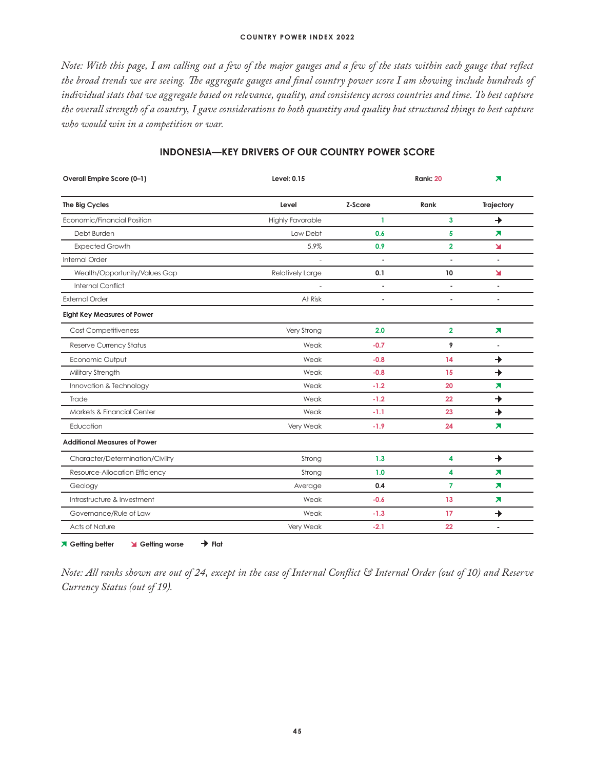*Note: With this page, I am calling out a few of the major gauges and a few of the stats within each gauge that reflect the broad trends we are seeing. The aggregate gauges and final country power score I am showing include hundreds of individual stats that we aggregate based on relevance, quality, and consistency across countries and time. To best capture the overall strength of a country, I gave considerations to both quantity and quality but structured things to best capture who would win in a competition or war.*

## INDONESIA—KEY DRIVERS OF OUR COUNTRY POWER SCORE

| **Overall Empire Score (0–1)** | **Level: 0.15** | | **Rank: 20** | ➚ |
|---|---|---|---|---|
| **The Big Cycles** | **Level** | **Z-Score** | **Rank** | **Trajectory** |
| Economic/Financial Position | Highly Favorable | 1 | 3 | → |
| Debt Burden | Low Debt | 0.6 | 5 | ➚ |
| Expected Growth | 5.9% | 0.9 | 2 | ➘ |
| Internal Order | - | - | - | - |
| Wealth/Opportunity/Values Gap | Relatively Large | 0.1 | 10 | ➘ |
| Internal Conflict | - | - | - | - |
| External Order | At Risk | - | - | - |
| **Eight Key Measures of Power** | | | | |
| Cost Competitiveness | Very Strong | 2.0 | 2 | ➚ |
| Reserve Currency Status | Weak | -0.7 | 9 | - |
| Economic Output | Weak | -0.8 | 14 | → |
| Military Strength | Weak | -0.8 | 15 | → |
| Innovation & Technology | Weak | -1.2 | 20 | ➚ |
| Trade | Weak | -1.2 | 22 | → |
| Markets & Financial Center | Weak | -1.1 | 23 | → |
| Education | Very Weak | -1.9 | 24 | ➚ |
| **Additional Measures of Power** | | | | |
| Character/Determination/Civility | Strong | 1.3 | 4 | → |
| Resource-Allocation Efficiency | Strong | 1.0 | 4 | ➚ |
| Geology | Average | 0.4 | 7 | ➚ |
| Infrastructure & Investment | Weak | -0.6 | 13 | ➚ |
| Governance/Rule of Law | Weak | -1.3 | 17 | → |
| Acts of Nature | Very Weak | -2.1 | 22 | - |

➚ Getting better  ➘ Getting worse  → Flat

*Note: All ranks shown are out of 24, except in the case of Internal Conflict & Internal Order (out of 10) and Reserve Currency Status (out of 19).*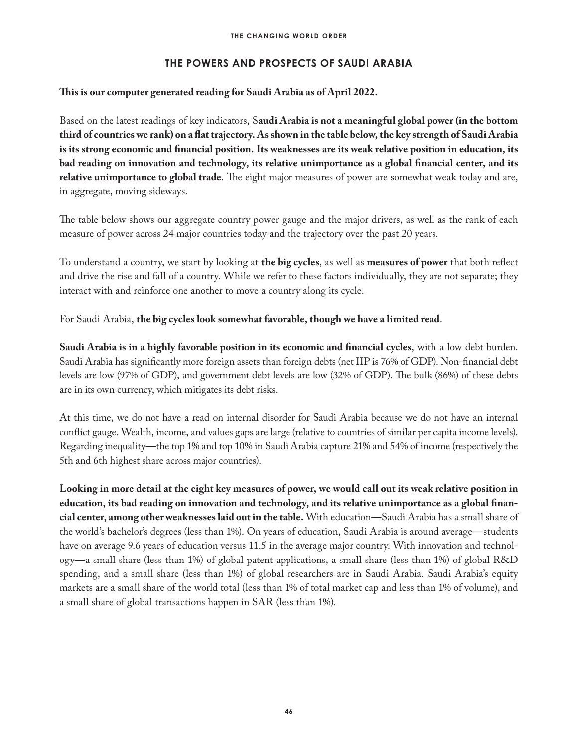## THE POWERS AND PROSPECTS OF SAUDI ARABIA

**This is our computer generated reading for Saudi Arabia as of April 2022.**

Based on the latest readings of key indicators, S**audi Arabia is not a meaningful global power (in the bottom third of countries we rank) on a flat trajectory. As shown in the table below, the key strength of Saudi Arabia is its strong economic and financial position. Its weaknesses are its weak relative position in education, its bad reading on innovation and technology, its relative unimportance as a global financial center, and its relative unimportance to global trade**. The eight major measures of power are somewhat weak today and are, in aggregate, moving sideways.

The table below shows our aggregate country power gauge and the major drivers, as well as the rank of each measure of power across 24 major countries today and the trajectory over the past 20 years.

To understand a country, we start by looking at **the big cycles**, as well as **measures of power** that both reflect and drive the rise and fall of a country. While we refer to these factors individually, they are not separate; they interact with and reinforce one another to move a country along its cycle.

For Saudi Arabia, **the big cycles look somewhat favorable, though we have a limited read**.

**Saudi Arabia is in a highly favorable position in its economic and financial cycles**, with a low debt burden. Saudi Arabia has significantly more foreign assets than foreign debts (net IIP is 76% of GDP). Non-financial debt levels are low (97% of GDP), and government debt levels are low (32% of GDP). The bulk (86%) of these debts are in its own currency, which mitigates its debt risks.

At this time, we do not have a read on internal disorder for Saudi Arabia because we do not have an internal conflict gauge. Wealth, income, and values gaps are large (relative to countries of similar per capita income levels). Regarding inequality—the top 1% and top 10% in Saudi Arabia capture 21% and 54% of income (respectively the 5th and 6th highest share across major countries).

**Looking in more detail at the eight key measures of power, we would call out its weak relative position in education, its bad reading on innovation and technology, and its relative unimportance as a global financial center, among other weaknesses laid out in the table.** With education—Saudi Arabia has a small share of the world's bachelor's degrees (less than 1%). On years of education, Saudi Arabia is around average—students have on average 9.6 years of education versus 11.5 in the average major country. With innovation and technology—a small share (less than 1%) of global patent applications, a small share (less than 1%) of global R&D spending, and a small share (less than 1%) of global researchers are in Saudi Arabia. Saudi Arabia's equity markets are a small share of the world total (less than 1% of total market cap and less than 1% of volume), and a small share of global transactions happen in SAR (less than 1%).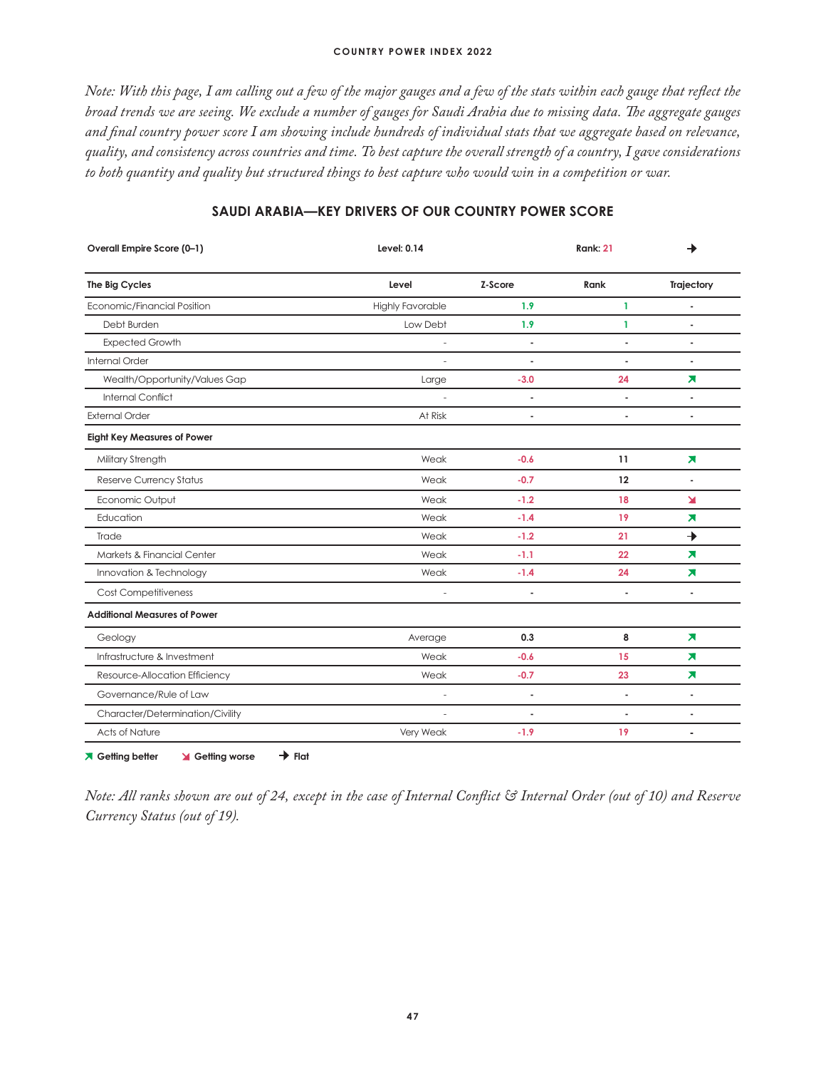*Note: With this page, I am calling out a few of the major gauges and a few of the stats within each gauge that reflect the broad trends we are seeing. We exclude a number of gauges for Saudi Arabia due to missing data. The aggregate gauges and final country power score I am showing include hundreds of individual stats that we aggregate based on relevance, quality, and consistency across countries and time. To best capture the overall strength of a country, I gave considerations to both quantity and quality but structured things to best capture who would win in a competition or war.*

## SAUDI ARABIA—KEY DRIVERS OF OUR COUNTRY POWER SCORE

| **Overall Empire Score (0–1)** | **Level: 0.14** | | **Rank: 21** | → |
|---|---|---|---|---|
| **The Big Cycles** | **Level** | **Z-Score** | **Rank** | **Trajectory** |
| Economic/Financial Position | Highly Favorable | 1.9 | 1 | - |
| Debt Burden | Low Debt | 1.9 | 1 | - |
| Expected Growth | - | - | - | - |
| Internal Order | - | - | - | - |
| Wealth/Opportunity/Values Gap | Large | -3.0 | 24 | ↗ |
| Internal Conflict | - | - | - | - |
| External Order | At Risk | - | - | - |
| **Eight Key Measures of Power** | | | | |
| Military Strength | Weak | -0.6 | 11 | ↗ |
| Reserve Currency Status | Weak | -0.7 | 12 | - |
| Economic Output | Weak | -1.2 | 18 | ↘ |
| Education | Weak | -1.4 | 19 | ↗ |
| Trade | Weak | -1.2 | 21 | → |
| Markets & Financial Center | Weak | -1.1 | 22 | ↗ |
| Innovation & Technology | Weak | -1.4 | 24 | ↗ |
| Cost Competitiveness | - | - | - | - |
| **Additional Measures of Power** | | | | |
| Geology | Average | 0.3 | 8 | ↗ |
| Infrastructure & Investment | Weak | -0.6 | 15 | ↗ |
| Resource-Allocation Efficiency | Weak | -0.7 | 23 | ↗ |
| Governance/Rule of Law | - | - | - | - |
| Character/Determination/Civility | - | - | - | - |
| Acts of Nature | Very Weak | -1.9 | 19 | - |

↗ Getting better ↘ Getting worse → Flat

*Note: All ranks shown are out of 24, except in the case of Internal Conflict & Internal Order (out of 10) and Reserve Currency Status (out of 19).*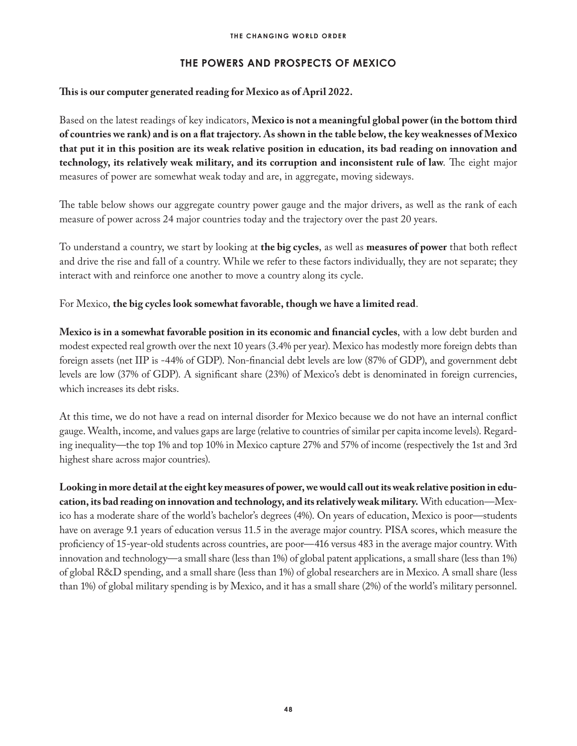## THE POWERS AND PROSPECTS OF MEXICO

**This is our computer generated reading for Mexico as of April 2022.**

Based on the latest readings of key indicators, **Mexico is not a meaningful global power (in the bottom third of countries we rank) and is on a flat trajectory. As shown in the table below, the key weaknesses of Mexico that put it in this position are its weak relative position in education, its bad reading on innovation and technology, its relatively weak military, and its corruption and inconsistent rule of law**. The eight major measures of power are somewhat weak today and are, in aggregate, moving sideways.

The table below shows our aggregate country power gauge and the major drivers, as well as the rank of each measure of power across 24 major countries today and the trajectory over the past 20 years.

To understand a country, we start by looking at **the big cycles**, as well as **measures of power** that both reflect and drive the rise and fall of a country. While we refer to these factors individually, they are not separate; they interact with and reinforce one another to move a country along its cycle.

For Mexico, **the big cycles look somewhat favorable, though we have a limited read**.

**Mexico is in a somewhat favorable position in its economic and financial cycles**, with a low debt burden and modest expected real growth over the next 10 years (3.4% per year). Mexico has modestly more foreign debts than foreign assets (net IIP is -44% of GDP). Non-financial debt levels are low (87% of GDP), and government debt levels are low (37% of GDP). A significant share (23%) of Mexico's debt is denominated in foreign currencies, which increases its debt risks.

At this time, we do not have a read on internal disorder for Mexico because we do not have an internal conflict gauge. Wealth, income, and values gaps are large (relative to countries of similar per capita income levels). Regarding inequality—the top 1% and top 10% in Mexico capture 27% and 57% of income (respectively the 1st and 3rd highest share across major countries).

**Looking in more detail at the eight key measures of power, we would call out its weak relative position in education, its bad reading on innovation and technology, and its relatively weak military.** With education—Mexico has a moderate share of the world's bachelor's degrees (4%). On years of education, Mexico is poor—students have on average 9.1 years of education versus 11.5 in the average major country. PISA scores, which measure the proficiency of 15-year-old students across countries, are poor—416 versus 483 in the average major country. With innovation and technology—a small share (less than 1%) of global patent applications, a small share (less than 1%) of global R&D spending, and a small share (less than 1%) of global researchers are in Mexico. A small share (less than 1%) of global military spending is by Mexico, and it has a small share (2%) of the world's military personnel.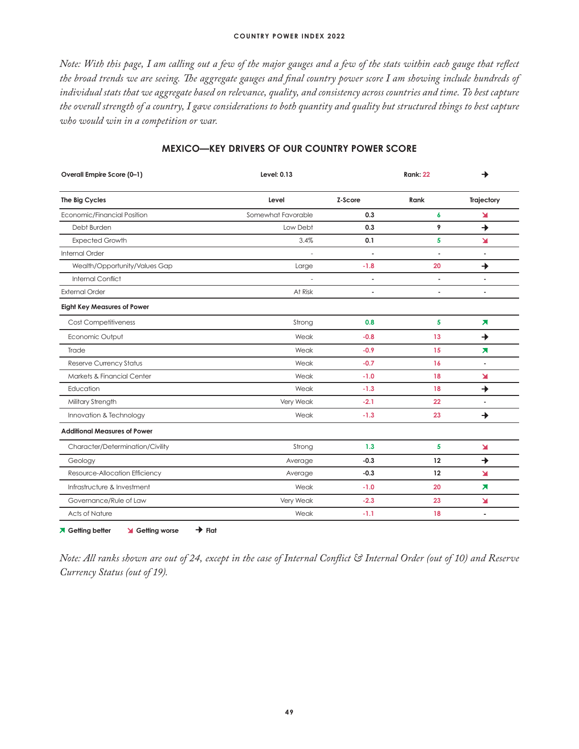*Note: With this page, I am calling out a few of the major gauges and a few of the stats within each gauge that reflect the broad trends we are seeing. The aggregate gauges and final country power score I am showing include hundreds of individual stats that we aggregate based on relevance, quality, and consistency across countries and time. To best capture the overall strength of a country, I gave considerations to both quantity and quality but structured things to best capture who would win in a competition or war.*

## MEXICO—KEY DRIVERS OF OUR COUNTRY POWER SCORE

| **Overall Empire Score (0–1)** | **Level: 0.13** | | **Rank: 22** | → |
|---|---|---|---|---|
| **The Big Cycles** | **Level** | **Z-Score** | **Rank** | **Trajectory** |
| Economic/Financial Position | Somewhat Favorable | 0.3 | 6 | ↘ |
| Debt Burden | Low Debt | 0.3 | 9 | → |
| Expected Growth | 3.4% | 0.1 | 5 | ↘ |
| Internal Order | - | - | - | - |
| Wealth/Opportunity/Values Gap | Large | -1.8 | 20 | → |
| Internal Conflict | - | - | - | - |
| External Order | At Risk | - | - | - |
| **Eight Key Measures of Power** | | | | |
| Cost Competitiveness | Strong | 0.8 | 5 | ↗ |
| Economic Output | Weak | -0.8 | 13 | → |
| Trade | Weak | -0.9 | 15 | ↗ |
| Reserve Currency Status | Weak | -0.7 | 16 | - |
| Markets & Financial Center | Weak | -1.0 | 18 | ↘ |
| Education | Weak | -1.3 | 18 | → |
| Military Strength | Very Weak | -2.1 | 22 | - |
| Innovation & Technology | Weak | -1.3 | 23 | → |
| **Additional Measures of Power** | | | | |
| Character/Determination/Civility | Strong | 1.3 | 5 | ↘ |
| Geology | Average | -0.3 | 12 | → |
| Resource-Allocation Efficiency | Average | -0.3 | 12 | ↘ |
| Infrastructure & Investment | Weak | -1.0 | 20 | ↗ |
| Governance/Rule of Law | Very Weak | -2.3 | 23 | ↘ |
| Acts of Nature | Weak | -1.1 | 18 | - |

↗ Getting better ↘ Getting worse → Flat

*Note: All ranks shown are out of 24, except in the case of Internal Conflict & Internal Order (out of 10) and Reserve Currency Status (out of 19).*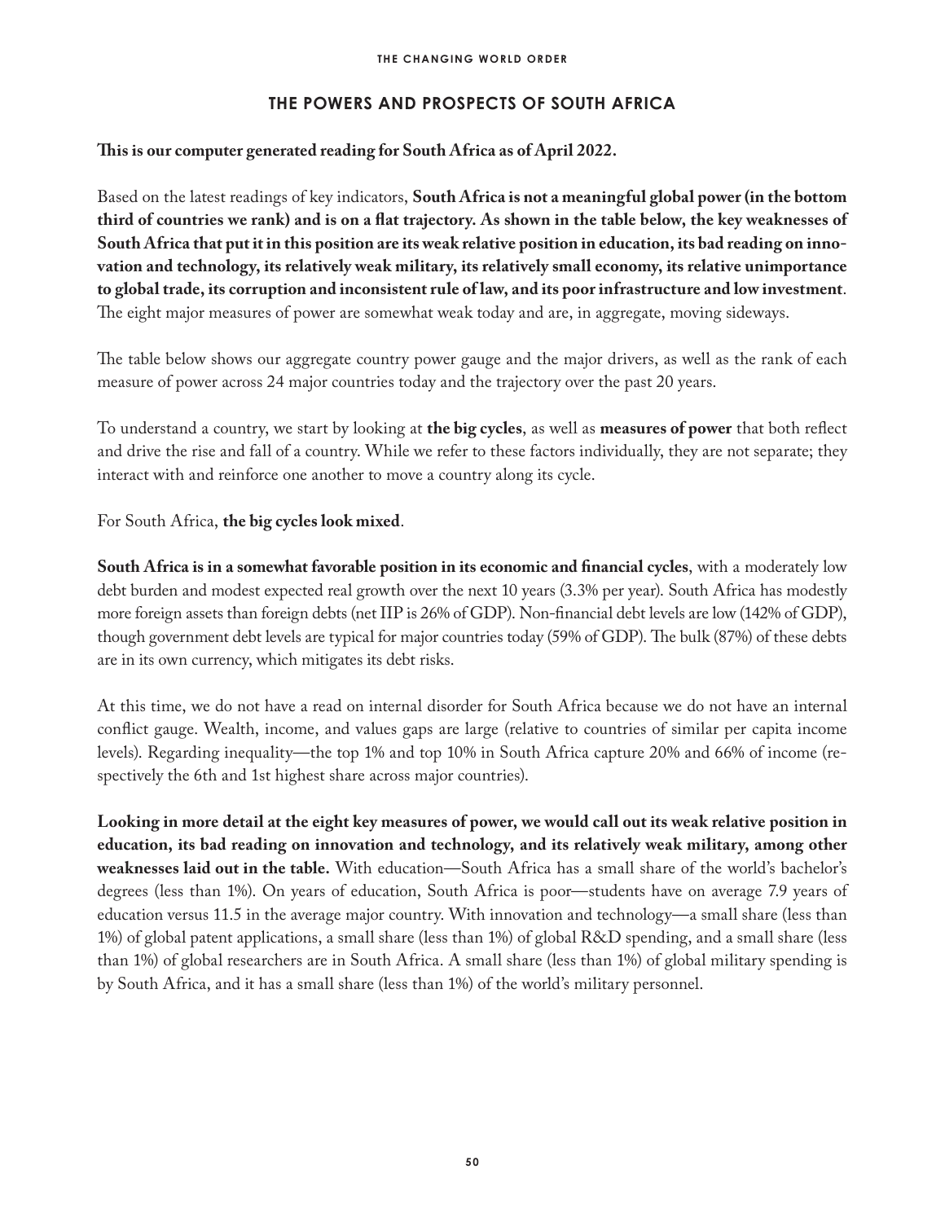## THE POWERS AND PROSPECTS OF SOUTH AFRICA

**This is our computer generated reading for South Africa as of April 2022.**

Based on the latest readings of key indicators, **South Africa is not a meaningful global power (in the bottom third of countries we rank) and is on a flat trajectory. As shown in the table below, the key weaknesses of South Africa that put it in this position are its weak relative position in education, its bad reading on innovation and technology, its relatively weak military, its relatively small economy, its relative unimportance to global trade, its corruption and inconsistent rule of law, and its poor infrastructure and low investment**. The eight major measures of power are somewhat weak today and are, in aggregate, moving sideways.

The table below shows our aggregate country power gauge and the major drivers, as well as the rank of each measure of power across 24 major countries today and the trajectory over the past 20 years.

To understand a country, we start by looking at **the big cycles**, as well as **measures of power** that both reflect and drive the rise and fall of a country. While we refer to these factors individually, they are not separate; they interact with and reinforce one another to move a country along its cycle.

For South Africa, **the big cycles look mixed**.

**South Africa is in a somewhat favorable position in its economic and financial cycles**, with a moderately low debt burden and modest expected real growth over the next 10 years (3.3% per year). South Africa has modestly more foreign assets than foreign debts (net IIP is 26% of GDP). Non-financial debt levels are low (142% of GDP), though government debt levels are typical for major countries today (59% of GDP). The bulk (87%) of these debts are in its own currency, which mitigates its debt risks.

At this time, we do not have a read on internal disorder for South Africa because we do not have an internal conflict gauge. Wealth, income, and values gaps are large (relative to countries of similar per capita income levels). Regarding inequality—the top 1% and top 10% in South Africa capture 20% and 66% of income (respectively the 6th and 1st highest share across major countries).

**Looking in more detail at the eight key measures of power, we would call out its weak relative position in education, its bad reading on innovation and technology, and its relatively weak military, among other weaknesses laid out in the table.** With education—South Africa has a small share of the world's bachelor's degrees (less than 1%). On years of education, South Africa is poor—students have on average 7.9 years of education versus 11.5 in the average major country. With innovation and technology—a small share (less than 1%) of global patent applications, a small share (less than 1%) of global R&D spending, and a small share (less than 1%) of global researchers are in South Africa. A small share (less than 1%) of global military spending is by South Africa, and it has a small share (less than 1%) of the world's military personnel.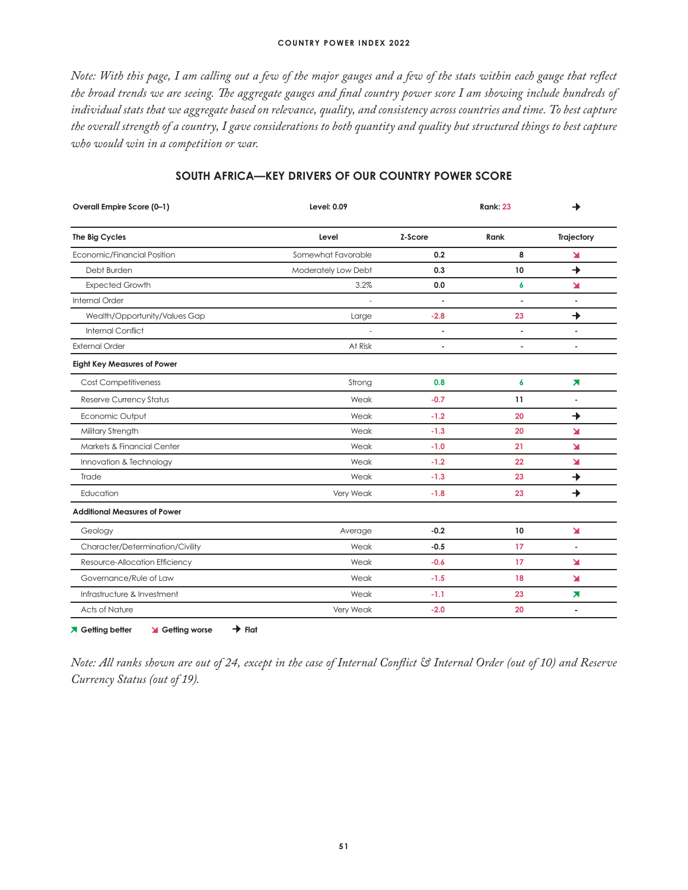*Note: With this page, I am calling out a few of the major gauges and a few of the stats within each gauge that reflect the broad trends we are seeing. The aggregate gauges and final country power score I am showing include hundreds of individual stats that we aggregate based on relevance, quality, and consistency across countries and time. To best capture the overall strength of a country, I gave considerations to both quantity and quality but structured things to best capture who would win in a competition or war.*

## SOUTH AFRICA—KEY DRIVERS OF OUR COUNTRY POWER SCORE

| **Overall Empire Score (0–1)** | **Level: 0.09** | | **Rank: 23** | → |
|---|---|---|---|---|
| **The Big Cycles** | **Level** | **Z-Score** | **Rank** | **Trajectory** |
| Economic/Financial Position | Somewhat Favorable | 0.2 | 8 | ↘ |
| Debt Burden | Moderately Low Debt | 0.3 | 10 | → |
| Expected Growth | 3.2% | 0.0 | 6 | ↘ |
| Internal Order | - | - | - | - |
| Wealth/Opportunity/Values Gap | Large | -2.8 | 23 | → |
| Internal Conflict | - | - | - | - |
| External Order | At Risk | - | - | - |
| **Eight Key Measures of Power** | | | | |
| Cost Competitiveness | Strong | 0.8 | 6 | ↗ |
| Reserve Currency Status | Weak | -0.7 | 11 | - |
| Economic Output | Weak | -1.2 | 20 | → |
| Military Strength | Weak | -1.3 | 20 | ↘ |
| Markets & Financial Center | Weak | -1.0 | 21 | ↘ |
| Innovation & Technology | Weak | -1.2 | 22 | ↘ |
| Trade | Weak | -1.3 | 23 | → |
| Education | Very Weak | -1.8 | 23 | → |
| **Additional Measures of Power** | | | | |
| Geology | Average | -0.2 | 10 | ↘ |
| Character/Determination/Civility | Weak | -0.5 | 17 | - |
| Resource-Allocation Efficiency | Weak | -0.6 | 17 | ↘ |
| Governance/Rule of Law | Weak | -1.5 | 18 | ↘ |
| Infrastructure & Investment | Weak | -1.1 | 23 | ↗ |
| Acts of Nature | Very Weak | -2.0 | 20 | - |

↗ Getting better ↘ Getting worse → Flat

*Note: All ranks shown are out of 24, except in the case of Internal Conflict & Internal Order (out of 10) and Reserve Currency Status (out of 19).*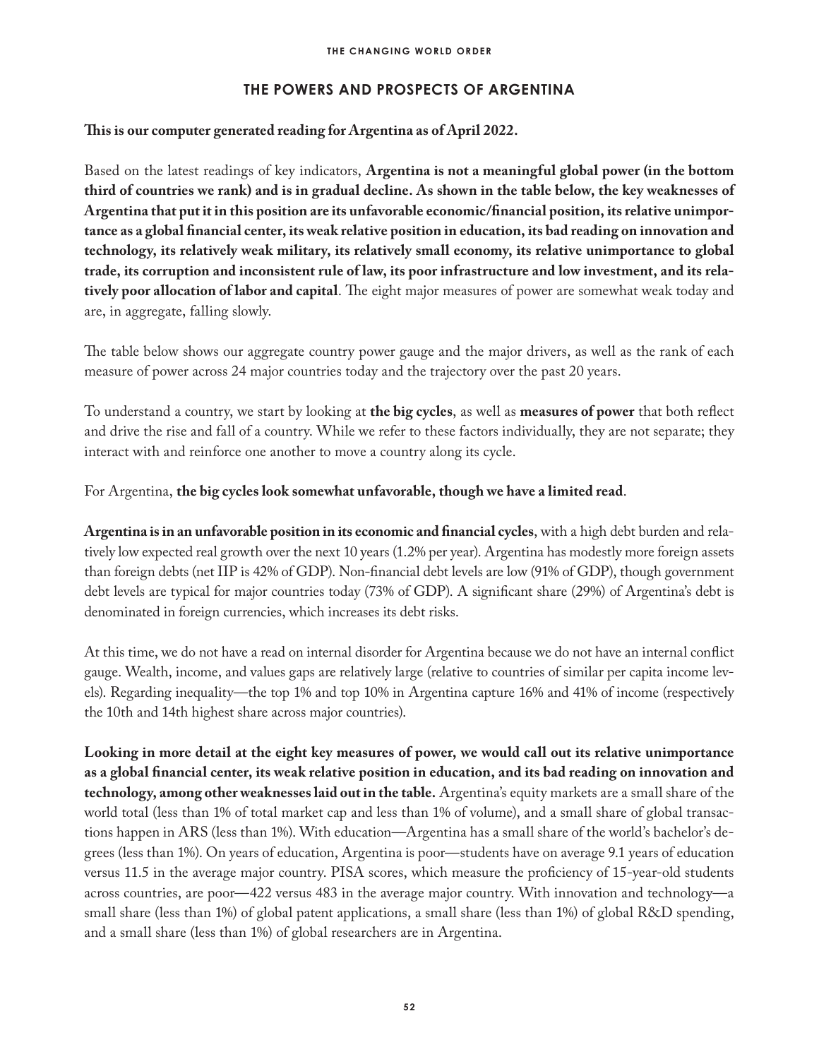## THE POWERS AND PROSPECTS OF ARGENTINA

**This is our computer generated reading for Argentina as of April 2022.**

Based on the latest readings of key indicators, **Argentina is not a meaningful global power (in the bottom third of countries we rank) and is in gradual decline. As shown in the table below, the key weaknesses of Argentina that put it in this position are its unfavorable economic/financial position, its relative unimportance as a global financial center, its weak relative position in education, its bad reading on innovation and technology, its relatively weak military, its relatively small economy, its relative unimportance to global trade, its corruption and inconsistent rule of law, its poor infrastructure and low investment, and its relatively poor allocation of labor and capital**. The eight major measures of power are somewhat weak today and are, in aggregate, falling slowly.

The table below shows our aggregate country power gauge and the major drivers, as well as the rank of each measure of power across 24 major countries today and the trajectory over the past 20 years.

To understand a country, we start by looking at **the big cycles**, as well as **measures of power** that both reflect and drive the rise and fall of a country. While we refer to these factors individually, they are not separate; they interact with and reinforce one another to move a country along its cycle.

For Argentina, **the big cycles look somewhat unfavorable, though we have a limited read**.

**Argentina is in an unfavorable position in its economic and financial cycles**, with a high debt burden and relatively low expected real growth over the next 10 years (1.2% per year). Argentina has modestly more foreign assets than foreign debts (net IIP is 42% of GDP). Non-financial debt levels are low (91% of GDP), though government debt levels are typical for major countries today (73% of GDP). A significant share (29%) of Argentina's debt is denominated in foreign currencies, which increases its debt risks.

At this time, we do not have a read on internal disorder for Argentina because we do not have an internal conflict gauge. Wealth, income, and values gaps are relatively large (relative to countries of similar per capita income levels). Regarding inequality—the top 1% and top 10% in Argentina capture 16% and 41% of income (respectively the 10th and 14th highest share across major countries).

**Looking in more detail at the eight key measures of power, we would call out its relative unimportance as a global financial center, its weak relative position in education, and its bad reading on innovation and technology, among other weaknesses laid out in the table.** Argentina's equity markets are a small share of the world total (less than 1% of total market cap and less than 1% of volume), and a small share of global transactions happen in ARS (less than 1%). With education—Argentina has a small share of the world's bachelor's degrees (less than 1%). On years of education, Argentina is poor—students have on average 9.1 years of education versus 11.5 in the average major country. PISA scores, which measure the proficiency of 15-year-old students across countries, are poor—422 versus 483 in the average major country. With innovation and technology—a small share (less than 1%) of global patent applications, a small share (less than 1%) of global R&D spending, and a small share (less than 1%) of global researchers are in Argentina.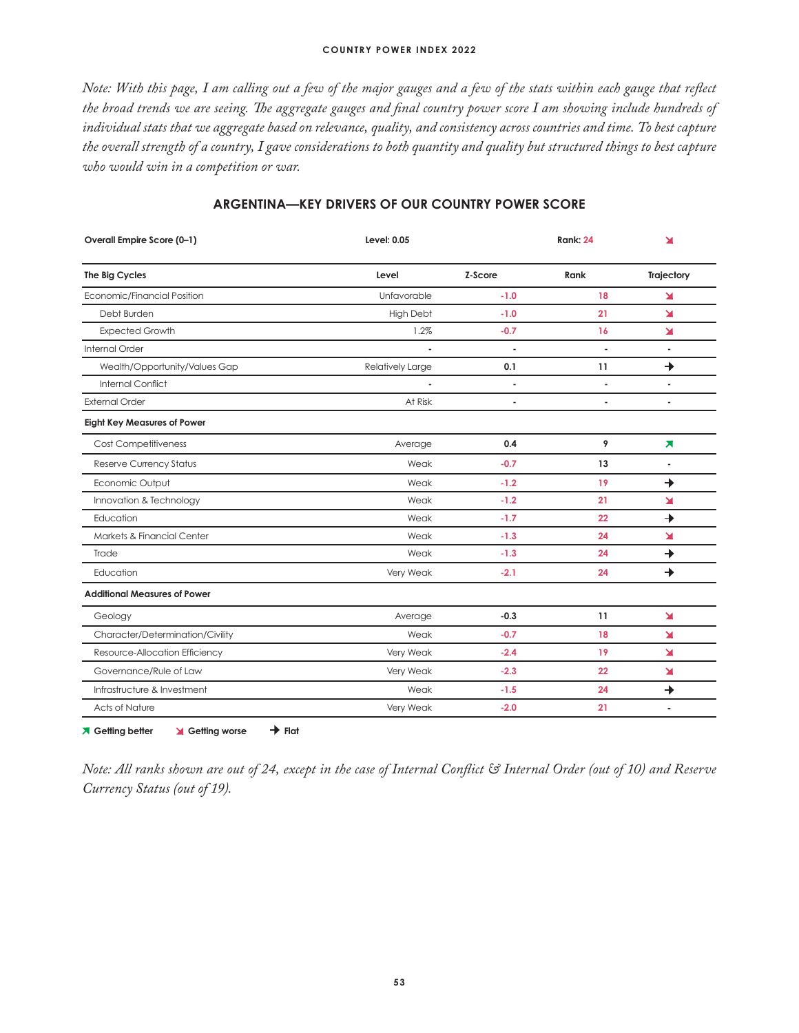*Note: With this page, I am calling out a few of the major gauges and a few of the stats within each gauge that reflect the broad trends we are seeing. The aggregate gauges and final country power score I am showing include hundreds of individual stats that we aggregate based on relevance, quality, and consistency across countries and time. To best capture the overall strength of a country, I gave considerations to both quantity and quality but structured things to best capture who would win in a competition or war.*

## ARGENTINA—KEY DRIVERS OF OUR COUNTRY POWER SCORE

| **Overall Empire Score (0–1)** | **Level: 0.05** | | **Rank: 24** | ↘ |
|---|---|---|---|---|
| **The Big Cycles** | **Level** | **Z-Score** | **Rank** | **Trajectory** |
| Economic/Financial Position | Unfavorable | -1.0 | 18 | ↘ |
| Debt Burden | High Debt | -1.0 | 21 | ↘ |
| Expected Growth | 1.2% | -0.7 | 16 | ↘ |
| Internal Order | - | - | - | - |
| Wealth/Opportunity/Values Gap | Relatively Large | 0.1 | 11 | → |
| Internal Conflict | - | - | - | - |
| External Order | At Risk | - | - | - |
| **Eight Key Measures of Power** | | | | |
| Cost Competitiveness | Average | 0.4 | 9 | ↗ |
| Reserve Currency Status | Weak | -0.7 | 13 | - |
| Economic Output | Weak | -1.2 | 19 | → |
| Innovation & Technology | Weak | -1.2 | 21 | ↘ |
| Education | Weak | -1.7 | 22 | → |
| Markets & Financial Center | Weak | -1.3 | 24 | ↘ |
| Trade | Weak | -1.3 | 24 | → |
| Education | Very Weak | -2.1 | 24 | → |
| **Additional Measures of Power** | | | | |
| Geology | Average | -0.3 | 11 | ↘ |
| Character/Determination/Civility | Weak | -0.7 | 18 | ↘ |
| Resource-Allocation Efficiency | Very Weak | -2.4 | 19 | ↘ |
| Governance/Rule of Law | Very Weak | -2.3 | 22 | ↘ |
| Infrastructure & Investment | Weak | -1.5 | 24 | → |
| Acts of Nature | Very Weak | -2.0 | 21 | - |

↗ Getting better ↘ Getting worse → Flat

*Note: All ranks shown are out of 24, except in the case of Internal Conflict & Internal Order (out of 10) and Reserve Currency Status (out of 19).*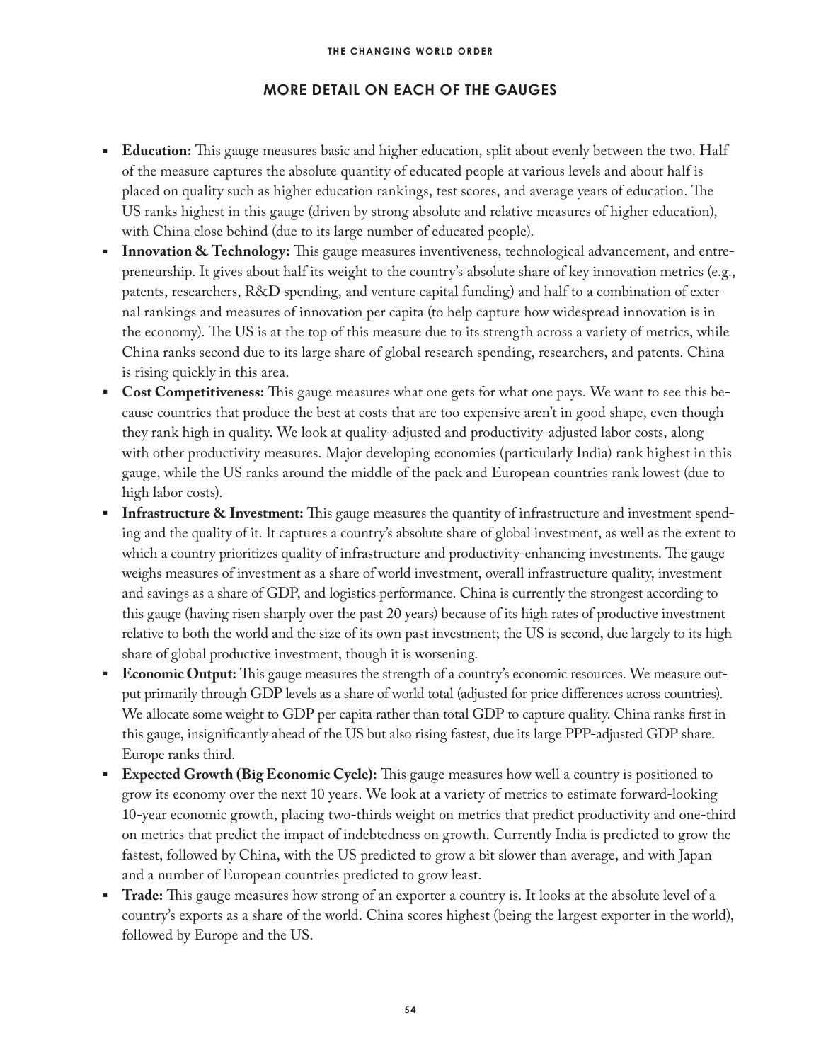## MORE DETAIL ON EACH OF THE GAUGES

- **Education:** This gauge measures basic and higher education, split about evenly between the two. Half of the measure captures the absolute quantity of educated people at various levels and about half is placed on quality such as higher education rankings, test scores, and average years of education. The US ranks highest in this gauge (driven by strong absolute and relative measures of higher education), with China close behind (due to its large number of educated people).
- **Innovation & Technology:** This gauge measures inventiveness, technological advancement, and entrepreneurship. It gives about half its weight to the country's absolute share of key innovation metrics (e.g., patents, researchers, R&D spending, and venture capital funding) and half to a combination of external rankings and measures of innovation per capita (to help capture how widespread innovation is in the economy). The US is at the top of this measure due to its strength across a variety of metrics, while China ranks second due to its large share of global research spending, researchers, and patents. China is rising quickly in this area.
- **Cost Competitiveness:** This gauge measures what one gets for what one pays. We want to see this because countries that produce the best at costs that are too expensive aren't in good shape, even though they rank high in quality. We look at quality-adjusted and productivity-adjusted labor costs, along with other productivity measures. Major developing economies (particularly India) rank highest in this gauge, while the US ranks around the middle of the pack and European countries rank lowest (due to high labor costs).
- **Infrastructure & Investment:** This gauge measures the quantity of infrastructure and investment spending and the quality of it. It captures a country's absolute share of global investment, as well as the extent to which a country prioritizes quality of infrastructure and productivity-enhancing investments. The gauge weighs measures of investment as a share of world investment, overall infrastructure quality, investment and savings as a share of GDP, and logistics performance. China is currently the strongest according to this gauge (having risen sharply over the past 20 years) because of its high rates of productive investment relative to both the world and the size of its own past investment; the US is second, due largely to its high share of global productive investment, though it is worsening.
- **Economic Output:** This gauge measures the strength of a country's economic resources. We measure output primarily through GDP levels as a share of world total (adjusted for price differences across countries). We allocate some weight to GDP per capita rather than total GDP to capture quality. China ranks first in this gauge, insignificantly ahead of the US but also rising fastest, due its large PPP-adjusted GDP share. Europe ranks third.
- **Expected Growth (Big Economic Cycle):** This gauge measures how well a country is positioned to grow its economy over the next 10 years. We look at a variety of metrics to estimate forward-looking 10-year economic growth, placing two-thirds weight on metrics that predict productivity and one-third on metrics that predict the impact of indebtedness on growth. Currently India is predicted to grow the fastest, followed by China, with the US predicted to grow a bit slower than average, and with Japan and a number of European countries predicted to grow least.
- **Trade:** This gauge measures how strong of an exporter a country is. It looks at the absolute level of a country's exports as a share of the world. China scores highest (being the largest exporter in the world), followed by Europe and the US.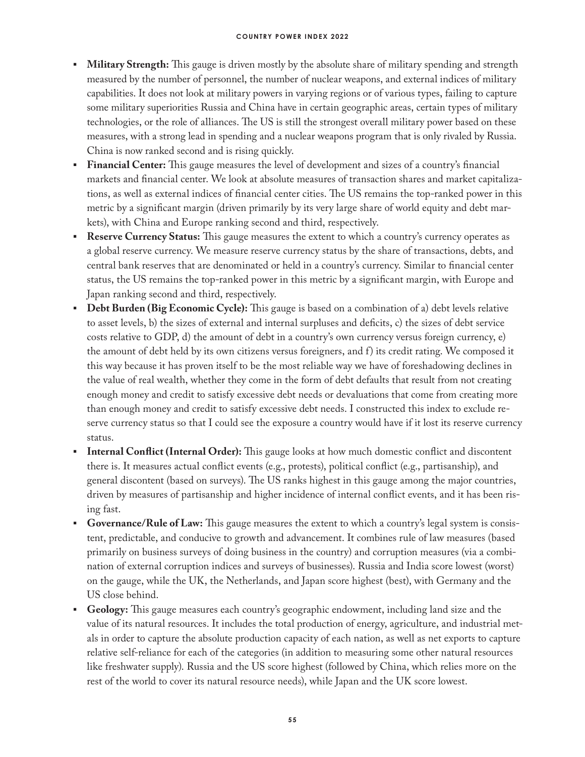- **Military Strength:** This gauge is driven mostly by the absolute share of military spending and strength measured by the number of personnel, the number of nuclear weapons, and external indices of military capabilities. It does not look at military powers in varying regions or of various types, failing to capture some military superiorities Russia and China have in certain geographic areas, certain types of military technologies, or the role of alliances. The US is still the strongest overall military power based on these measures, with a strong lead in spending and a nuclear weapons program that is only rivaled by Russia. China is now ranked second and is rising quickly.
- **Financial Center:** This gauge measures the level of development and sizes of a country's financial markets and financial center. We look at absolute measures of transaction shares and market capitalizations, as well as external indices of financial center cities. The US remains the top-ranked power in this metric by a significant margin (driven primarily by its very large share of world equity and debt markets), with China and Europe ranking second and third, respectively.
- **Reserve Currency Status:** This gauge measures the extent to which a country's currency operates as a global reserve currency. We measure reserve currency status by the share of transactions, debts, and central bank reserves that are denominated or held in a country's currency. Similar to financial center status, the US remains the top-ranked power in this metric by a significant margin, with Europe and Japan ranking second and third, respectively.
- **Debt Burden (Big Economic Cycle):** This gauge is based on a combination of a) debt levels relative to asset levels, b) the sizes of external and internal surpluses and deficits, c) the sizes of debt service costs relative to GDP, d) the amount of debt in a country's own currency versus foreign currency, e) the amount of debt held by its own citizens versus foreigners, and f) its credit rating. We composed it this way because it has proven itself to be the most reliable way we have of foreshadowing declines in the value of real wealth, whether they come in the form of debt defaults that result from not creating enough money and credit to satisfy excessive debt needs or devaluations that come from creating more than enough money and credit to satisfy excessive debt needs. I constructed this index to exclude reserve currency status so that I could see the exposure a country would have if it lost its reserve currency status.
- **Internal Conflict (Internal Order):** This gauge looks at how much domestic conflict and discontent there is. It measures actual conflict events (e.g., protests), political conflict (e.g., partisanship), and general discontent (based on surveys). The US ranks highest in this gauge among the major countries, driven by measures of partisanship and higher incidence of internal conflict events, and it has been rising fast.
- **Governance/Rule of Law:** This gauge measures the extent to which a country's legal system is consistent, predictable, and conducive to growth and advancement. It combines rule of law measures (based primarily on business surveys of doing business in the country) and corruption measures (via a combination of external corruption indices and surveys of businesses). Russia and India score lowest (worst) on the gauge, while the UK, the Netherlands, and Japan score highest (best), with Germany and the US close behind.
- **Geology:** This gauge measures each country's geographic endowment, including land size and the value of its natural resources. It includes the total production of energy, agriculture, and industrial metals in order to capture the absolute production capacity of each nation, as well as net exports to capture relative self-reliance for each of the categories (in addition to measuring some other natural resources like freshwater supply). Russia and the US score highest (followed by China, which relies more on the rest of the world to cover its natural resource needs), while Japan and the UK score lowest.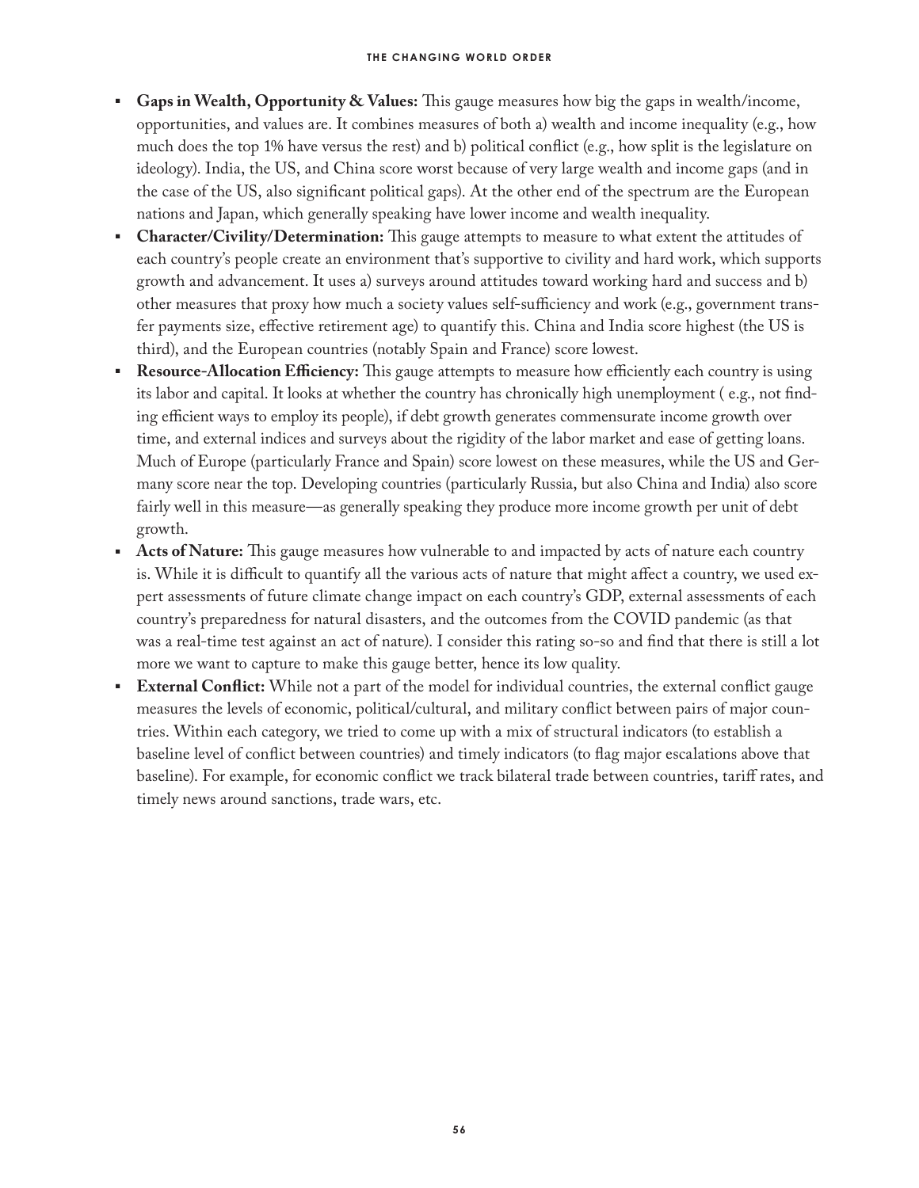- **Gaps in Wealth, Opportunity & Values:** This gauge measures how big the gaps in wealth/income, opportunities, and values are. It combines measures of both a) wealth and income inequality (e.g., how much does the top 1% have versus the rest) and b) political conflict (e.g., how split is the legislature on ideology). India, the US, and China score worst because of very large wealth and income gaps (and in the case of the US, also significant political gaps). At the other end of the spectrum are the European nations and Japan, which generally speaking have lower income and wealth inequality.
- **Character/Civility/Determination:** This gauge attempts to measure to what extent the attitudes of each country's people create an environment that's supportive to civility and hard work, which supports growth and advancement. It uses a) surveys around attitudes toward working hard and success and b) other measures that proxy how much a society values self-sufficiency and work (e.g., government transfer payments size, effective retirement age) to quantify this. China and India score highest (the US is third), and the European countries (notably Spain and France) score lowest.
- **Resource-Allocation Efficiency:** This gauge attempts to measure how efficiently each country is using its labor and capital. It looks at whether the country has chronically high unemployment ( e.g., not finding efficient ways to employ its people), if debt growth generates commensurate income growth over time, and external indices and surveys about the rigidity of the labor market and ease of getting loans. Much of Europe (particularly France and Spain) score lowest on these measures, while the US and Germany score near the top. Developing countries (particularly Russia, but also China and India) also score fairly well in this measure—as generally speaking they produce more income growth per unit of debt growth.
- **Acts of Nature:** This gauge measures how vulnerable to and impacted by acts of nature each country is. While it is difficult to quantify all the various acts of nature that might affect a country, we used expert assessments of future climate change impact on each country's GDP, external assessments of each country's preparedness for natural disasters, and the outcomes from the COVID pandemic (as that was a real-time test against an act of nature). I consider this rating so-so and find that there is still a lot more we want to capture to make this gauge better, hence its low quality.
- **External Conflict:** While not a part of the model for individual countries, the external conflict gauge measures the levels of economic, political/cultural, and military conflict between pairs of major countries. Within each category, we tried to come up with a mix of structural indicators (to establish a baseline level of conflict between countries) and timely indicators (to flag major escalations above that baseline). For example, for economic conflict we track bilateral trade between countries, tariff rates, and timely news around sanctions, trade wars, etc.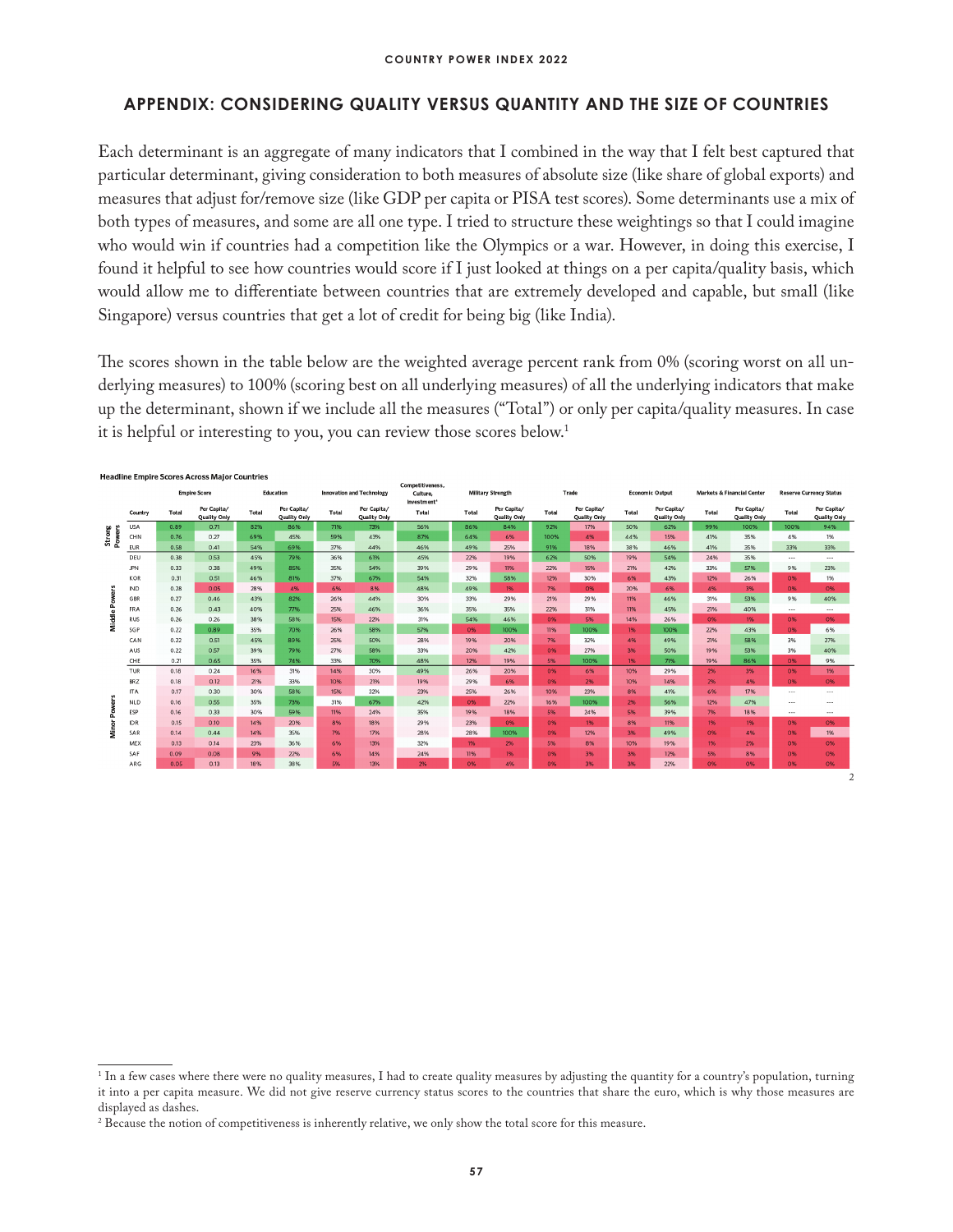## APPENDIX: CONSIDERING QUALITY VERSUS QUANTITY AND THE SIZE OF COUNTRIES

Each determinant is an aggregate of many indicators that I combined in the way that I felt best captured that particular determinant, giving consideration to both measures of absolute size (like share of global exports) and measures that adjust for/remove size (like GDP per capita or PISA test scores). Some determinants use a mix of both types of measures, and some are all one type. I tried to structure these weightings so that I could imagine who would win if countries had a competition like the Olympics or a war. However, in doing this exercise, I found it helpful to see how countries would score if I just looked at things on a per capita/quality basis, which would allow me to differentiate between countries that are extremely developed and capable, but small (like Singapore) versus countries that get a lot of credit for being big (like India).

The scores shown in the table below are the weighted average percent rank from 0% (scoring worst on all underlying measures) to 100% (scoring best on all underlying measures) of all the underlying indicators that make up the determinant, shown if we include all the measures ("Total") or only per capita/quality measures. In case it is helpful or interesting to you, you can review those scores below.[1]

**Headline Empire Scores Across Major Countries**

| | | Empire Score | | Education | | Innovation and Technology | | Competitiveness, Culture, Investment[2] | Military Strength | | Trade | | Economic Output | | Markets & Financial Center | | Reserve Currency Status | |
|---|---|---|---|---|---|---|---|---|---|---|---|---|---|---|---|---|---|---|
| | Country | Total | Per Capita/ Quality Only | Total | Per Capita/ Quality Only | Total | Per Capita/ Quality Only | Total | Total | Per Capita/ Quality Only | Total | Per Capita/ Quality Only | Total | Per Capita/ Quality Only | Total | Per Capita/ Quality Only | Total | Per Capita/ Quality Only |
| Strong Powers | USA | 0.89 | 0.71 | 82% | 86% | 71% | 73% | 56% | 86% | 84% | 92% | 17% | 50% | 62% | 99% | 100% | 100% | 94% |
| | CHN | 0.76 | 0.27 | 69% | 45% | 59% | 43% | 87% | 64% | 6% | 100% | 4% | 44% | 15% | 41% | 35% | 4% | 1% |
| | EUR | 0.58 | 0.41 | 54% | 69% | 37% | 44% | 46% | 49% | 25% | 91% | 18% | 38% | 46% | 41% | 35% | 33% | 33% |
| Middle Powers | DEU | 0.38 | 0.53 | 45% | 79% | 36% | 61% | 45% | 22% | 19% | 62% | 50% | 19% | 54% | 24% | 35% | --- | --- |
| | JPN | 0.33 | 0.38 | 49% | 85% | 35% | 54% | 39% | 29% | 11% | 22% | 15% | 21% | 42% | 33% | 57% | 9% | 23% |
| | KOR | 0.31 | 0.51 | 46% | 81% | 37% | 67% | 54% | 32% | 58% | 12% | 30% | 6% | 43% | 12% | 26% | 0% | 1% |
| | IND | 0.28 | 0.05 | 28% | 4% | 6% | 8% | 48% | 49% | 1% | 7% | 0% | 20% | 6% | 4% | 3% | 0% | 0% |
| | GBR | 0.27 | 0.46 | 43% | 82% | 26% | 44% | 30% | 33% | 29% | 21% | 29% | 11% | 46% | 31% | 53% | 9% | 40% |
| | FRA | 0.26 | 0.43 | 40% | 77% | 25% | 46% | 36% | 35% | 35% | 22% | 31% | 11% | 45% | 21% | 40% | --- | --- |
| | RUS | 0.26 | 0.26 | 38% | 58% | 15% | 22% | 31% | 54% | 46% | 0% | 5% | 14% | 26% | 0% | 1% | 0% | 0% |
| | SGP | 0.22 | 0.89 | 35% | 70% | 26% | 58% | 57% | 0% | 100% | 11% | 100% | 1% | 100% | 22% | 43% | 0% | 6% |
| | CAN | 0.22 | 0.51 | 45% | 89% | 25% | 50% | 28% | 19% | 20% | 7% | 32% | 4% | 49% | 21% | 58% | 3% | 27% |
| | AUS | 0.22 | 0.57 | 39% | 79% | 27% | 58% | 33% | 20% | 42% | 0% | 27% | 3% | 50% | 19% | 53% | 3% | 40% |
| | CHE | 0.21 | 0.65 | 35% | 74% | 33% | 70% | 48% | 12% | 19% | 5% | 100% | 1% | 71% | 19% | 86% | 0% | 9% |
| Minor Powers | TUR | 0.18 | 0.24 | 16% | 31% | 14% | 30% | 49% | 26% | 20% | 0% | 6% | 10% | 29% | 2% | 3% | 0% | 1% |
| | BRZ | 0.18 | 0.12 | 21% | 33% | 10% | 21% | 19% | 29% | 6% | 0% | 2% | 10% | 14% | 2% | 4% | 0% | 0% |
| | ITA | 0.17 | 0.30 | 30% | 58% | 15% | 32% | 23% | 25% | 26% | 10% | 23% | 8% | 41% | 6% | 17% | --- | --- |
| | NLD | 0.16 | 0.55 | 35% | 73% | 31% | 67% | 42% | 0% | 22% | 16% | 100% | 2% | 56% | 12% | 47% | --- | --- |
| | ESP | 0.16 | 0.33 | 30% | 59% | 11% | 24% | 35% | 19% | 18% | 5% | 24% | 5% | 39% | 7% | 18% | --- | --- |
| | IDR | 0.15 | 0.10 | 14% | 20% | 8% | 18% | 29% | 23% | 0% | 0% | 1% | 8% | 11% | 1% | 1% | 0% | 0% |
| | SAR | 0.14 | 0.44 | 14% | 35% | 7% | 17% | 28% | 28% | 100% | 0% | 12% | 3% | 49% | 0% | 4% | 0% | 1% |
| | MEX | 0.13 | 0.14 | 23% | 36% | 6% | 13% | 32% | 1% | 2% | 5% | 8% | 10% | 19% | 1% | 2% | 0% | 0% |
| | SAF | 0.09 | 0.08 | 9% | 22% | 6% | 14% | 24% | 11% | 1% | 0% | 3% | 3% | 12% | 5% | 8% | 0% | 0% |
| | ARG | 0.05 | 0.13 | 18% | 38% | 5% | 13% | 2% | 0% | 4% | 0% | 3% | 3% | 22% | 0% | 0% | 0% | 0% |

[1] In a few cases where there were no quality measures, I had to create quality measures by adjusting the quantity for a country's population, turning it into a per capita measure. We did not give reserve currency status scores to the countries that share the euro, which is why those measures are displayed as dashes.

[2] Because the notion of competitiveness is inherently relative, we only show the total score for this measure.